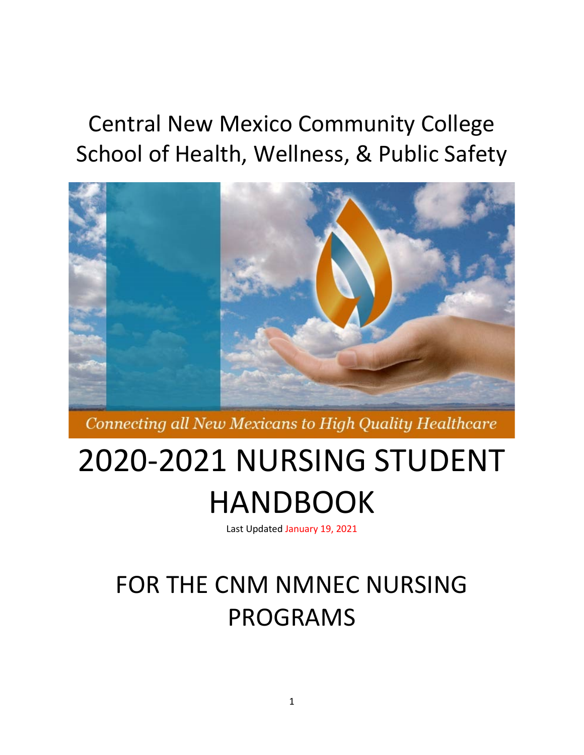Central New Mexico Community College
School of Health, Wellness, & Public Safety

*Connecting all New Mexicans to High Quality Healthcare*

# 2020-2021 NURSING STUDENT HANDBOOK

Last Updated January 19, 2021

# FOR THE CNM NMNEC NURSING PROGRAMS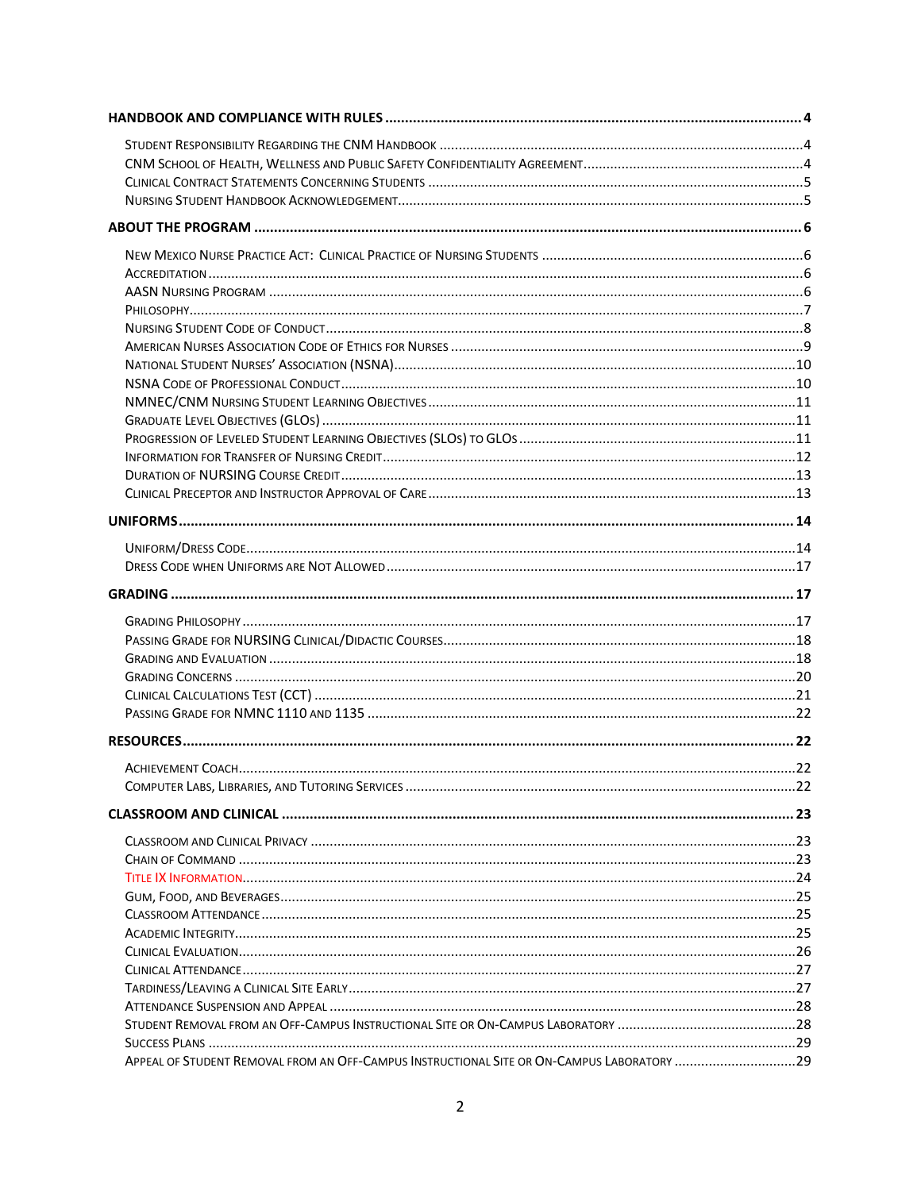**HANDBOOK AND COMPLIANCE WITH RULES** .......... 4

- Student Responsibility Regarding the CNM Handbook .......... 4
- CNM School of Health, Wellness and Public Safety Confidentiality Agreement .......... 4
- Clinical Contract Statements Concerning Students .......... 5
- Nursing Student Handbook Acknowledgement .......... 5

**ABOUT THE PROGRAM** .......... 6

- New Mexico Nurse Practice Act: Clinical Practice of Nursing Students .......... 6
- Accreditation .......... 6
- AASN Nursing Program .......... 6
- Philosophy .......... 7
- Nursing Student Code of Conduct .......... 8
- American Nurses Association Code of Ethics for Nurses .......... 9
- National Student Nurses' Association (NSNA) .......... 10
- NSNA Code of Professional Conduct .......... 10
- NMNEC/CNM Nursing Student Learning Objectives .......... 11
- Graduate Level Objectives (GLOs) .......... 11
- Progression of Leveled Student Learning Objectives (SLOs) to GLOs .......... 11
- Information for Transfer of Nursing Credit .......... 12
- Duration of NURSING Course Credit .......... 13
- Clinical Preceptor and Instructor Approval of Care .......... 13

**UNIFORMS** .......... 14

- Uniform/Dress Code .......... 14
- Dress Code when Uniforms are Not Allowed .......... 17

**GRADING** .......... 17

- Grading Philosophy .......... 17
- Passing Grade for NURSING Clinical/Didactic Courses .......... 18
- Grading and Evaluation .......... 18
- Grading Concerns .......... 20
- Clinical Calculations Test (CCT) .......... 21
- Passing Grade for NMNC 1110 and 1135 .......... 22

**RESOURCES** .......... 22

- Achievement Coach .......... 22
- Computer Labs, Libraries, and Tutoring Services .......... 22

**CLASSROOM AND CLINICAL** .......... 23

- Classroom and Clinical Privacy .......... 23
- Chain of Command .......... 23
- Title IX Information .......... 24
- Gum, Food, and Beverages .......... 25
- Classroom Attendance .......... 25
- Academic Integrity .......... 25
- Clinical Evaluation .......... 26
- Clinical Attendance .......... 27
- Tardiness/Leaving a Clinical Site Early .......... 27
- Attendance Suspension and Appeal .......... 28
- Student Removal from an Off-Campus Instructional Site or On-Campus Laboratory .......... 28
- Success Plans .......... 29
- Appeal of Student Removal from an Off-Campus Instructional Site or On-Campus Laboratory .......... 29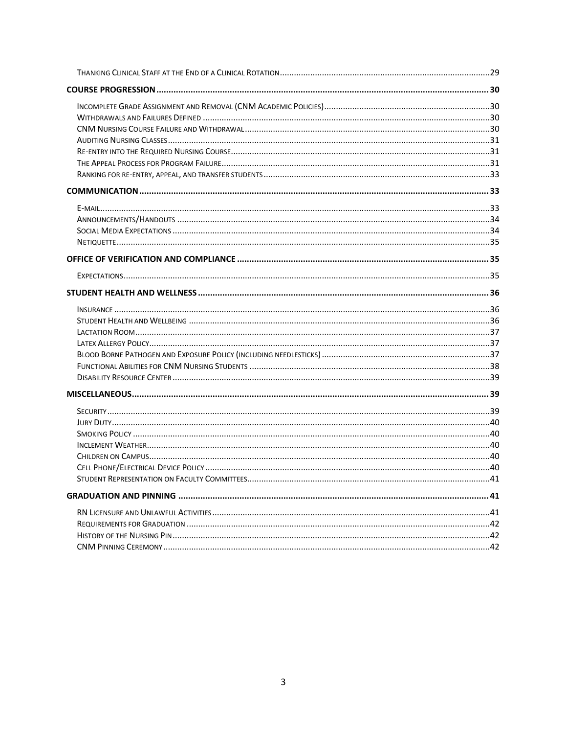Thanking Clinical Staff at the End of a Clinical Rotation ..... 29

**COURSE PROGRESSION ..... 30**

Incomplete Grade Assignment and Removal (CNM Academic Policies) ..... 30
Withdrawals and Failures Defined ..... 30
CNM Nursing Course Failure and Withdrawal ..... 30
Auditing Nursing Classes ..... 31
Re-entry into the Required Nursing Course ..... 31
The Appeal Process for Program Failure ..... 31
Ranking for re-entry, appeal, and transfer students ..... 33

**COMMUNICATION ..... 33**

E-mail ..... 33
Announcements/Handouts ..... 34
Social Media Expectations ..... 34
Netiquette ..... 35

**OFFICE OF VERIFICATION AND COMPLIANCE ..... 35**

Expectations ..... 35

**STUDENT HEALTH AND WELLNESS ..... 36**

Insurance ..... 36
Student Health and Wellbeing ..... 36
Lactation Room ..... 37
Latex Allergy Policy ..... 37
Blood Borne Pathogen and Exposure Policy (including needlesticks) ..... 37
Functional Abilities for CNM Nursing Students ..... 38
Disability Resource Center ..... 39

**MISCELLANEOUS ..... 39**

Security ..... 39
Jury Duty ..... 40
Smoking Policy ..... 40
Inclement Weather ..... 40
Children on Campus ..... 40
Cell Phone/Electrical Device Policy ..... 40
Student Representation on Faculty Committees ..... 41

**GRADUATION AND PINNING ..... 41**

RN Licensure and Unlawful Activities ..... 41
Requirements for Graduation ..... 42
History of the Nursing Pin ..... 42
CNM Pinning Ceremony ..... 42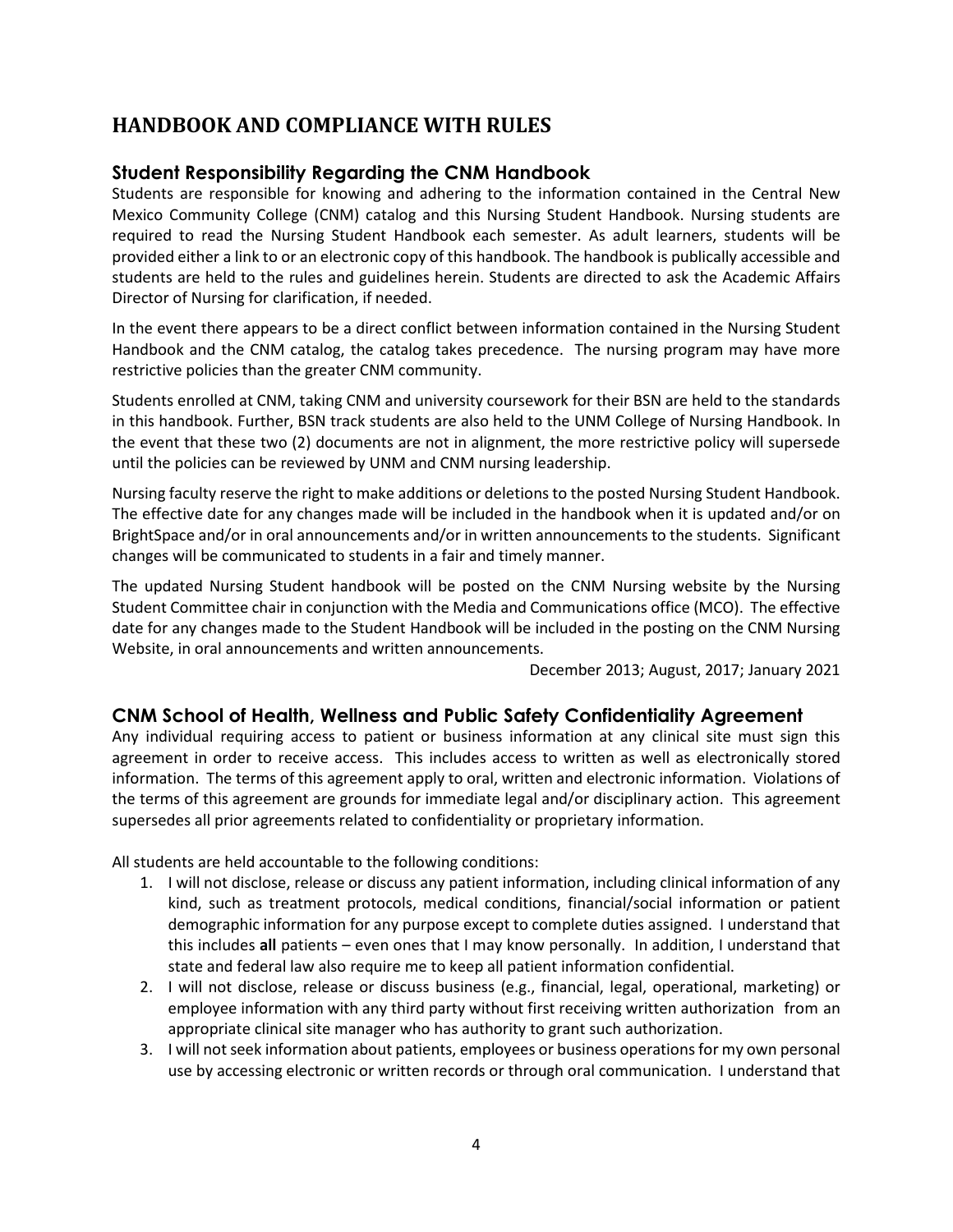# HANDBOOK AND COMPLIANCE WITH RULES

## Student Responsibility Regarding the CNM Handbook

Students are responsible for knowing and adhering to the information contained in the Central New Mexico Community College (CNM) catalog and this Nursing Student Handbook. Nursing students are required to read the Nursing Student Handbook each semester. As adult learners, students will be provided either a link to or an electronic copy of this handbook. The handbook is publically accessible and students are held to the rules and guidelines herein. Students are directed to ask the Academic Affairs Director of Nursing for clarification, if needed.

In the event there appears to be a direct conflict between information contained in the Nursing Student Handbook and the CNM catalog, the catalog takes precedence. The nursing program may have more restrictive policies than the greater CNM community.

Students enrolled at CNM, taking CNM and university coursework for their BSN are held to the standards in this handbook. Further, BSN track students are also held to the UNM College of Nursing Handbook. In the event that these two (2) documents are not in alignment, the more restrictive policy will supersede until the policies can be reviewed by UNM and CNM nursing leadership.

Nursing faculty reserve the right to make additions or deletions to the posted Nursing Student Handbook. The effective date for any changes made will be included in the handbook when it is updated and/or on BrightSpace and/or in oral announcements and/or in written announcements to the students. Significant changes will be communicated to students in a fair and timely manner.

The updated Nursing Student handbook will be posted on the CNM Nursing website by the Nursing Student Committee chair in conjunction with the Media and Communications office (MCO). The effective date for any changes made to the Student Handbook will be included in the posting on the CNM Nursing Website, in oral announcements and written announcements.

December 2013; August, 2017; January 2021

## CNM School of Health, Wellness and Public Safety Confidentiality Agreement

Any individual requiring access to patient or business information at any clinical site must sign this agreement in order to receive access. This includes access to written as well as electronically stored information. The terms of this agreement apply to oral, written and electronic information. Violations of the terms of this agreement are grounds for immediate legal and/or disciplinary action. This agreement supersedes all prior agreements related to confidentiality or proprietary information.

All students are held accountable to the following conditions:

1. I will not disclose, release or discuss any patient information, including clinical information of any kind, such as treatment protocols, medical conditions, financial/social information or patient demographic information for any purpose except to complete duties assigned. I understand that this includes **all** patients – even ones that I may know personally. In addition, I understand that state and federal law also require me to keep all patient information confidential.
2. I will not disclose, release or discuss business (e.g., financial, legal, operational, marketing) or employee information with any third party without first receiving written authorization from an appropriate clinical site manager who has authority to grant such authorization.
3. I will not seek information about patients, employees or business operations for my own personal use by accessing electronic or written records or through oral communication. I understand that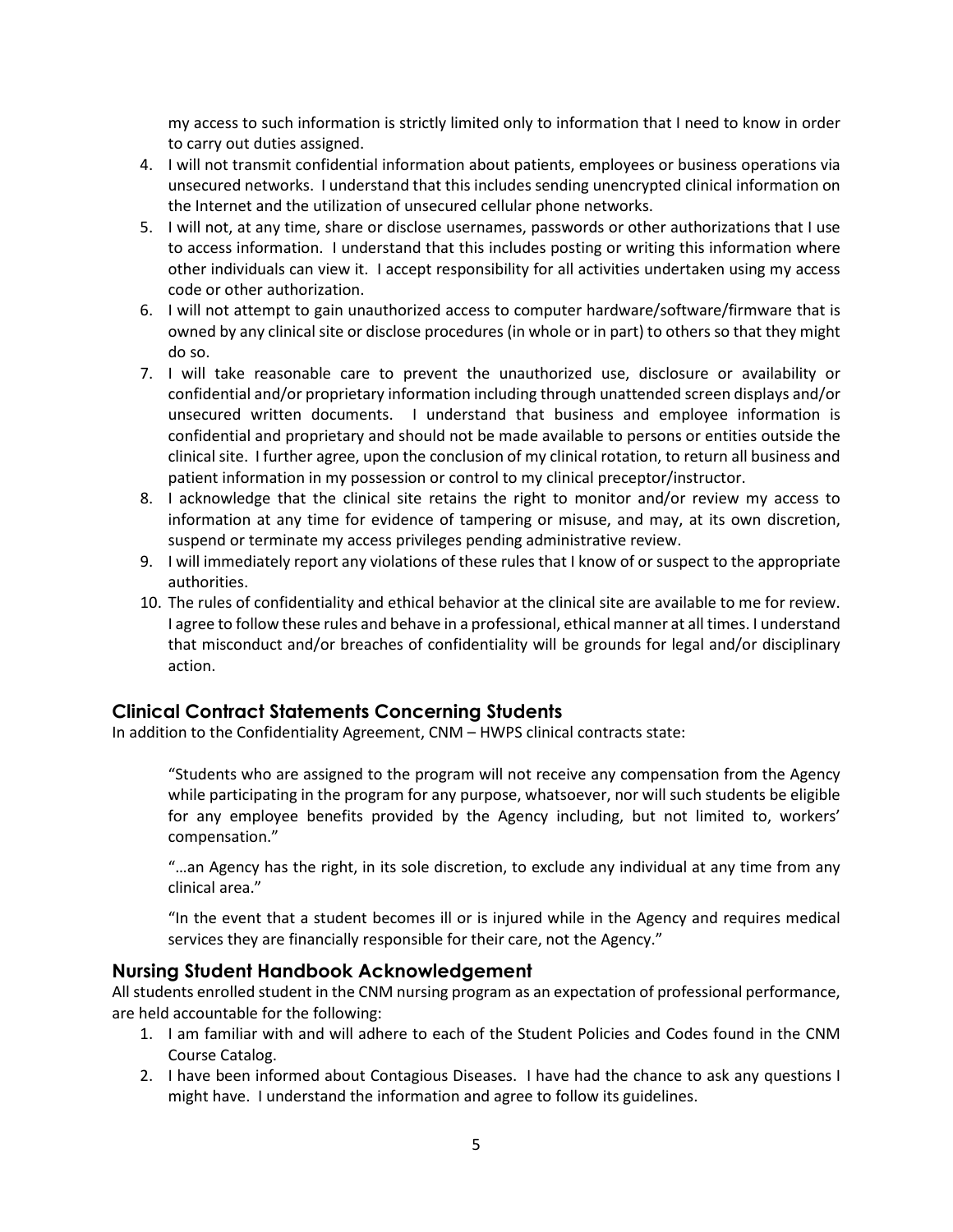my access to such information is strictly limited only to information that I need to know in order to carry out duties assigned.

4. I will not transmit confidential information about patients, employees or business operations via unsecured networks. I understand that this includes sending unencrypted clinical information on the Internet and the utilization of unsecured cellular phone networks.
5. I will not, at any time, share or disclose usernames, passwords or other authorizations that I use to access information. I understand that this includes posting or writing this information where other individuals can view it. I accept responsibility for all activities undertaken using my access code or other authorization.
6. I will not attempt to gain unauthorized access to computer hardware/software/firmware that is owned by any clinical site or disclose procedures (in whole or in part) to others so that they might do so.
7. I will take reasonable care to prevent the unauthorized use, disclosure or availability or confidential and/or proprietary information including through unattended screen displays and/or unsecured written documents. I understand that business and employee information is confidential and proprietary and should not be made available to persons or entities outside the clinical site. I further agree, upon the conclusion of my clinical rotation, to return all business and patient information in my possession or control to my clinical preceptor/instructor.
8. I acknowledge that the clinical site retains the right to monitor and/or review my access to information at any time for evidence of tampering or misuse, and may, at its own discretion, suspend or terminate my access privileges pending administrative review.
9. I will immediately report any violations of these rules that I know of or suspect to the appropriate authorities.
10. The rules of confidentiality and ethical behavior at the clinical site are available to me for review. I agree to follow these rules and behave in a professional, ethical manner at all times. I understand that misconduct and/or breaches of confidentiality will be grounds for legal and/or disciplinary action.

## Clinical Contract Statements Concerning Students

In addition to the Confidentiality Agreement, CNM – HWPS clinical contracts state:

> "Students who are assigned to the program will not receive any compensation from the Agency while participating in the program for any purpose, whatsoever, nor will such students be eligible for any employee benefits provided by the Agency including, but not limited to, workers' compensation."
>
> "…an Agency has the right, in its sole discretion, to exclude any individual at any time from any clinical area."
>
> "In the event that a student becomes ill or is injured while in the Agency and requires medical services they are financially responsible for their care, not the Agency."

## Nursing Student Handbook Acknowledgement

All students enrolled student in the CNM nursing program as an expectation of professional performance, are held accountable for the following:

1. I am familiar with and will adhere to each of the Student Policies and Codes found in the CNM Course Catalog.
2. I have been informed about Contagious Diseases. I have had the chance to ask any questions I might have. I understand the information and agree to follow its guidelines.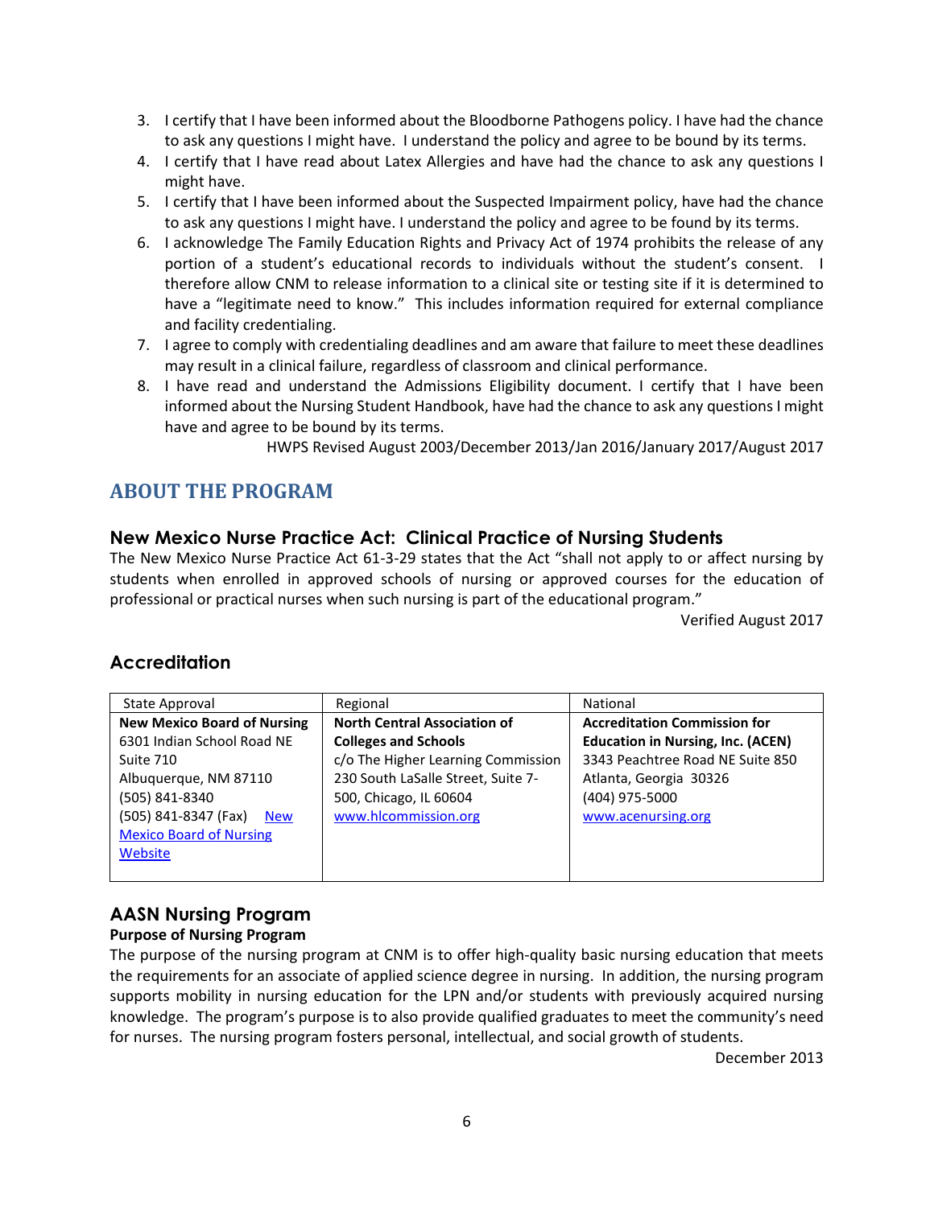3. I certify that I have been informed about the Bloodborne Pathogens policy. I have had the chance to ask any questions I might have. I understand the policy and agree to be bound by its terms.
4. I certify that I have read about Latex Allergies and have had the chance to ask any questions I might have.
5. I certify that I have been informed about the Suspected Impairment policy, have had the chance to ask any questions I might have. I understand the policy and agree to be found by its terms.
6. I acknowledge The Family Education Rights and Privacy Act of 1974 prohibits the release of any portion of a student's educational records to individuals without the student's consent. I therefore allow CNM to release information to a clinical site or testing site if it is determined to have a "legitimate need to know." This includes information required for external compliance and facility credentialing.
7. I agree to comply with credentialing deadlines and am aware that failure to meet these deadlines may result in a clinical failure, regardless of classroom and clinical performance.
8. I have read and understand the Admissions Eligibility document. I certify that I have been informed about the Nursing Student Handbook, have had the chance to ask any questions I might have and agree to be bound by its terms.

HWPS Revised August 2003/December 2013/Jan 2016/January 2017/August 2017

# ABOUT THE PROGRAM

## New Mexico Nurse Practice Act: Clinical Practice of Nursing Students

The New Mexico Nurse Practice Act 61-3-29 states that the Act "shall not apply to or affect nursing by students when enrolled in approved schools of nursing or approved courses for the education of professional or practical nurses when such nursing is part of the educational program."

Verified August 2017

## Accreditation

| State Approval | Regional | National |
|---|---|---|
| **New Mexico Board of Nursing**<br>6301 Indian School Road NE<br>Suite 710<br>Albuquerque, NM 87110<br>(505) 841-8340<br>(505) 841-8347 (Fax) New Mexico Board of Nursing Website | **North Central Association of Colleges and Schools**<br>c/o The Higher Learning Commission<br>230 South LaSalle Street, Suite 7-500, Chicago, IL 60604<br>www.hlcommission.org | **Accreditation Commission for Education in Nursing, Inc. (ACEN)**<br>3343 Peachtree Road NE Suite 850<br>Atlanta, Georgia 30326<br>(404) 975-5000<br>www.acenursing.org |

## AASN Nursing Program

**Purpose of Nursing Program**

The purpose of the nursing program at CNM is to offer high-quality basic nursing education that meets the requirements for an associate of applied science degree in nursing. In addition, the nursing program supports mobility in nursing education for the LPN and/or students with previously acquired nursing knowledge. The program's purpose is to also provide qualified graduates to meet the community's need for nurses. The nursing program fosters personal, intellectual, and social growth of students.

December 2013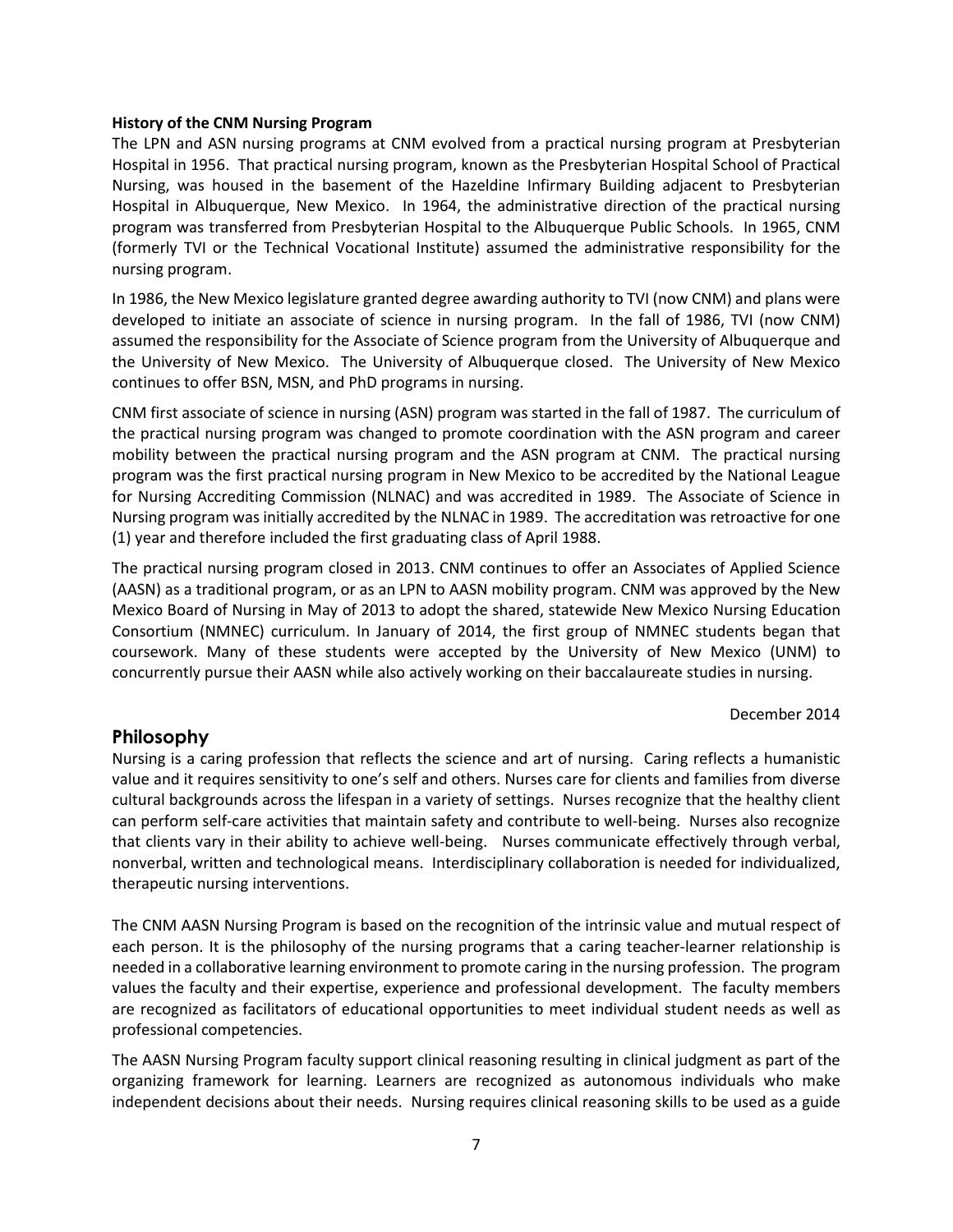**History of the CNM Nursing Program**

The LPN and ASN nursing programs at CNM evolved from a practical nursing program at Presbyterian Hospital in 1956. That practical nursing program, known as the Presbyterian Hospital School of Practical Nursing, was housed in the basement of the Hazeldine Infirmary Building adjacent to Presbyterian Hospital in Albuquerque, New Mexico. In 1964, the administrative direction of the practical nursing program was transferred from Presbyterian Hospital to the Albuquerque Public Schools. In 1965, CNM (formerly TVI or the Technical Vocational Institute) assumed the administrative responsibility for the nursing program.

In 1986, the New Mexico legislature granted degree awarding authority to TVI (now CNM) and plans were developed to initiate an associate of science in nursing program. In the fall of 1986, TVI (now CNM) assumed the responsibility for the Associate of Science program from the University of Albuquerque and the University of New Mexico. The University of Albuquerque closed. The University of New Mexico continues to offer BSN, MSN, and PhD programs in nursing.

CNM first associate of science in nursing (ASN) program was started in the fall of 1987. The curriculum of the practical nursing program was changed to promote coordination with the ASN program and career mobility between the practical nursing program and the ASN program at CNM. The practical nursing program was the first practical nursing program in New Mexico to be accredited by the National League for Nursing Accrediting Commission (NLNAC) and was accredited in 1989. The Associate of Science in Nursing program was initially accredited by the NLNAC in 1989. The accreditation was retroactive for one (1) year and therefore included the first graduating class of April 1988.

The practical nursing program closed in 2013. CNM continues to offer an Associates of Applied Science (AASN) as a traditional program, or as an LPN to AASN mobility program. CNM was approved by the New Mexico Board of Nursing in May of 2013 to adopt the shared, statewide New Mexico Nursing Education Consortium (NMNEC) curriculum. In January of 2014, the first group of NMNEC students began that coursework. Many of these students were accepted by the University of New Mexico (UNM) to concurrently pursue their AASN while also actively working on their baccalaureate studies in nursing.

December 2014

## Philosophy

Nursing is a caring profession that reflects the science and art of nursing. Caring reflects a humanistic value and it requires sensitivity to one's self and others. Nurses care for clients and families from diverse cultural backgrounds across the lifespan in a variety of settings. Nurses recognize that the healthy client can perform self-care activities that maintain safety and contribute to well-being. Nurses also recognize that clients vary in their ability to achieve well-being. Nurses communicate effectively through verbal, nonverbal, written and technological means. Interdisciplinary collaboration is needed for individualized, therapeutic nursing interventions.

The CNM AASN Nursing Program is based on the recognition of the intrinsic value and mutual respect of each person. It is the philosophy of the nursing programs that a caring teacher-learner relationship is needed in a collaborative learning environment to promote caring in the nursing profession. The program values the faculty and their expertise, experience and professional development. The faculty members are recognized as facilitators of educational opportunities to meet individual student needs as well as professional competencies.

The AASN Nursing Program faculty support clinical reasoning resulting in clinical judgment as part of the organizing framework for learning. Learners are recognized as autonomous individuals who make independent decisions about their needs. Nursing requires clinical reasoning skills to be used as a guide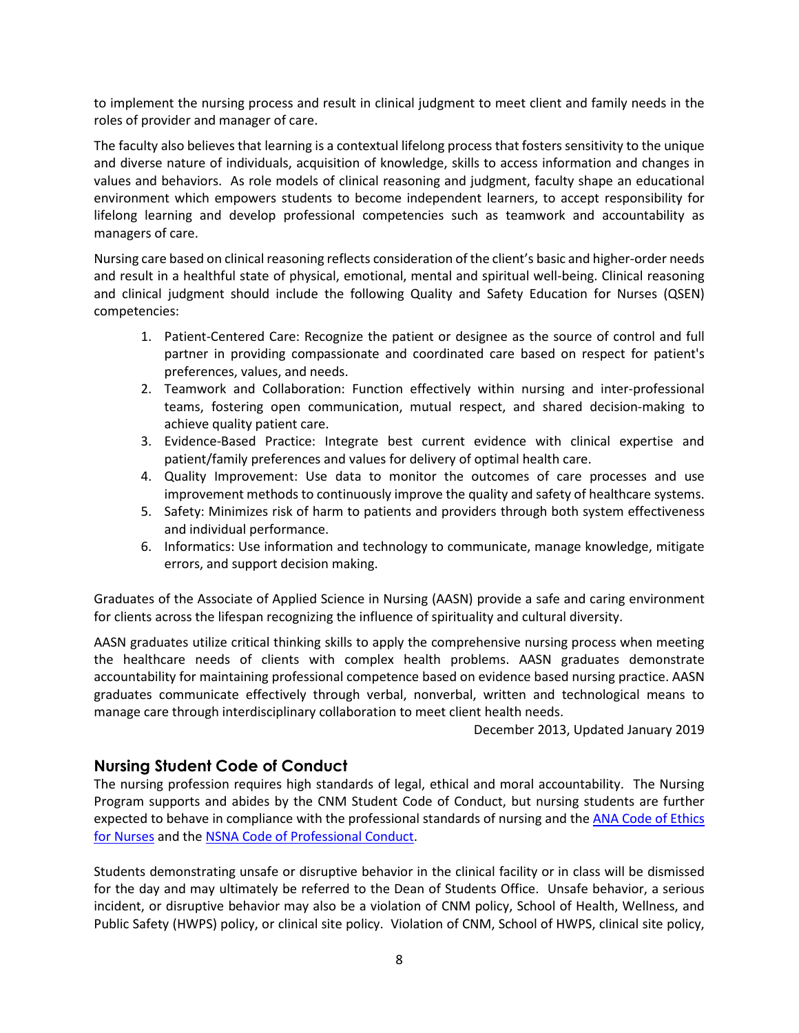to implement the nursing process and result in clinical judgment to meet client and family needs in the roles of provider and manager of care.

The faculty also believes that learning is a contextual lifelong process that fosters sensitivity to the unique and diverse nature of individuals, acquisition of knowledge, skills to access information and changes in values and behaviors. As role models of clinical reasoning and judgment, faculty shape an educational environment which empowers students to become independent learners, to accept responsibility for lifelong learning and develop professional competencies such as teamwork and accountability as managers of care.

Nursing care based on clinical reasoning reflects consideration of the client's basic and higher-order needs and result in a healthful state of physical, emotional, mental and spiritual well-being. Clinical reasoning and clinical judgment should include the following Quality and Safety Education for Nurses (QSEN) competencies:

1. Patient-Centered Care: Recognize the patient or designee as the source of control and full partner in providing compassionate and coordinated care based on respect for patient's preferences, values, and needs.
2. Teamwork and Collaboration: Function effectively within nursing and inter-professional teams, fostering open communication, mutual respect, and shared decision-making to achieve quality patient care.
3. Evidence-Based Practice: Integrate best current evidence with clinical expertise and patient/family preferences and values for delivery of optimal health care.
4. Quality Improvement: Use data to monitor the outcomes of care processes and use improvement methods to continuously improve the quality and safety of healthcare systems.
5. Safety: Minimizes risk of harm to patients and providers through both system effectiveness and individual performance.
6. Informatics: Use information and technology to communicate, manage knowledge, mitigate errors, and support decision making.

Graduates of the Associate of Applied Science in Nursing (AASN) provide a safe and caring environment for clients across the lifespan recognizing the influence of spirituality and cultural diversity.

AASN graduates utilize critical thinking skills to apply the comprehensive nursing process when meeting the healthcare needs of clients with complex health problems. AASN graduates demonstrate accountability for maintaining professional competence based on evidence based nursing practice. AASN graduates communicate effectively through verbal, nonverbal, written and technological means to manage care through interdisciplinary collaboration to meet client health needs.

December 2013, Updated January 2019

## Nursing Student Code of Conduct

The nursing profession requires high standards of legal, ethical and moral accountability. The Nursing Program supports and abides by the CNM Student Code of Conduct, but nursing students are further expected to behave in compliance with the professional standards of nursing and the ANA Code of Ethics for Nurses and the NSNA Code of Professional Conduct.

Students demonstrating unsafe or disruptive behavior in the clinical facility or in class will be dismissed for the day and may ultimately be referred to the Dean of Students Office. Unsafe behavior, a serious incident, or disruptive behavior may also be a violation of CNM policy, School of Health, Wellness, and Public Safety (HWPS) policy, or clinical site policy. Violation of CNM, School of HWPS, clinical site policy,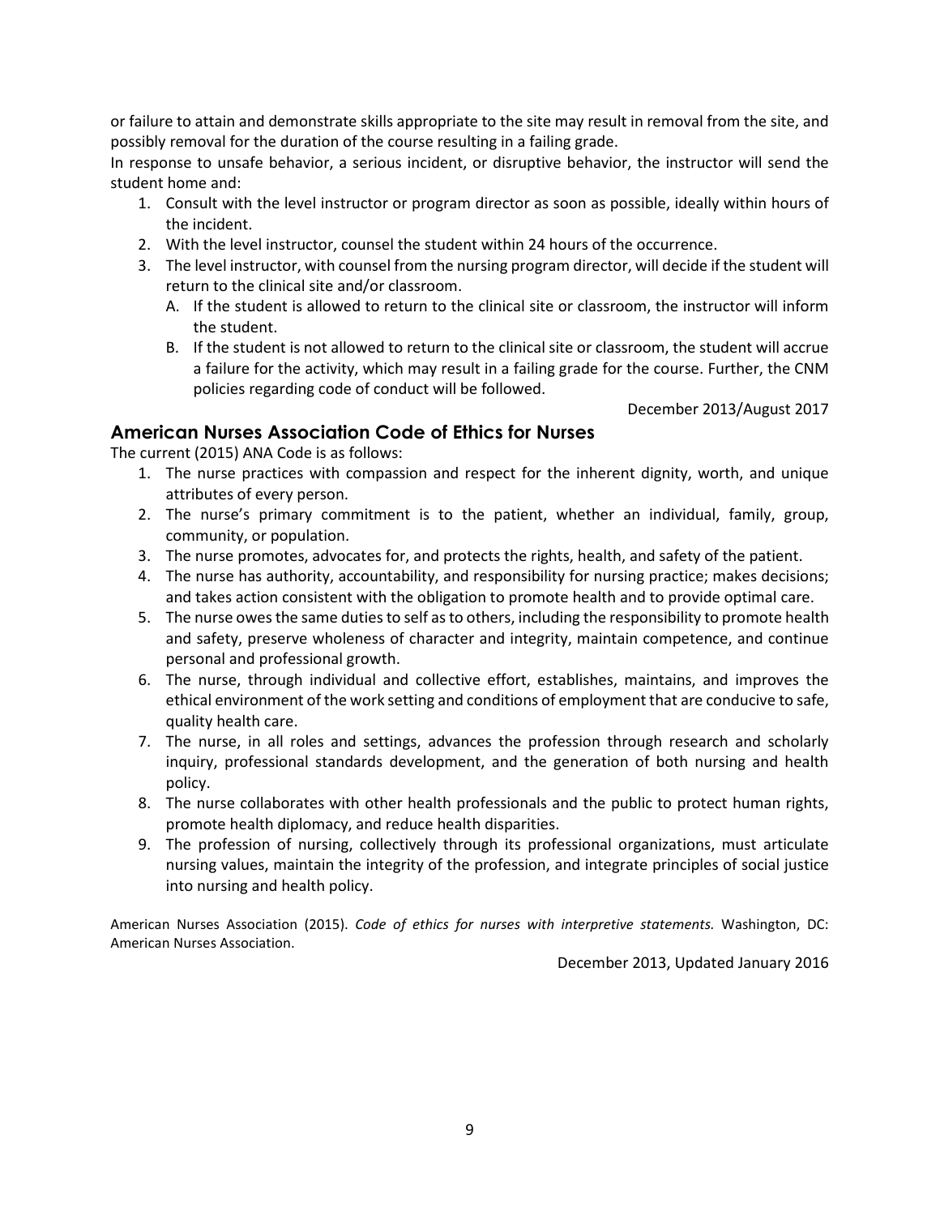or failure to attain and demonstrate skills appropriate to the site may result in removal from the site, and possibly removal for the duration of the course resulting in a failing grade.

In response to unsafe behavior, a serious incident, or disruptive behavior, the instructor will send the student home and:

1. Consult with the level instructor or program director as soon as possible, ideally within hours of the incident.
2. With the level instructor, counsel the student within 24 hours of the occurrence.
3. The level instructor, with counsel from the nursing program director, will decide if the student will return to the clinical site and/or classroom.
   A. If the student is allowed to return to the clinical site or classroom, the instructor will inform the student.
   B. If the student is not allowed to return to the clinical site or classroom, the student will accrue a failure for the activity, which may result in a failing grade for the course. Further, the CNM policies regarding code of conduct will be followed.

December 2013/August 2017

## American Nurses Association Code of Ethics for Nurses

The current (2015) ANA Code is as follows:

1. The nurse practices with compassion and respect for the inherent dignity, worth, and unique attributes of every person.
2. The nurse's primary commitment is to the patient, whether an individual, family, group, community, or population.
3. The nurse promotes, advocates for, and protects the rights, health, and safety of the patient.
4. The nurse has authority, accountability, and responsibility for nursing practice; makes decisions; and takes action consistent with the obligation to promote health and to provide optimal care.
5. The nurse owes the same duties to self as to others, including the responsibility to promote health and safety, preserve wholeness of character and integrity, maintain competence, and continue personal and professional growth.
6. The nurse, through individual and collective effort, establishes, maintains, and improves the ethical environment of the work setting and conditions of employment that are conducive to safe, quality health care.
7. The nurse, in all roles and settings, advances the profession through research and scholarly inquiry, professional standards development, and the generation of both nursing and health policy.
8. The nurse collaborates with other health professionals and the public to protect human rights, promote health diplomacy, and reduce health disparities.
9. The profession of nursing, collectively through its professional organizations, must articulate nursing values, maintain the integrity of the profession, and integrate principles of social justice into nursing and health policy.

American Nurses Association (2015). *Code of ethics for nurses with interpretive statements.* Washington, DC: American Nurses Association.

December 2013, Updated January 2016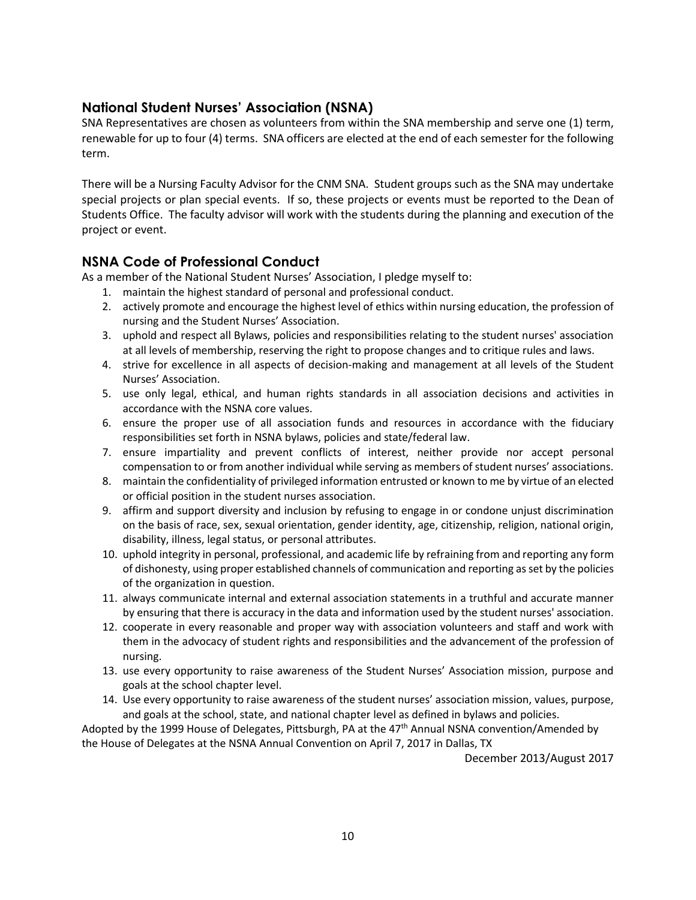## National Student Nurses' Association (NSNA)

SNA Representatives are chosen as volunteers from within the SNA membership and serve one (1) term, renewable for up to four (4) terms. SNA officers are elected at the end of each semester for the following term.

There will be a Nursing Faculty Advisor for the CNM SNA. Student groups such as the SNA may undertake special projects or plan special events. If so, these projects or events must be reported to the Dean of Students Office. The faculty advisor will work with the students during the planning and execution of the project or event.

## NSNA Code of Professional Conduct

As a member of the National Student Nurses' Association, I pledge myself to:

1. maintain the highest standard of personal and professional conduct.
2. actively promote and encourage the highest level of ethics within nursing education, the profession of nursing and the Student Nurses' Association.
3. uphold and respect all Bylaws, policies and responsibilities relating to the student nurses' association at all levels of membership, reserving the right to propose changes and to critique rules and laws.
4. strive for excellence in all aspects of decision-making and management at all levels of the Student Nurses' Association.
5. use only legal, ethical, and human rights standards in all association decisions and activities in accordance with the NSNA core values.
6. ensure the proper use of all association funds and resources in accordance with the fiduciary responsibilities set forth in NSNA bylaws, policies and state/federal law.
7. ensure impartiality and prevent conflicts of interest, neither provide nor accept personal compensation to or from another individual while serving as members of student nurses' associations.
8. maintain the confidentiality of privileged information entrusted or known to me by virtue of an elected or official position in the student nurses association.
9. affirm and support diversity and inclusion by refusing to engage in or condone unjust discrimination on the basis of race, sex, sexual orientation, gender identity, age, citizenship, religion, national origin, disability, illness, legal status, or personal attributes.
10. uphold integrity in personal, professional, and academic life by refraining from and reporting any form of dishonesty, using proper established channels of communication and reporting as set by the policies of the organization in question.
11. always communicate internal and external association statements in a truthful and accurate manner by ensuring that there is accuracy in the data and information used by the student nurses' association.
12. cooperate in every reasonable and proper way with association volunteers and staff and work with them in the advocacy of student rights and responsibilities and the advancement of the profession of nursing.
13. use every opportunity to raise awareness of the Student Nurses' Association mission, purpose and goals at the school chapter level.
14. Use every opportunity to raise awareness of the student nurses' association mission, values, purpose, and goals at the school, state, and national chapter level as defined in bylaws and policies.

Adopted by the 1999 House of Delegates, Pittsburgh, PA at the 47th Annual NSNA convention/Amended by the House of Delegates at the NSNA Annual Convention on April 7, 2017 in Dallas, TX

December 2013/August 2017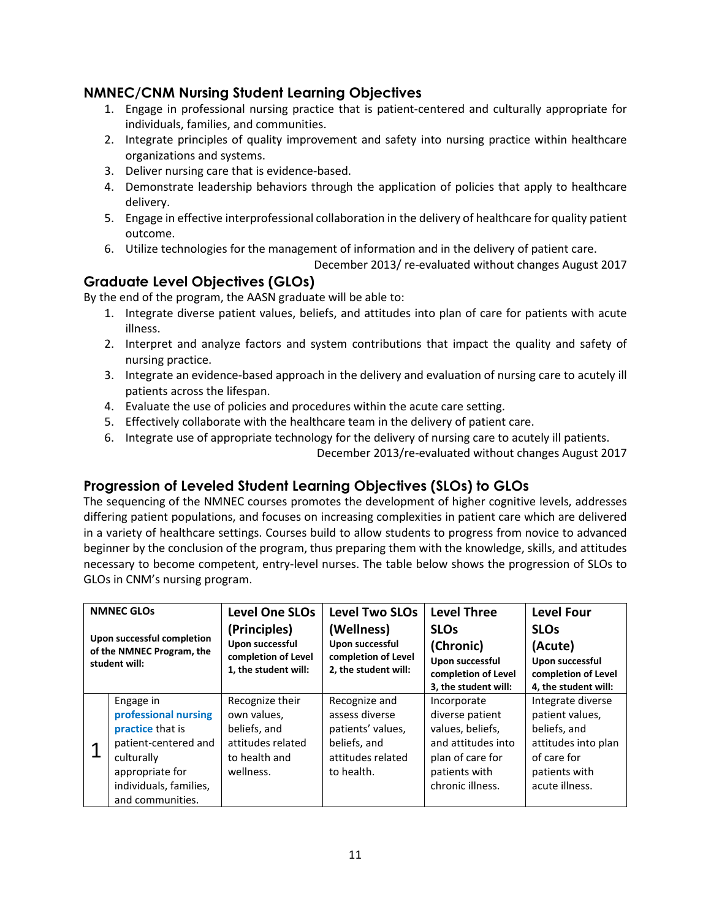## NMNEC/CNM Nursing Student Learning Objectives

1. Engage in professional nursing practice that is patient-centered and culturally appropriate for individuals, families, and communities.
2. Integrate principles of quality improvement and safety into nursing practice within healthcare organizations and systems.
3. Deliver nursing care that is evidence-based.
4. Demonstrate leadership behaviors through the application of policies that apply to healthcare delivery.
5. Engage in effective interprofessional collaboration in the delivery of healthcare for quality patient outcome.
6. Utilize technologies for the management of information and in the delivery of patient care.

December 2013/ re-evaluated without changes August 2017

## Graduate Level Objectives (GLOs)

By the end of the program, the AASN graduate will be able to:

1. Integrate diverse patient values, beliefs, and attitudes into plan of care for patients with acute illness.
2. Interpret and analyze factors and system contributions that impact the quality and safety of nursing practice.
3. Integrate an evidence-based approach in the delivery and evaluation of nursing care to acutely ill patients across the lifespan.
4. Evaluate the use of policies and procedures within the acute care setting.
5. Effectively collaborate with the healthcare team in the delivery of patient care.
6. Integrate use of appropriate technology for the delivery of nursing care to acutely ill patients.

December 2013/re-evaluated without changes August 2017

## Progression of Leveled Student Learning Objectives (SLOs) to GLOs

The sequencing of the NMNEC courses promotes the development of higher cognitive levels, addresses differing patient populations, and focuses on increasing complexities in patient care which are delivered in a variety of healthcare settings. Courses build to allow students to progress from novice to advanced beginner by the conclusion of the program, thus preparing them with the knowledge, skills, and attitudes necessary to become competent, entry-level nurses. The table below shows the progression of SLOs to GLOs in CNM's nursing program.

| NMNEC GLOs Upon successful completion of the NMNEC Program, the student will: | | Level One SLOs (Principles) Upon successful completion of Level 1, the student will: | Level Two SLOs (Wellness) Upon successful completion of Level 2, the student will: | Level Three SLOs (Chronic) Upon successful completion of Level 3, the student will: | Level Four SLOs (Acute) Upon successful completion of Level 4, the student will: |
|---|---|---|---|---|---|
| 1 | Engage in professional nursing practice that is patient-centered and culturally appropriate for individuals, families, and communities. | Recognize their own values, beliefs, and attitudes related to health and wellness. | Recognize and assess diverse patients' values, beliefs, and attitudes related to health. | Incorporate diverse patient values, beliefs, and attitudes into plan of care for patients with chronic illness. | Integrate diverse patient values, beliefs, and attitudes into plan of care for patients with acute illness. |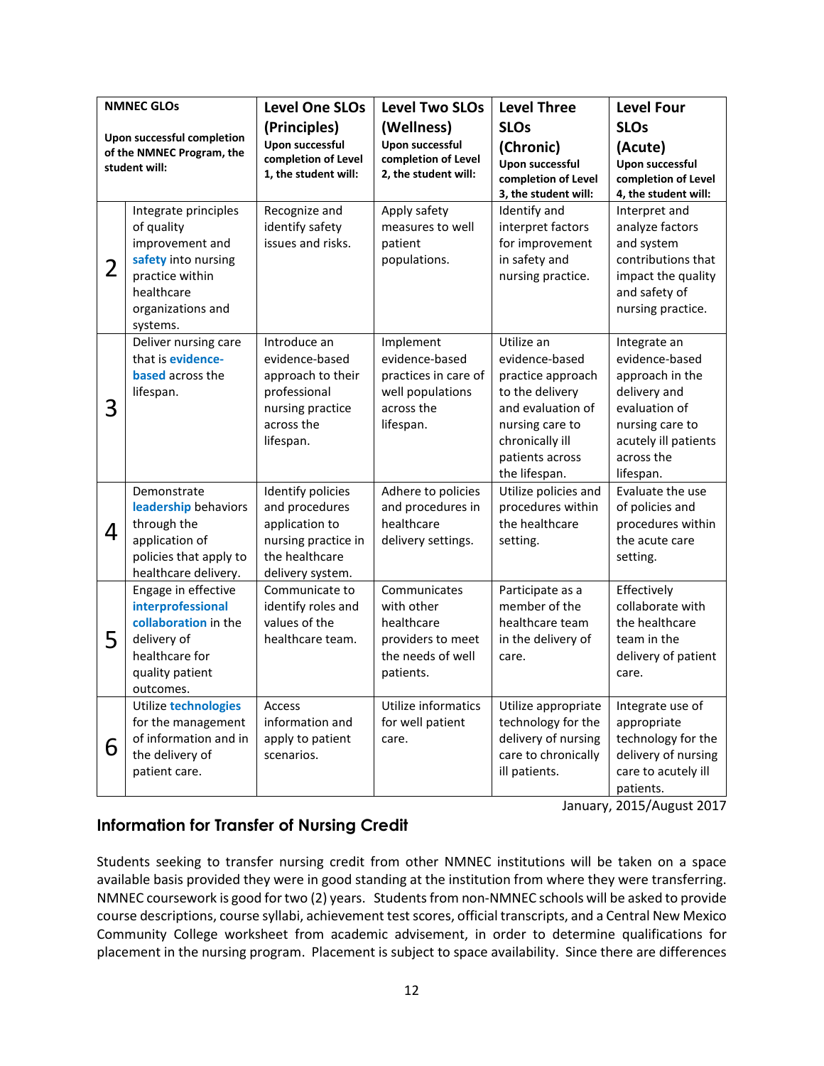| NMNEC GLOs<br><br>Upon successful completion of the NMNEC Program, the student will: | | Level One SLOs (Principles)<br>Upon successful completion of Level 1, the student will: | Level Two SLOs (Wellness)<br>Upon successful completion of Level 2, the student will: | Level Three SLOs (Chronic)<br>Upon successful completion of Level 3, the student will: | Level Four SLOs (Acute)<br>Upon successful completion of Level 4, the student will: |
|---|---|---|---|---|---|
| 2 | Integrate principles of quality improvement and **safety** into nursing practice within healthcare organizations and systems. | Recognize and identify safety issues and risks. | Apply safety measures to well patient populations. | Identify and interpret factors for improvement in safety and nursing practice. | Interpret and analyze factors and system contributions that impact the quality and safety of nursing practice. |
| 3 | Deliver nursing care that is **evidence-based** across the lifespan. | Introduce an evidence-based approach to their professional nursing practice across the lifespan. | Implement evidence-based practices in care of well populations across the lifespan. | Utilize an evidence-based practice approach to the delivery and evaluation of nursing care to chronically ill patients across the lifespan. | Integrate an evidence-based approach in the delivery and evaluation of nursing care to acutely ill patients across the lifespan. |
| 4 | Demonstrate **leadership** behaviors through the application of policies that apply to healthcare delivery. | Identify policies and procedures application to nursing practice in the healthcare delivery system. | Adhere to policies and procedures in healthcare delivery settings. | Utilize policies and procedures within the healthcare setting. | Evaluate the use of policies and procedures within the acute care setting. |
| 5 | Engage in effective **interprofessional collaboration** in the delivery of healthcare for quality patient outcomes. | Communicate to identify roles and values of the healthcare team. | Communicates with other healthcare providers to meet the needs of well patients. | Participate as a member of the healthcare team in the delivery of care. | Effectively collaborate with the healthcare team in the delivery of patient care. |
| 6 | Utilize **technologies** for the management of information and in the delivery of patient care. | Access information and apply to patient scenarios. | Utilize informatics for well patient care. | Utilize appropriate technology for the delivery of nursing care to chronically ill patients. | Integrate use of appropriate technology for the delivery of nursing care to acutely ill patients. |

January, 2015/August 2017

## Information for Transfer of Nursing Credit

Students seeking to transfer nursing credit from other NMNEC institutions will be taken on a space available basis provided they were in good standing at the institution from where they were transferring. NMNEC coursework is good for two (2) years. Students from non-NMNEC schools will be asked to provide course descriptions, course syllabi, achievement test scores, official transcripts, and a Central New Mexico Community College worksheet from academic advisement, in order to determine qualifications for placement in the nursing program. Placement is subject to space availability. Since there are differences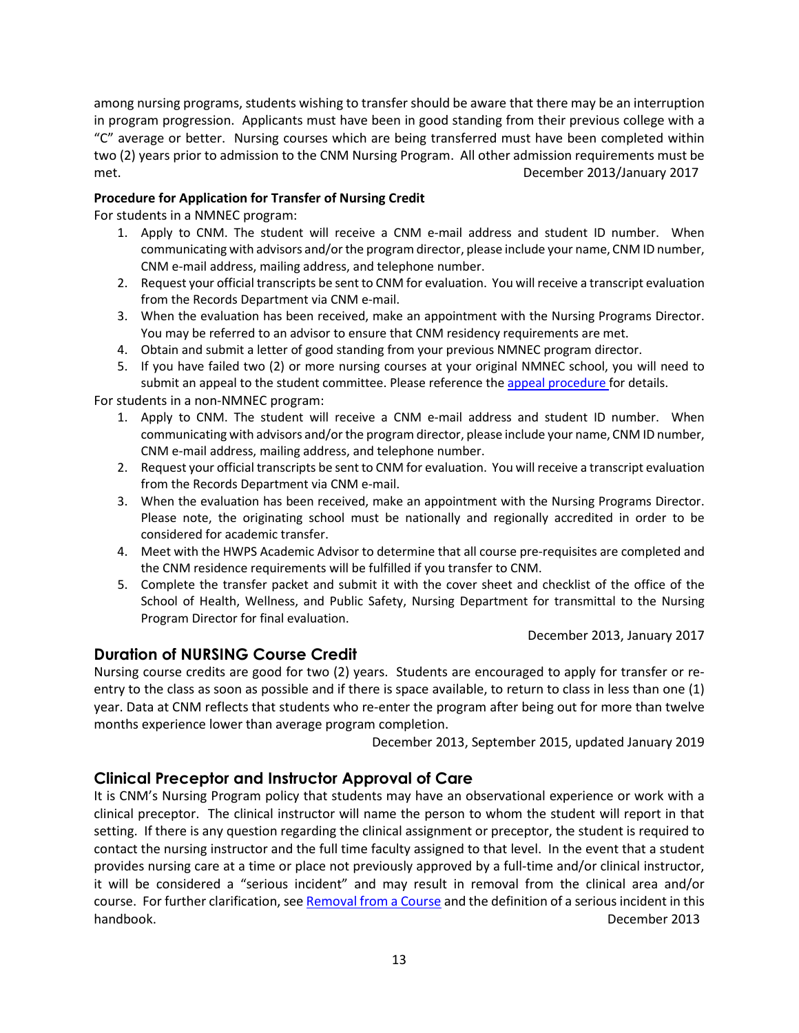among nursing programs, students wishing to transfer should be aware that there may be an interruption in program progression. Applicants must have been in good standing from their previous college with a "C" average or better. Nursing courses which are being transferred must have been completed within two (2) years prior to admission to the CNM Nursing Program. All other admission requirements must be met. December 2013/January 2017

**Procedure for Application for Transfer of Nursing Credit**

For students in a NMNEC program:

1. Apply to CNM. The student will receive a CNM e-mail address and student ID number. When communicating with advisors and/or the program director, please include your name, CNM ID number, CNM e-mail address, mailing address, and telephone number.
2. Request your official transcripts be sent to CNM for evaluation. You will receive a transcript evaluation from the Records Department via CNM e-mail.
3. When the evaluation has been received, make an appointment with the Nursing Programs Director. You may be referred to an advisor to ensure that CNM residency requirements are met.
4. Obtain and submit a letter of good standing from your previous NMNEC program director.
5. If you have failed two (2) or more nursing courses at your original NMNEC school, you will need to submit an appeal to the student committee. Please reference the appeal procedure for details.

For students in a non-NMNEC program:

1. Apply to CNM. The student will receive a CNM e-mail address and student ID number. When communicating with advisors and/or the program director, please include your name, CNM ID number, CNM e-mail address, mailing address, and telephone number.
2. Request your official transcripts be sent to CNM for evaluation. You will receive a transcript evaluation from the Records Department via CNM e-mail.
3. When the evaluation has been received, make an appointment with the Nursing Programs Director. Please note, the originating school must be nationally and regionally accredited in order to be considered for academic transfer.
4. Meet with the HWPS Academic Advisor to determine that all course pre-requisites are completed and the CNM residence requirements will be fulfilled if you transfer to CNM.
5. Complete the transfer packet and submit it with the cover sheet and checklist of the office of the School of Health, Wellness, and Public Safety, Nursing Department for transmittal to the Nursing Program Director for final evaluation.

December 2013, January 2017

## Duration of NURSING Course Credit

Nursing course credits are good for two (2) years. Students are encouraged to apply for transfer or re-entry to the class as soon as possible and if there is space available, to return to class in less than one (1) year. Data at CNM reflects that students who re-enter the program after being out for more than twelve months experience lower than average program completion.

December 2013, September 2015, updated January 2019

## Clinical Preceptor and Instructor Approval of Care

It is CNM's Nursing Program policy that students may have an observational experience or work with a clinical preceptor. The clinical instructor will name the person to whom the student will report in that setting. If there is any question regarding the clinical assignment or preceptor, the student is required to contact the nursing instructor and the full time faculty assigned to that level. In the event that a student provides nursing care at a time or place not previously approved by a full-time and/or clinical instructor, it will be considered a "serious incident" and may result in removal from the clinical area and/or course. For further clarification, see Removal from a Course and the definition of a serious incident in this handbook. December 2013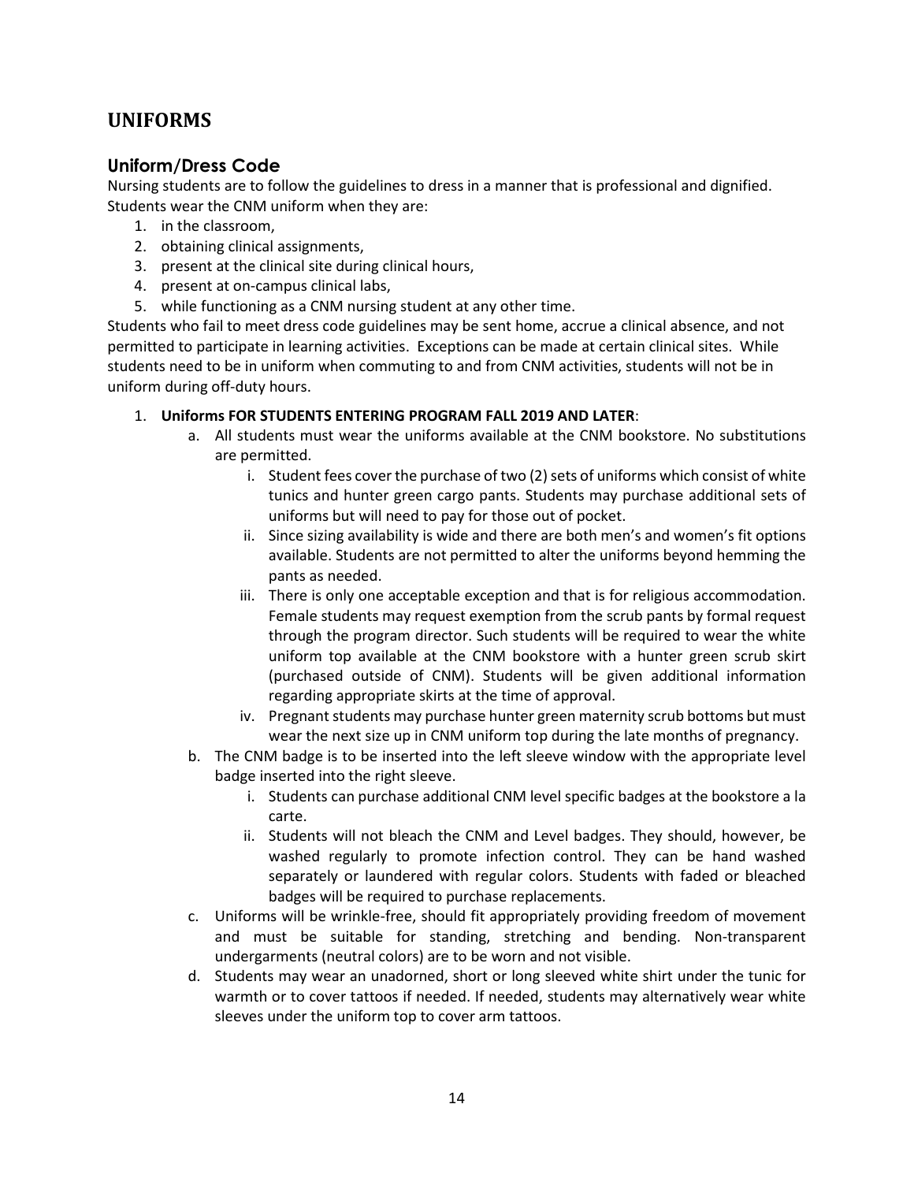## UNIFORMS

### Uniform/Dress Code

Nursing students are to follow the guidelines to dress in a manner that is professional and dignified. Students wear the CNM uniform when they are:

1. in the classroom,
2. obtaining clinical assignments,
3. present at the clinical site during clinical hours,
4. present at on-campus clinical labs,
5. while functioning as a CNM nursing student at any other time.

Students who fail to meet dress code guidelines may be sent home, accrue a clinical absence, and not permitted to participate in learning activities. Exceptions can be made at certain clinical sites. While students need to be in uniform when commuting to and from CNM activities, students will not be in uniform during off-duty hours.

1. **Uniforms FOR STUDENTS ENTERING PROGRAM FALL 2019 AND LATER**:
   a. All students must wear the uniforms available at the CNM bookstore. No substitutions are permitted.
      i. Student fees cover the purchase of two (2) sets of uniforms which consist of white tunics and hunter green cargo pants. Students may purchase additional sets of uniforms but will need to pay for those out of pocket.
      ii. Since sizing availability is wide and there are both men's and women's fit options available. Students are not permitted to alter the uniforms beyond hemming the pants as needed.
      iii. There is only one acceptable exception and that is for religious accommodation. Female students may request exemption from the scrub pants by formal request through the program director. Such students will be required to wear the white uniform top available at the CNM bookstore with a hunter green scrub skirt (purchased outside of CNM). Students will be given additional information regarding appropriate skirts at the time of approval.
      iv. Pregnant students may purchase hunter green maternity scrub bottoms but must wear the next size up in CNM uniform top during the late months of pregnancy.

   b. The CNM badge is to be inserted into the left sleeve window with the appropriate level badge inserted into the right sleeve.
      i. Students can purchase additional CNM level specific badges at the bookstore a la carte.
      ii. Students will not bleach the CNM and Level badges. They should, however, be washed regularly to promote infection control. They can be hand washed separately or laundered with regular colors. Students with faded or bleached badges will be required to purchase replacements.

   c. Uniforms will be wrinkle-free, should fit appropriately providing freedom of movement and must be suitable for standing, stretching and bending. Non-transparent undergarments (neutral colors) are to be worn and not visible.

   d. Students may wear an unadorned, short or long sleeved white shirt under the tunic for warmth or to cover tattoos if needed. If needed, students may alternatively wear white sleeves under the uniform top to cover arm tattoos.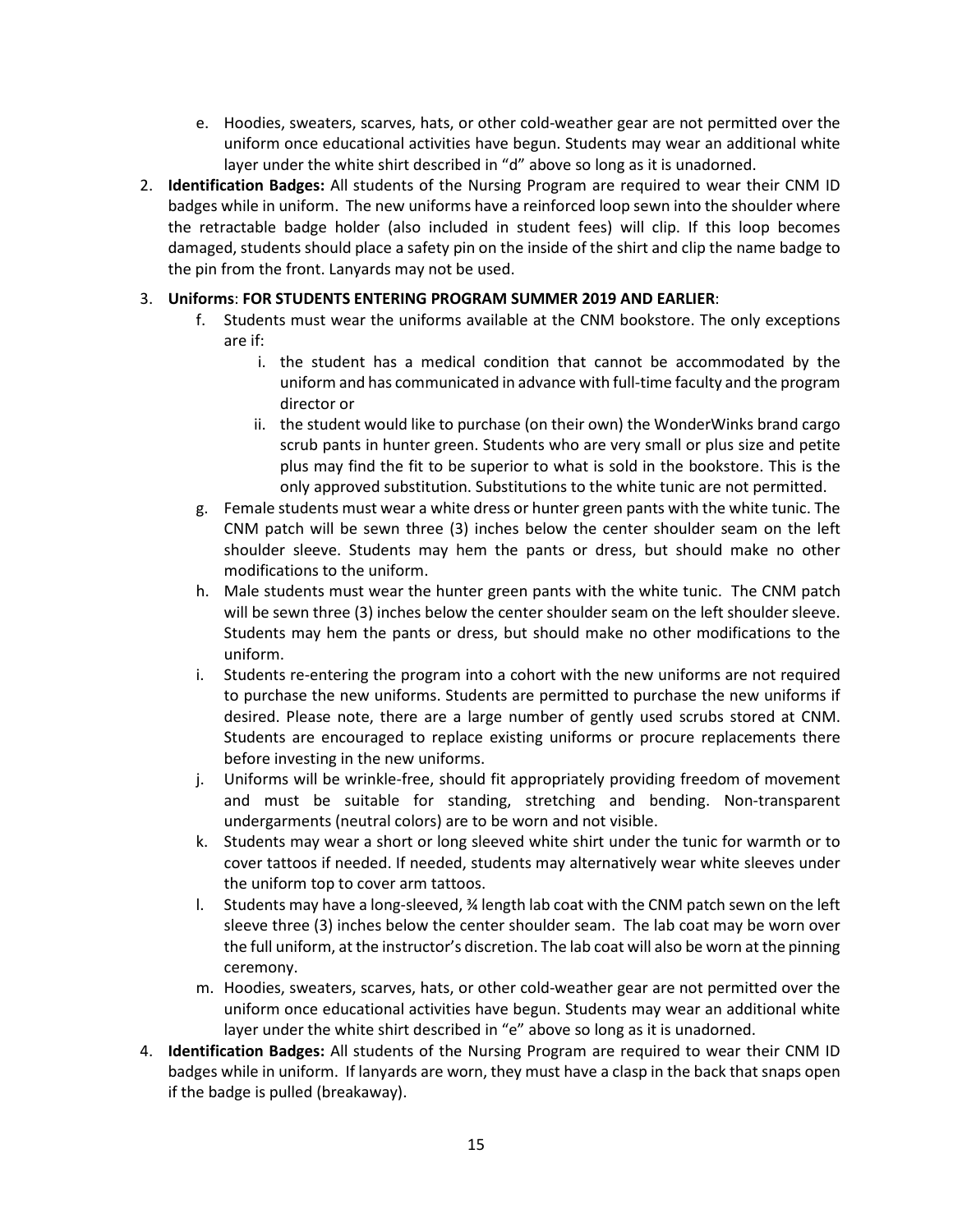e. Hoodies, sweaters, scarves, hats, or other cold-weather gear are not permitted over the uniform once educational activities have begun. Students may wear an additional white layer under the white shirt described in "d" above so long as it is unadorned.

2. **Identification Badges:** All students of the Nursing Program are required to wear their CNM ID badges while in uniform. The new uniforms have a reinforced loop sewn into the shoulder where the retractable badge holder (also included in student fees) will clip. If this loop becomes damaged, students should place a safety pin on the inside of the shirt and clip the name badge to the pin from the front. Lanyards may not be used.

3. **Uniforms**: **FOR STUDENTS ENTERING PROGRAM SUMMER 2019 AND EARLIER**:
   f. Students must wear the uniforms available at the CNM bookstore. The only exceptions are if:
      i. the student has a medical condition that cannot be accommodated by the uniform and has communicated in advance with full-time faculty and the program director or
      ii. the student would like to purchase (on their own) the WonderWinks brand cargo scrub pants in hunter green. Students who are very small or plus size and petite plus may find the fit to be superior to what is sold in the bookstore. This is the only approved substitution. Substitutions to the white tunic are not permitted.

   g. Female students must wear a white dress or hunter green pants with the white tunic. The CNM patch will be sewn three (3) inches below the center shoulder seam on the left shoulder sleeve. Students may hem the pants or dress, but should make no other modifications to the uniform.

   h. Male students must wear the hunter green pants with the white tunic. The CNM patch will be sewn three (3) inches below the center shoulder seam on the left shoulder sleeve. Students may hem the pants or dress, but should make no other modifications to the uniform.

   i. Students re-entering the program into a cohort with the new uniforms are not required to purchase the new uniforms. Students are permitted to purchase the new uniforms if desired. Please note, there are a large number of gently used scrubs stored at CNM. Students are encouraged to replace existing uniforms or procure replacements there before investing in the new uniforms.

   j. Uniforms will be wrinkle-free, should fit appropriately providing freedom of movement and must be suitable for standing, stretching and bending. Non-transparent undergarments (neutral colors) are to be worn and not visible.

   k. Students may wear a short or long sleeved white shirt under the tunic for warmth or to cover tattoos if needed. If needed, students may alternatively wear white sleeves under the uniform top to cover arm tattoos.

   l. Students may have a long-sleeved, ¾ length lab coat with the CNM patch sewn on the left sleeve three (3) inches below the center shoulder seam. The lab coat may be worn over the full uniform, at the instructor's discretion. The lab coat will also be worn at the pinning ceremony.

   m. Hoodies, sweaters, scarves, hats, or other cold-weather gear are not permitted over the uniform once educational activities have begun. Students may wear an additional white layer under the white shirt described in "e" above so long as it is unadorned.

4. **Identification Badges:** All students of the Nursing Program are required to wear their CNM ID badges while in uniform. If lanyards are worn, they must have a clasp in the back that snaps open if the badge is pulled (breakaway).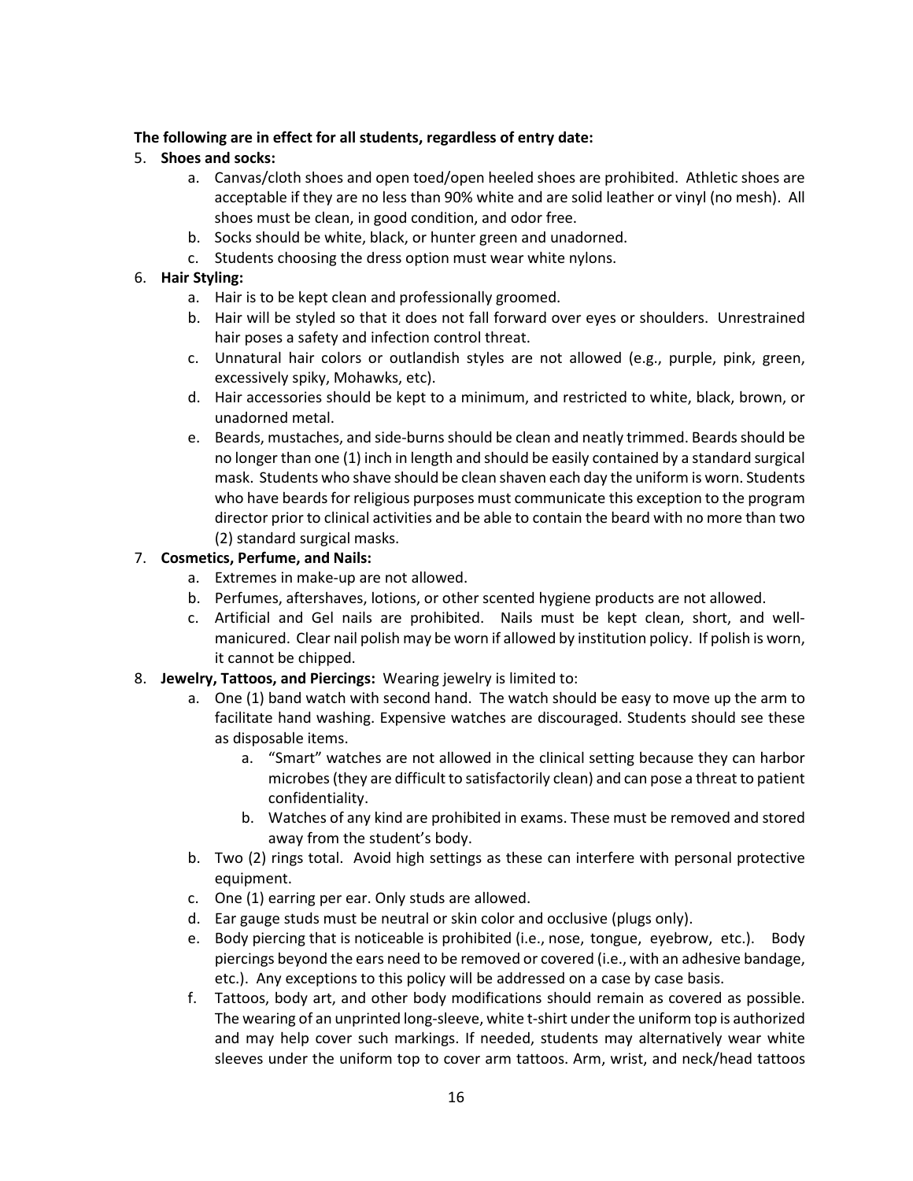**The following are in effect for all students, regardless of entry date:**

5. **Shoes and socks:**
    a. Canvas/cloth shoes and open toed/open heeled shoes are prohibited. Athletic shoes are acceptable if they are no less than 90% white and are solid leather or vinyl (no mesh). All shoes must be clean, in good condition, and odor free.
    b. Socks should be white, black, or hunter green and unadorned.
    c. Students choosing the dress option must wear white nylons.
6. **Hair Styling:**
    a. Hair is to be kept clean and professionally groomed.
    b. Hair will be styled so that it does not fall forward over eyes or shoulders. Unrestrained hair poses a safety and infection control threat.
    c. Unnatural hair colors or outlandish styles are not allowed (e.g., purple, pink, green, excessively spiky, Mohawks, etc).
    d. Hair accessories should be kept to a minimum, and restricted to white, black, brown, or unadorned metal.
    e. Beards, mustaches, and side-burns should be clean and neatly trimmed. Beards should be no longer than one (1) inch in length and should be easily contained by a standard surgical mask. Students who shave should be clean shaven each day the uniform is worn. Students who have beards for religious purposes must communicate this exception to the program director prior to clinical activities and be able to contain the beard with no more than two (2) standard surgical masks.
7. **Cosmetics, Perfume, and Nails:**
    a. Extremes in make-up are not allowed.
    b. Perfumes, aftershaves, lotions, or other scented hygiene products are not allowed.
    c. Artificial and Gel nails are prohibited. Nails must be kept clean, short, and well-manicured. Clear nail polish may be worn if allowed by institution policy. If polish is worn, it cannot be chipped.
8. **Jewelry, Tattoos, and Piercings:** Wearing jewelry is limited to:
    a. One (1) band watch with second hand. The watch should be easy to move up the arm to facilitate hand washing. Expensive watches are discouraged. Students should see these as disposable items.
        a. "Smart" watches are not allowed in the clinical setting because they can harbor microbes (they are difficult to satisfactorily clean) and can pose a threat to patient confidentiality.
        b. Watches of any kind are prohibited in exams. These must be removed and stored away from the student's body.
    b. Two (2) rings total. Avoid high settings as these can interfere with personal protective equipment.
    c. One (1) earring per ear. Only studs are allowed.
    d. Ear gauge studs must be neutral or skin color and occlusive (plugs only).
    e. Body piercing that is noticeable is prohibited (i.e., nose, tongue, eyebrow, etc.). Body piercings beyond the ears need to be removed or covered (i.e., with an adhesive bandage, etc.). Any exceptions to this policy will be addressed on a case by case basis.
    f. Tattoos, body art, and other body modifications should remain as covered as possible. The wearing of an unprinted long-sleeve, white t-shirt under the uniform top is authorized and may help cover such markings. If needed, students may alternatively wear white sleeves under the uniform top to cover arm tattoos. Arm, wrist, and neck/head tattoos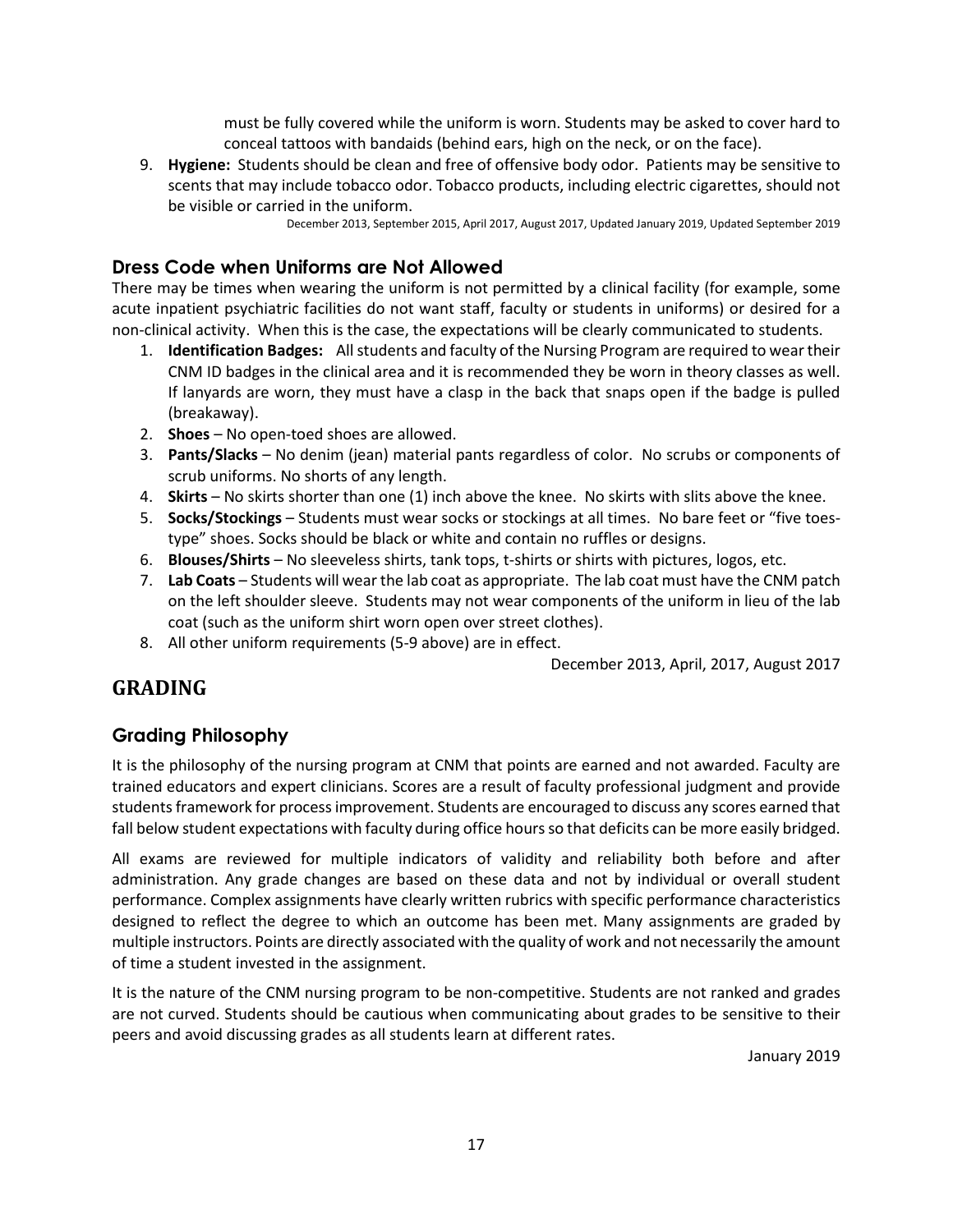must be fully covered while the uniform is worn. Students may be asked to cover hard to conceal tattoos with bandaids (behind ears, high on the neck, or on the face).

9. **Hygiene:** Students should be clean and free of offensive body odor. Patients may be sensitive to scents that may include tobacco odor. Tobacco products, including electric cigarettes, should not be visible or carried in the uniform.

December 2013, September 2015, April 2017, August 2017, Updated January 2019, Updated September 2019

### Dress Code when Uniforms are Not Allowed

There may be times when wearing the uniform is not permitted by a clinical facility (for example, some acute inpatient psychiatric facilities do not want staff, faculty or students in uniforms) or desired for a non-clinical activity. When this is the case, the expectations will be clearly communicated to students.

1. **Identification Badges:** All students and faculty of the Nursing Program are required to wear their CNM ID badges in the clinical area and it is recommended they be worn in theory classes as well. If lanyards are worn, they must have a clasp in the back that snaps open if the badge is pulled (breakaway).
2. **Shoes** – No open-toed shoes are allowed.
3. **Pants/Slacks** – No denim (jean) material pants regardless of color. No scrubs or components of scrub uniforms. No shorts of any length.
4. **Skirts** – No skirts shorter than one (1) inch above the knee. No skirts with slits above the knee.
5. **Socks/Stockings** – Students must wear socks or stockings at all times. No bare feet or "five toes-type" shoes. Socks should be black or white and contain no ruffles or designs.
6. **Blouses/Shirts** – No sleeveless shirts, tank tops, t-shirts or shirts with pictures, logos, etc.
7. **Lab Coats** – Students will wear the lab coat as appropriate. The lab coat must have the CNM patch on the left shoulder sleeve. Students may not wear components of the uniform in lieu of the lab coat (such as the uniform shirt worn open over street clothes).
8. All other uniform requirements (5-9 above) are in effect.

December 2013, April, 2017, August 2017

## GRADING

### Grading Philosophy

It is the philosophy of the nursing program at CNM that points are earned and not awarded. Faculty are trained educators and expert clinicians. Scores are a result of faculty professional judgment and provide students framework for process improvement. Students are encouraged to discuss any scores earned that fall below student expectations with faculty during office hours so that deficits can be more easily bridged.

All exams are reviewed for multiple indicators of validity and reliability both before and after administration. Any grade changes are based on these data and not by individual or overall student performance. Complex assignments have clearly written rubrics with specific performance characteristics designed to reflect the degree to which an outcome has been met. Many assignments are graded by multiple instructors. Points are directly associated with the quality of work and not necessarily the amount of time a student invested in the assignment.

It is the nature of the CNM nursing program to be non-competitive. Students are not ranked and grades are not curved. Students should be cautious when communicating about grades to be sensitive to their peers and avoid discussing grades as all students learn at different rates.

January 2019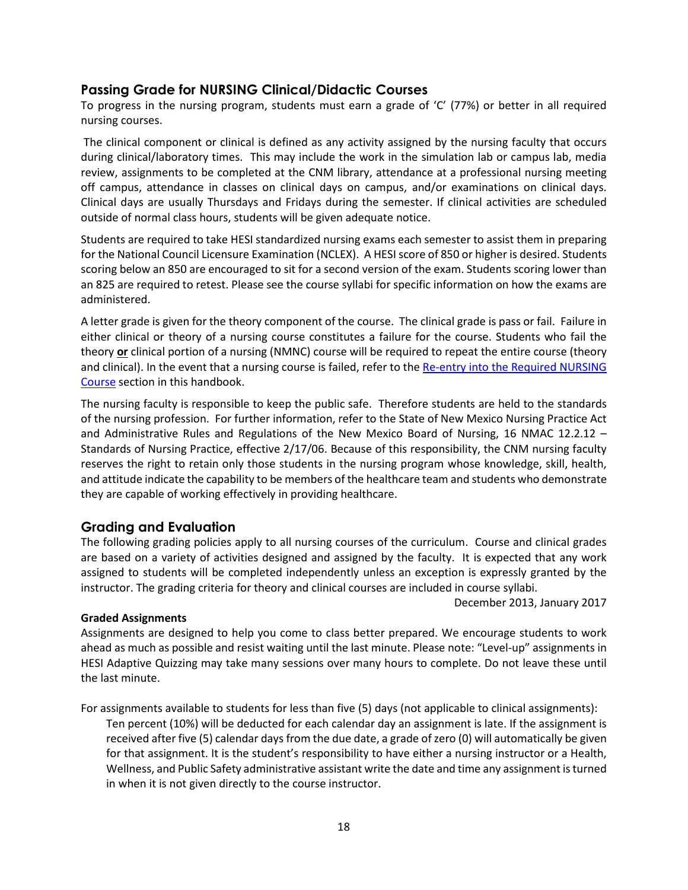## Passing Grade for NURSING Clinical/Didactic Courses

To progress in the nursing program, students must earn a grade of 'C' (77%) or better in all required nursing courses.

The clinical component or clinical is defined as any activity assigned by the nursing faculty that occurs during clinical/laboratory times. This may include the work in the simulation lab or campus lab, media review, assignments to be completed at the CNM library, attendance at a professional nursing meeting off campus, attendance in classes on clinical days on campus, and/or examinations on clinical days. Clinical days are usually Thursdays and Fridays during the semester. If clinical activities are scheduled outside of normal class hours, students will be given adequate notice.

Students are required to take HESI standardized nursing exams each semester to assist them in preparing for the National Council Licensure Examination (NCLEX). A HESI score of 850 or higher is desired. Students scoring below an 850 are encouraged to sit for a second version of the exam. Students scoring lower than an 825 are required to retest. Please see the course syllabi for specific information on how the exams are administered.

A letter grade is given for the theory component of the course. The clinical grade is pass or fail. Failure in either clinical or theory of a nursing course constitutes a failure for the course. Students who fail the theory **or** clinical portion of a nursing (NMNC) course will be required to repeat the entire course (theory and clinical). In the event that a nursing course is failed, refer to the Re-entry into the Required NURSING Course section in this handbook.

The nursing faculty is responsible to keep the public safe. Therefore students are held to the standards of the nursing profession. For further information, refer to the State of New Mexico Nursing Practice Act and Administrative Rules and Regulations of the New Mexico Board of Nursing, 16 NMAC 12.2.12 – Standards of Nursing Practice, effective 2/17/06. Because of this responsibility, the CNM nursing faculty reserves the right to retain only those students in the nursing program whose knowledge, skill, health, and attitude indicate the capability to be members of the healthcare team and students who demonstrate they are capable of working effectively in providing healthcare.

## Grading and Evaluation

The following grading policies apply to all nursing courses of the curriculum. Course and clinical grades are based on a variety of activities designed and assigned by the faculty. It is expected that any work assigned to students will be completed independently unless an exception is expressly granted by the instructor. The grading criteria for theory and clinical courses are included in course syllabi.

December 2013, January 2017

**Graded Assignments**

Assignments are designed to help you come to class better prepared. We encourage students to work ahead as much as possible and resist waiting until the last minute. Please note: "Level-up" assignments in HESI Adaptive Quizzing may take many sessions over many hours to complete. Do not leave these until the last minute.

For assignments available to students for less than five (5) days (not applicable to clinical assignments):

Ten percent (10%) will be deducted for each calendar day an assignment is late. If the assignment is received after five (5) calendar days from the due date, a grade of zero (0) will automatically be given for that assignment. It is the student's responsibility to have either a nursing instructor or a Health, Wellness, and Public Safety administrative assistant write the date and time any assignment is turned in when it is not given directly to the course instructor.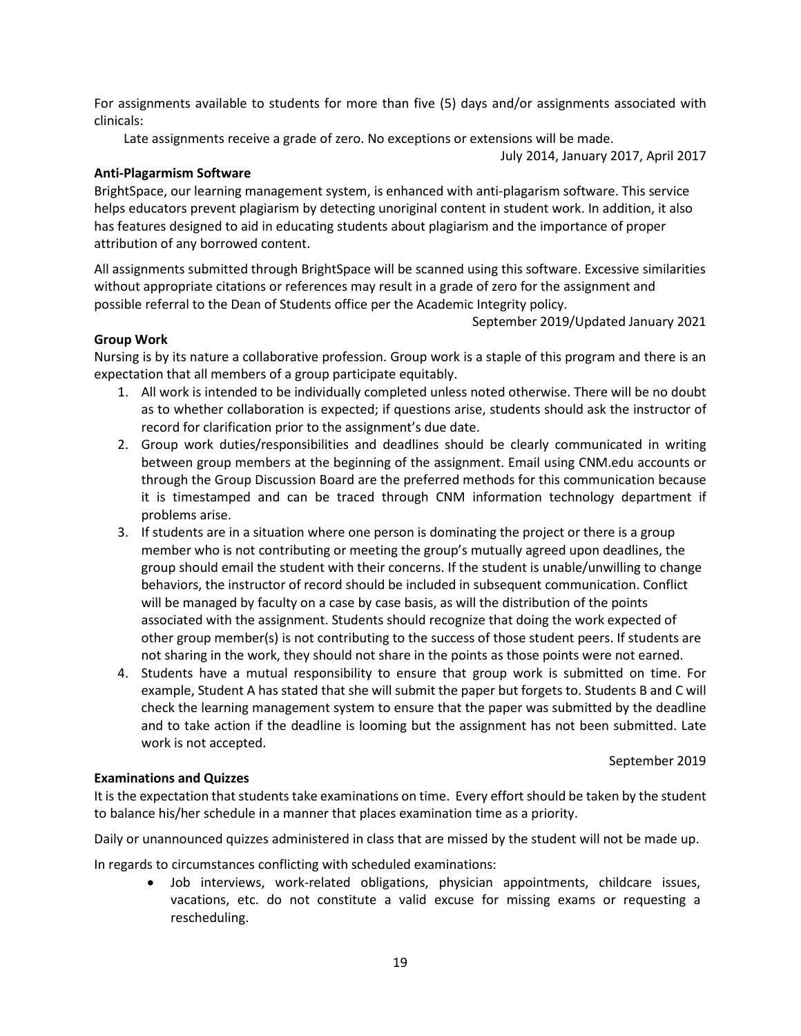For assignments available to students for more than five (5) days and/or assignments associated with clinicals:

Late assignments receive a grade of zero. No exceptions or extensions will be made.

July 2014, January 2017, April 2017

**Anti-Plagarmism Software**

BrightSpace, our learning management system, is enhanced with anti-plagarism software. This service helps educators prevent plagiarism by detecting unoriginal content in student work. In addition, it also has features designed to aid in educating students about plagiarism and the importance of proper attribution of any borrowed content.

All assignments submitted through BrightSpace will be scanned using this software. Excessive similarities without appropriate citations or references may result in a grade of zero for the assignment and possible referral to the Dean of Students office per the Academic Integrity policy.

September 2019/Updated January 2021

**Group Work**

Nursing is by its nature a collaborative profession. Group work is a staple of this program and there is an expectation that all members of a group participate equitably.

1. All work is intended to be individually completed unless noted otherwise. There will be no doubt as to whether collaboration is expected; if questions arise, students should ask the instructor of record for clarification prior to the assignment's due date.
2. Group work duties/responsibilities and deadlines should be clearly communicated in writing between group members at the beginning of the assignment. Email using CNM.edu accounts or through the Group Discussion Board are the preferred methods for this communication because it is timestamped and can be traced through CNM information technology department if problems arise.
3. If students are in a situation where one person is dominating the project or there is a group member who is not contributing or meeting the group's mutually agreed upon deadlines, the group should email the student with their concerns. If the student is unable/unwilling to change behaviors, the instructor of record should be included in subsequent communication. Conflict will be managed by faculty on a case by case basis, as will the distribution of the points associated with the assignment. Students should recognize that doing the work expected of other group member(s) is not contributing to the success of those student peers. If students are not sharing in the work, they should not share in the points as those points were not earned.
4. Students have a mutual responsibility to ensure that group work is submitted on time. For example, Student A has stated that she will submit the paper but forgets to. Students B and C will check the learning management system to ensure that the paper was submitted by the deadline and to take action if the deadline is looming but the assignment has not been submitted. Late work is not accepted.

September 2019

**Examinations and Quizzes**

It is the expectation that students take examinations on time. Every effort should be taken by the student to balance his/her schedule in a manner that places examination time as a priority.

Daily or unannounced quizzes administered in class that are missed by the student will not be made up.

In regards to circumstances conflicting with scheduled examinations:

- Job interviews, work-related obligations, physician appointments, childcare issues, vacations, etc. do not constitute a valid excuse for missing exams or requesting a rescheduling.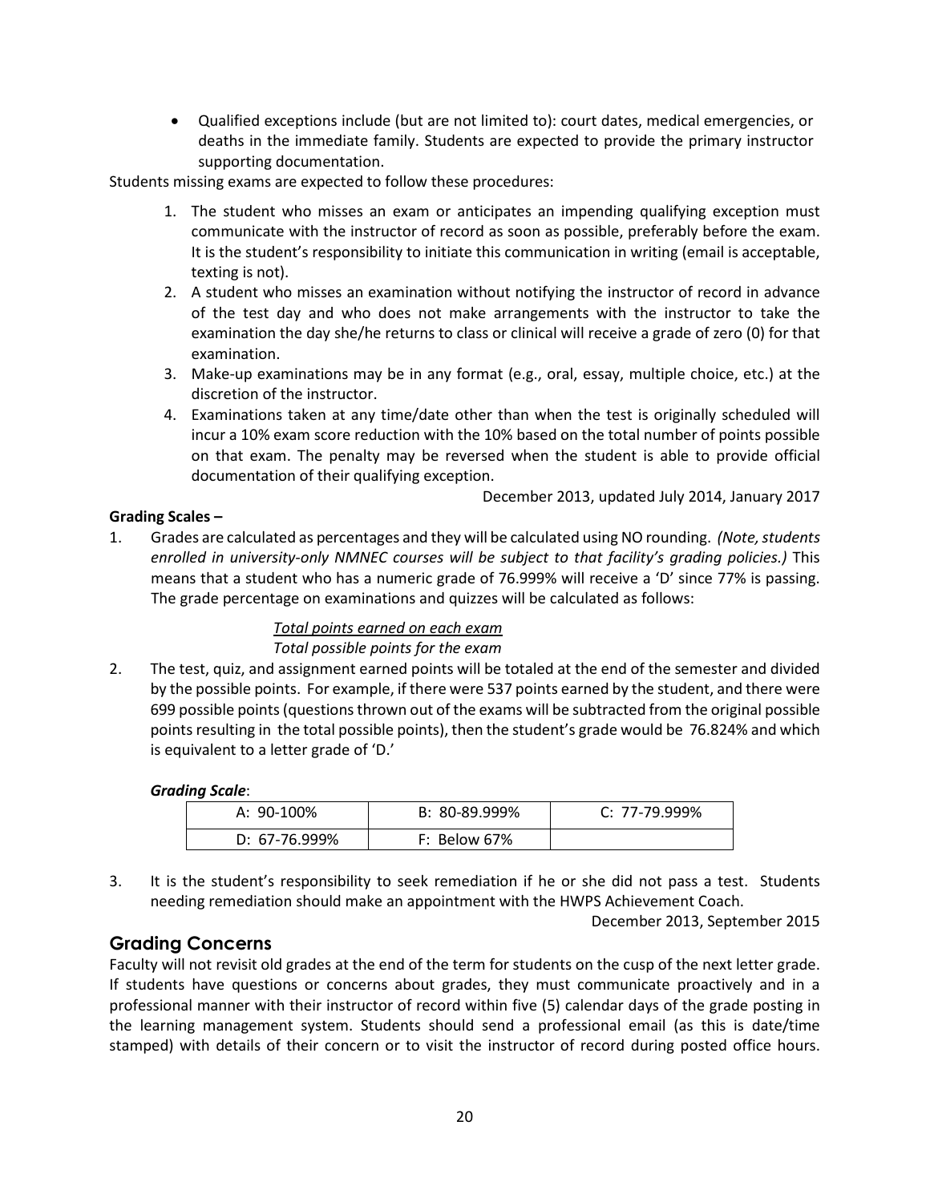- Qualified exceptions include (but are not limited to): court dates, medical emergencies, or deaths in the immediate family. Students are expected to provide the primary instructor supporting documentation.

Students missing exams are expected to follow these procedures:

1. The student who misses an exam or anticipates an impending qualifying exception must communicate with the instructor of record as soon as possible, preferably before the exam. It is the student's responsibility to initiate this communication in writing (email is acceptable, texting is not).
2. A student who misses an examination without notifying the instructor of record in advance of the test day and who does not make arrangements with the instructor to take the examination the day she/he returns to class or clinical will receive a grade of zero (0) for that examination.
3. Make-up examinations may be in any format (e.g., oral, essay, multiple choice, etc.) at the discretion of the instructor.
4. Examinations taken at any time/date other than when the test is originally scheduled will incur a 10% exam score reduction with the 10% based on the total number of points possible on that exam. The penalty may be reversed when the student is able to provide official documentation of their qualifying exception.

December 2013, updated July 2014, January 2017

**Grading Scales –**

1. Grades are calculated as percentages and they will be calculated using NO rounding. *(Note, students enrolled in university-only NMNEC courses will be subject to that facility's grading policies.)* This means that a student who has a numeric grade of 76.999% will receive a 'D' since 77% is passing. The grade percentage on examinations and quizzes will be calculated as follows:

   *<u>Total points earned on each exam</u>*
   *Total possible points for the exam*

2. The test, quiz, and assignment earned points will be totaled at the end of the semester and divided by the possible points. For example, if there were 537 points earned by the student, and there were 699 possible points (questions thrown out of the exams will be subtracted from the original possible points resulting in the total possible points), then the student's grade would be 76.824% and which is equivalent to a letter grade of 'D.'

   ***Grading Scale***:

   | A: 90-100% | B: 80-89.999% | C: 77-79.999% |
   |---|---|---|
   | D: 67-76.999% | F: Below 67% | |

3. It is the student's responsibility to seek remediation if he or she did not pass a test. Students needing remediation should make an appointment with the HWPS Achievement Coach.

December 2013, September 2015

## Grading Concerns

Faculty will not revisit old grades at the end of the term for students on the cusp of the next letter grade. If students have questions or concerns about grades, they must communicate proactively and in a professional manner with their instructor of record within five (5) calendar days of the grade posting in the learning management system. Students should send a professional email (as this is date/time stamped) with details of their concern or to visit the instructor of record during posted office hours.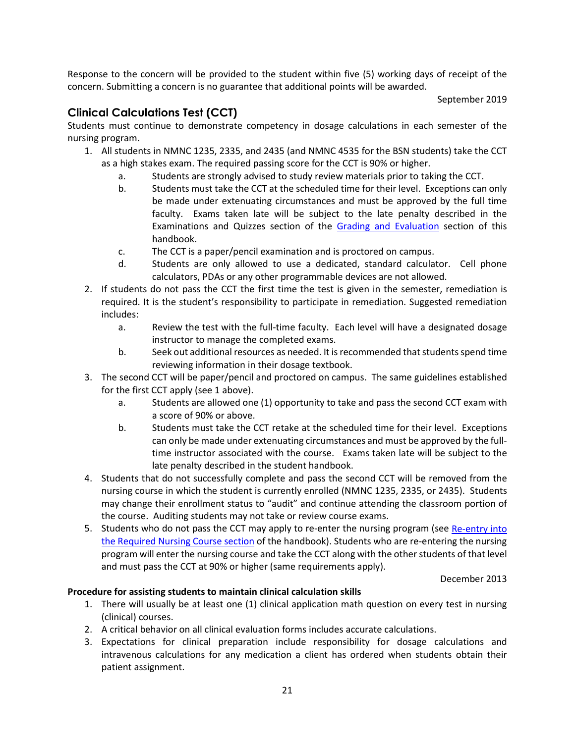Response to the concern will be provided to the student within five (5) working days of receipt of the concern. Submitting a concern is no guarantee that additional points will be awarded.

September 2019

## Clinical Calculations Test (CCT)

Students must continue to demonstrate competency in dosage calculations in each semester of the nursing program.

1. All students in NMNC 1235, 2335, and 2435 (and NMNC 4535 for the BSN students) take the CCT as a high stakes exam. The required passing score for the CCT is 90% or higher.
    a. Students are strongly advised to study review materials prior to taking the CCT.
    b. Students must take the CCT at the scheduled time for their level. Exceptions can only be made under extenuating circumstances and must be approved by the full time faculty. Exams taken late will be subject to the late penalty described in the Examinations and Quizzes section of the [Grading and Evaluation](#) section of this handbook.
    c. The CCT is a paper/pencil examination and is proctored on campus.
    d. Students are only allowed to use a dedicated, standard calculator. Cell phone calculators, PDAs or any other programmable devices are not allowed.
2. If students do not pass the CCT the first time the test is given in the semester, remediation is required. It is the student's responsibility to participate in remediation. Suggested remediation includes:
    a. Review the test with the full-time faculty. Each level will have a designated dosage instructor to manage the completed exams.
    b. Seek out additional resources as needed. It is recommended that students spend time reviewing information in their dosage textbook.
3. The second CCT will be paper/pencil and proctored on campus. The same guidelines established for the first CCT apply (see 1 above).
    a. Students are allowed one (1) opportunity to take and pass the second CCT exam with a score of 90% or above.
    b. Students must take the CCT retake at the scheduled time for their level. Exceptions can only be made under extenuating circumstances and must be approved by the full-time instructor associated with the course. Exams taken late will be subject to the late penalty described in the student handbook.
4. Students that do not successfully complete and pass the second CCT will be removed from the nursing course in which the student is currently enrolled (NMNC 1235, 2335, or 2435). Students may change their enrollment status to "audit" and continue attending the classroom portion of the course. Auditing students may not take or review course exams.
5. Students who do not pass the CCT may apply to re-enter the nursing program (see [Re-entry into the Required Nursing Course section](#) of the handbook). Students who are re-entering the nursing program will enter the nursing course and take the CCT along with the other students of that level and must pass the CCT at 90% or higher (same requirements apply).

December 2013

**Procedure for assisting students to maintain clinical calculation skills**

1. There will usually be at least one (1) clinical application math question on every test in nursing (clinical) courses.
2. A critical behavior on all clinical evaluation forms includes accurate calculations.
3. Expectations for clinical preparation include responsibility for dosage calculations and intravenous calculations for any medication a client has ordered when students obtain their patient assignment.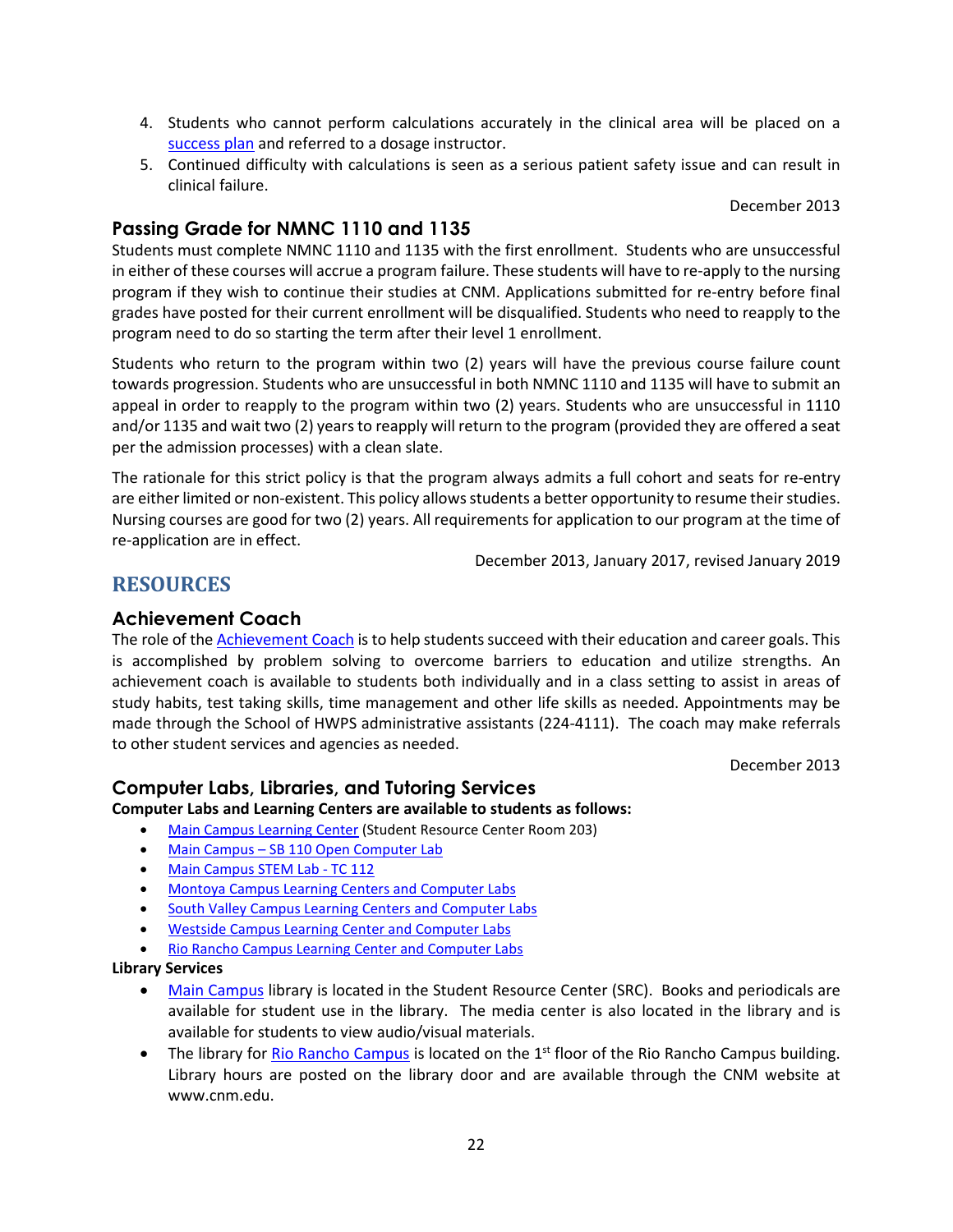4. Students who cannot perform calculations accurately in the clinical area will be placed on a success plan and referred to a dosage instructor.
5. Continued difficulty with calculations is seen as a serious patient safety issue and can result in clinical failure.

December 2013

### Passing Grade for NMNC 1110 and 1135

Students must complete NMNC 1110 and 1135 with the first enrollment. Students who are unsuccessful in either of these courses will accrue a program failure. These students will have to re-apply to the nursing program if they wish to continue their studies at CNM. Applications submitted for re-entry before final grades have posted for their current enrollment will be disqualified. Students who need to reapply to the program need to do so starting the term after their level 1 enrollment.

Students who return to the program within two (2) years will have the previous course failure count towards progression. Students who are unsuccessful in both NMNC 1110 and 1135 will have to submit an appeal in order to reapply to the program within two (2) years. Students who are unsuccessful in 1110 and/or 1135 and wait two (2) years to reapply will return to the program (provided they are offered a seat per the admission processes) with a clean slate.

The rationale for this strict policy is that the program always admits a full cohort and seats for re-entry are either limited or non-existent. This policy allows students a better opportunity to resume their studies. Nursing courses are good for two (2) years. All requirements for application to our program at the time of re-application are in effect.

December 2013, January 2017, revised January 2019

## RESOURCES

### Achievement Coach

The role of the Achievement Coach is to help students succeed with their education and career goals. This is accomplished by problem solving to overcome barriers to education and utilize strengths. An achievement coach is available to students both individually and in a class setting to assist in areas of study habits, test taking skills, time management and other life skills as needed. Appointments may be made through the School of HWPS administrative assistants (224-4111). The coach may make referrals to other student services and agencies as needed.

December 2013

### Computer Labs, Libraries, and Tutoring Services

**Computer Labs and Learning Centers are available to students as follows:**

- Main Campus Learning Center (Student Resource Center Room 203)
- Main Campus – SB 110 Open Computer Lab
- Main Campus STEM Lab - TC 112
- Montoya Campus Learning Centers and Computer Labs
- South Valley Campus Learning Centers and Computer Labs
- Westside Campus Learning Center and Computer Labs
- Rio Rancho Campus Learning Center and Computer Labs

**Library Services**

- Main Campus library is located in the Student Resource Center (SRC). Books and periodicals are available for student use in the library. The media center is also located in the library and is available for students to view audio/visual materials.
- The library for Rio Rancho Campus is located on the 1st floor of the Rio Rancho Campus building. Library hours are posted on the library door and are available through the CNM website at www.cnm.edu.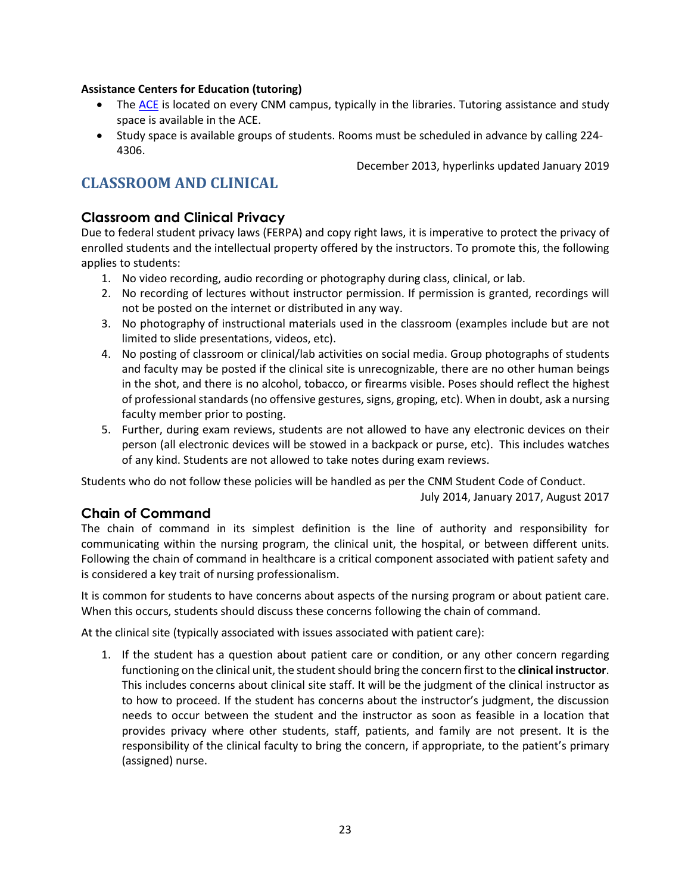**Assistance Centers for Education (tutoring)**

- The ACE is located on every CNM campus, typically in the libraries. Tutoring assistance and study space is available in the ACE.
- Study space is available groups of students. Rooms must be scheduled in advance by calling 224-4306.

December 2013, hyperlinks updated January 2019

# CLASSROOM AND CLINICAL

## Classroom and Clinical Privacy

Due to federal student privacy laws (FERPA) and copy right laws, it is imperative to protect the privacy of enrolled students and the intellectual property offered by the instructors. To promote this, the following applies to students:

1. No video recording, audio recording or photography during class, clinical, or lab.
2. No recording of lectures without instructor permission. If permission is granted, recordings will not be posted on the internet or distributed in any way.
3. No photography of instructional materials used in the classroom (examples include but are not limited to slide presentations, videos, etc).
4. No posting of classroom or clinical/lab activities on social media. Group photographs of students and faculty may be posted if the clinical site is unrecognizable, there are no other human beings in the shot, and there is no alcohol, tobacco, or firearms visible. Poses should reflect the highest of professional standards (no offensive gestures, signs, groping, etc). When in doubt, ask a nursing faculty member prior to posting.
5. Further, during exam reviews, students are not allowed to have any electronic devices on their person (all electronic devices will be stowed in a backpack or purse, etc). This includes watches of any kind. Students are not allowed to take notes during exam reviews.

Students who do not follow these policies will be handled as per the CNM Student Code of Conduct.

July 2014, January 2017, August 2017

## Chain of Command

The chain of command in its simplest definition is the line of authority and responsibility for communicating within the nursing program, the clinical unit, the hospital, or between different units. Following the chain of command in healthcare is a critical component associated with patient safety and is considered a key trait of nursing professionalism.

It is common for students to have concerns about aspects of the nursing program or about patient care. When this occurs, students should discuss these concerns following the chain of command.

At the clinical site (typically associated with issues associated with patient care):

1. If the student has a question about patient care or condition, or any other concern regarding functioning on the clinical unit, the student should bring the concern first to the **clinical instructor**. This includes concerns about clinical site staff. It will be the judgment of the clinical instructor as to how to proceed. If the student has concerns about the instructor's judgment, the discussion needs to occur between the student and the instructor as soon as feasible in a location that provides privacy where other students, staff, patients, and family are not present. It is the responsibility of the clinical faculty to bring the concern, if appropriate, to the patient's primary (assigned) nurse.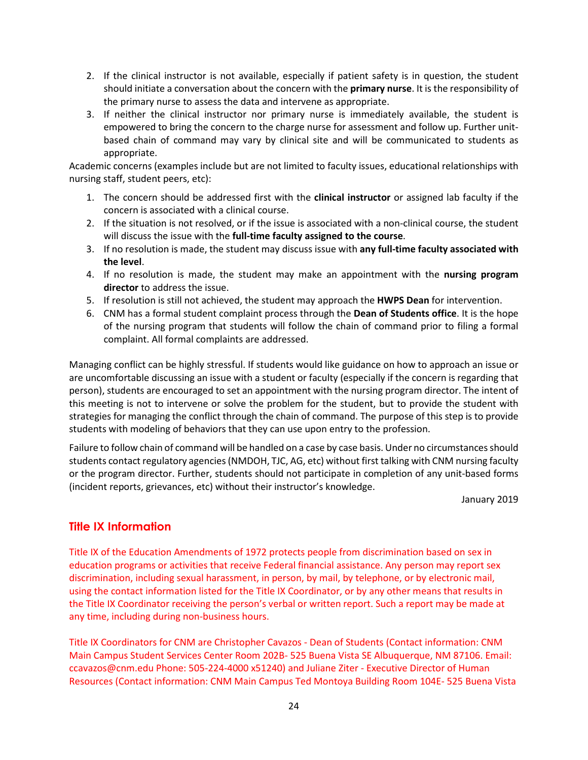2. If the clinical instructor is not available, especially if patient safety is in question, the student should initiate a conversation about the concern with the **primary nurse**. It is the responsibility of the primary nurse to assess the data and intervene as appropriate.
3. If neither the clinical instructor nor primary nurse is immediately available, the student is empowered to bring the concern to the charge nurse for assessment and follow up. Further unit-based chain of command may vary by clinical site and will be communicated to students as appropriate.

Academic concerns (examples include but are not limited to faculty issues, educational relationships with nursing staff, student peers, etc):

1. The concern should be addressed first with the **clinical instructor** or assigned lab faculty if the concern is associated with a clinical course.
2. If the situation is not resolved, or if the issue is associated with a non-clinical course, the student will discuss the issue with the **full-time faculty assigned to the course**.
3. If no resolution is made, the student may discuss issue with **any full-time faculty associated with the level**.
4. If no resolution is made, the student may make an appointment with the **nursing program director** to address the issue.
5. If resolution is still not achieved, the student may approach the **HWPS Dean** for intervention.
6. CNM has a formal student complaint process through the **Dean of Students office**. It is the hope of the nursing program that students will follow the chain of command prior to filing a formal complaint. All formal complaints are addressed.

Managing conflict can be highly stressful. If students would like guidance on how to approach an issue or are uncomfortable discussing an issue with a student or faculty (especially if the concern is regarding that person), students are encouraged to set an appointment with the nursing program director. The intent of this meeting is not to intervene or solve the problem for the student, but to provide the student with strategies for managing the conflict through the chain of command. The purpose of this step is to provide students with modeling of behaviors that they can use upon entry to the profession.

Failure to follow chain of command will be handled on a case by case basis. Under no circumstances should students contact regulatory agencies (NMDOH, TJC, AG, etc) without first talking with CNM nursing faculty or the program director. Further, students should not participate in completion of any unit-based forms (incident reports, grievances, etc) without their instructor's knowledge.

January 2019

## Title IX Information

Title IX of the Education Amendments of 1972 protects people from discrimination based on sex in education programs or activities that receive Federal financial assistance. Any person may report sex discrimination, including sexual harassment, in person, by mail, by telephone, or by electronic mail, using the contact information listed for the Title IX Coordinator, or by any other means that results in the Title IX Coordinator receiving the person's verbal or written report. Such a report may be made at any time, including during non-business hours.

Title IX Coordinators for CNM are Christopher Cavazos - Dean of Students (Contact information: CNM Main Campus Student Services Center Room 202B- 525 Buena Vista SE Albuquerque, NM 87106. Email: ccavazos@cnm.edu Phone: 505-224-4000 x51240) and Juliane Ziter - Executive Director of Human Resources (Contact information: CNM Main Campus Ted Montoya Building Room 104E- 525 Buena Vista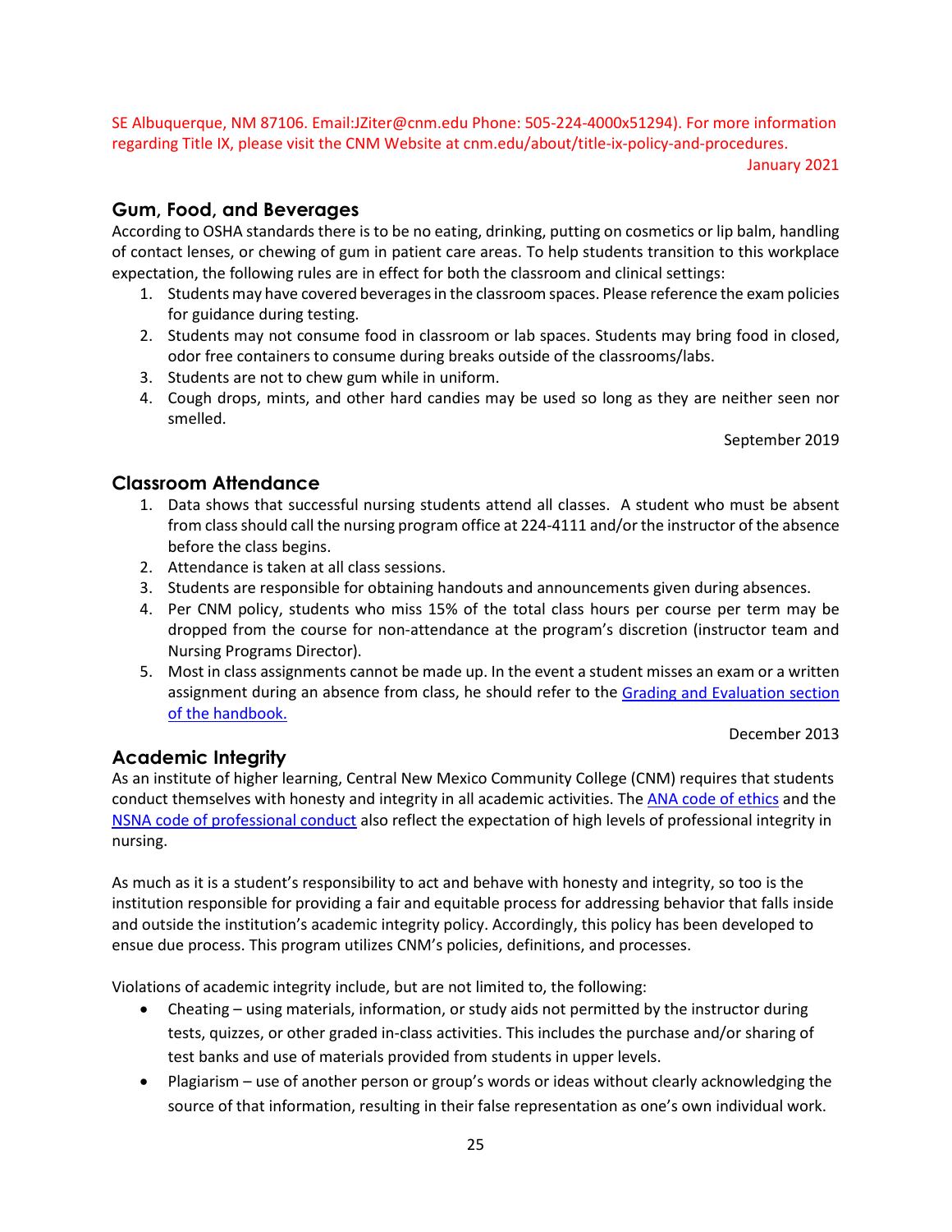SE Albuquerque, NM 87106. Email:JZiter@cnm.edu Phone: 505-224-4000x51294). For more information regarding Title IX, please visit the CNM Website at cnm.edu/about/title-ix-policy-and-procedures.

January 2021

## Gum, Food, and Beverages

According to OSHA standards there is to be no eating, drinking, putting on cosmetics or lip balm, handling of contact lenses, or chewing of gum in patient care areas. To help students transition to this workplace expectation, the following rules are in effect for both the classroom and clinical settings:

1. Students may have covered beverages in the classroom spaces. Please reference the exam policies for guidance during testing.
2. Students may not consume food in classroom or lab spaces. Students may bring food in closed, odor free containers to consume during breaks outside of the classrooms/labs.
3. Students are not to chew gum while in uniform.
4. Cough drops, mints, and other hard candies may be used so long as they are neither seen nor smelled.

September 2019

## Classroom Attendance

1. Data shows that successful nursing students attend all classes. A student who must be absent from class should call the nursing program office at 224-4111 and/or the instructor of the absence before the class begins.
2. Attendance is taken at all class sessions.
3. Students are responsible for obtaining handouts and announcements given during absences.
4. Per CNM policy, students who miss 15% of the total class hours per course per term may be dropped from the course for non-attendance at the program's discretion (instructor team and Nursing Programs Director).
5. Most in class assignments cannot be made up. In the event a student misses an exam or a written assignment during an absence from class, he should refer to the Grading and Evaluation section of the handbook.

December 2013

## Academic Integrity

As an institute of higher learning, Central New Mexico Community College (CNM) requires that students conduct themselves with honesty and integrity in all academic activities. The ANA code of ethics and the NSNA code of professional conduct also reflect the expectation of high levels of professional integrity in nursing.

As much as it is a student's responsibility to act and behave with honesty and integrity, so too is the institution responsible for providing a fair and equitable process for addressing behavior that falls inside and outside the institution's academic integrity policy. Accordingly, this policy has been developed to ensue due process. This program utilizes CNM's policies, definitions, and processes.

Violations of academic integrity include, but are not limited to, the following:

- Cheating – using materials, information, or study aids not permitted by the instructor during tests, quizzes, or other graded in-class activities. This includes the purchase and/or sharing of test banks and use of materials provided from students in upper levels.
- Plagiarism – use of another person or group's words or ideas without clearly acknowledging the source of that information, resulting in their false representation as one's own individual work.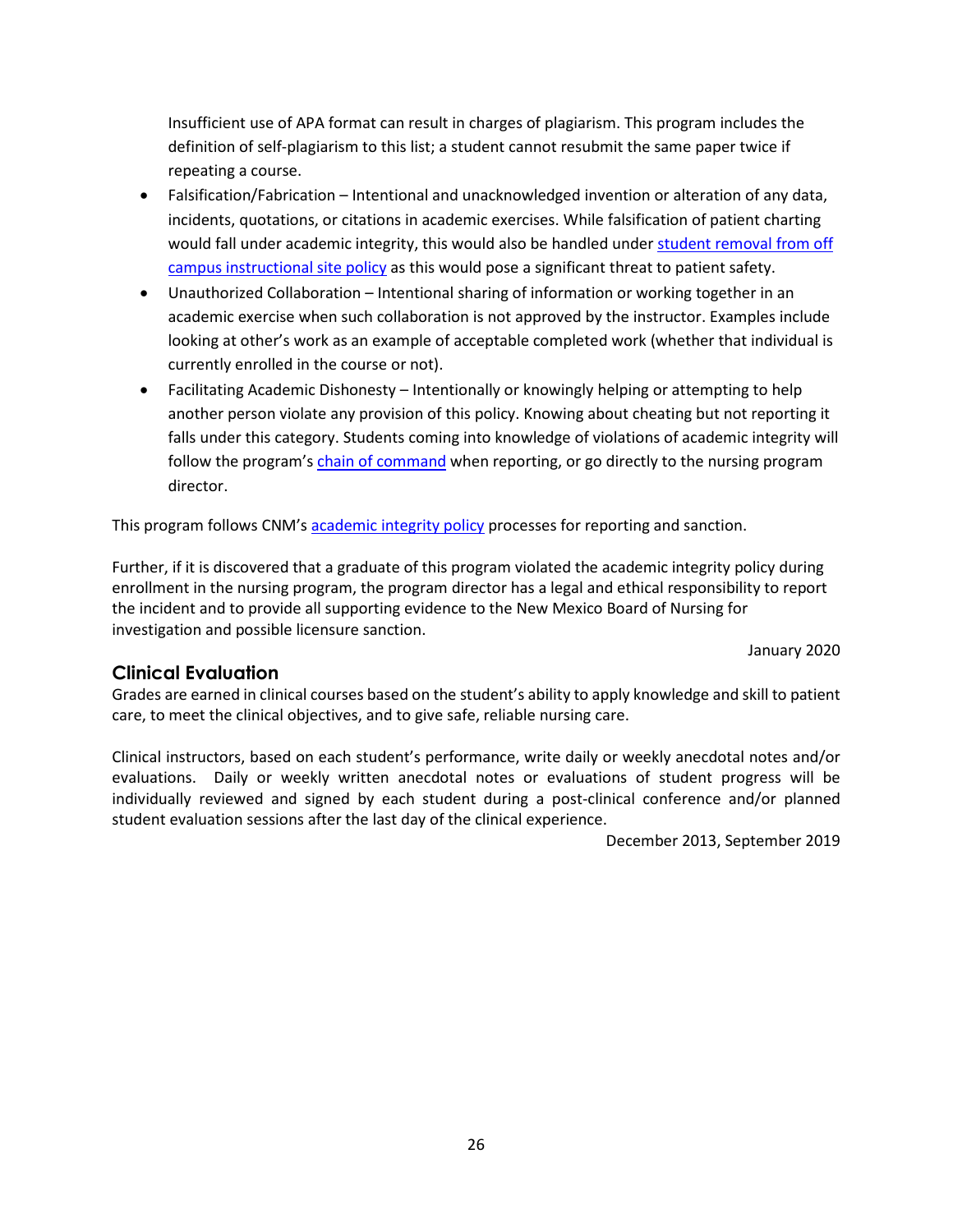Insufficient use of APA format can result in charges of plagiarism. This program includes the definition of self-plagiarism to this list; a student cannot resubmit the same paper twice if repeating a course.

- Falsification/Fabrication – Intentional and unacknowledged invention or alteration of any data, incidents, quotations, or citations in academic exercises. While falsification of patient charting would fall under academic integrity, this would also be handled under student removal from off campus instructional site policy as this would pose a significant threat to patient safety.
- Unauthorized Collaboration – Intentional sharing of information or working together in an academic exercise when such collaboration is not approved by the instructor. Examples include looking at other's work as an example of acceptable completed work (whether that individual is currently enrolled in the course or not).
- Facilitating Academic Dishonesty – Intentionally or knowingly helping or attempting to help another person violate any provision of this policy. Knowing about cheating but not reporting it falls under this category. Students coming into knowledge of violations of academic integrity will follow the program's chain of command when reporting, or go directly to the nursing program director.

This program follows CNM's academic integrity policy processes for reporting and sanction.

Further, if it is discovered that a graduate of this program violated the academic integrity policy during enrollment in the nursing program, the program director has a legal and ethical responsibility to report the incident and to provide all supporting evidence to the New Mexico Board of Nursing for investigation and possible licensure sanction.

January 2020

## Clinical Evaluation

Grades are earned in clinical courses based on the student's ability to apply knowledge and skill to patient care, to meet the clinical objectives, and to give safe, reliable nursing care.

Clinical instructors, based on each student's performance, write daily or weekly anecdotal notes and/or evaluations. Daily or weekly written anecdotal notes or evaluations of student progress will be individually reviewed and signed by each student during a post-clinical conference and/or planned student evaluation sessions after the last day of the clinical experience.

December 2013, September 2019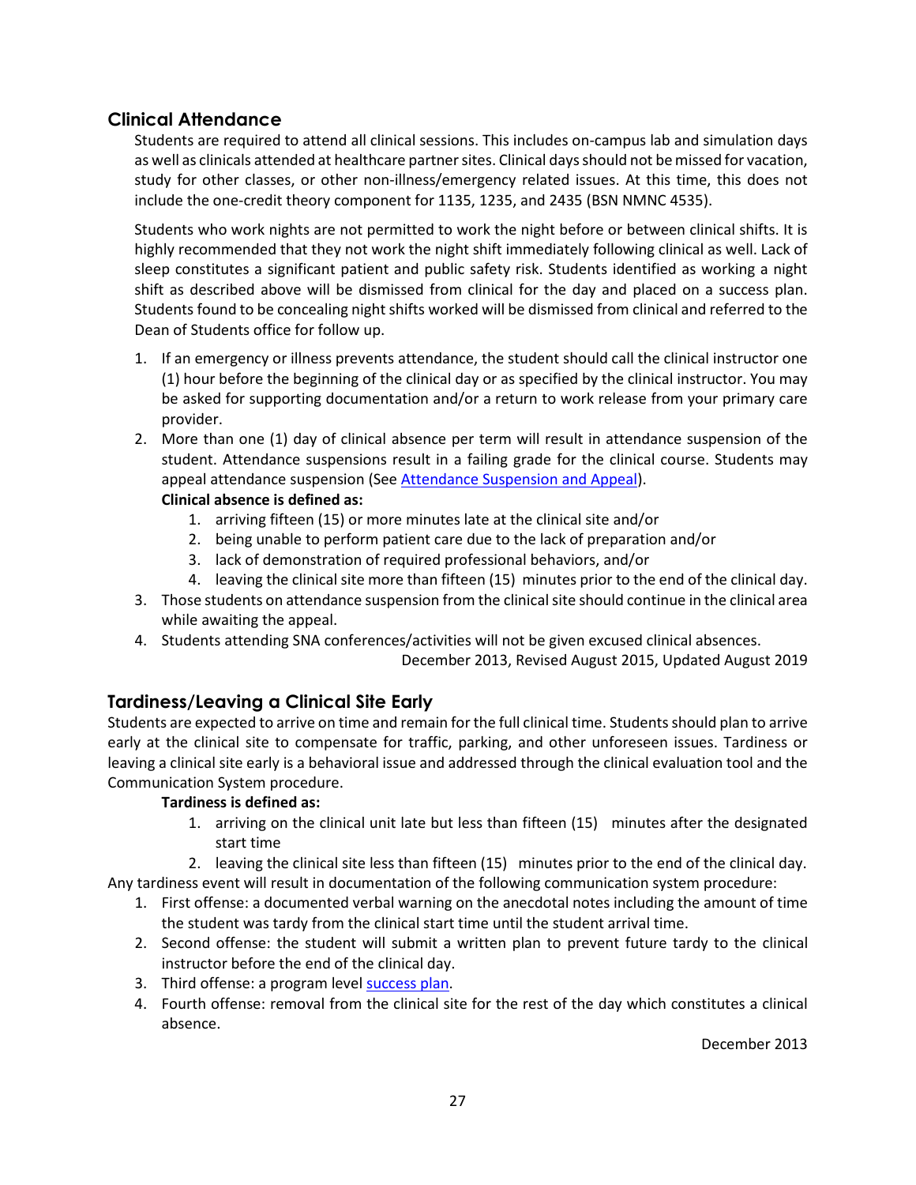## Clinical Attendance

Students are required to attend all clinical sessions. This includes on-campus lab and simulation days as well as clinicals attended at healthcare partner sites. Clinical days should not be missed for vacation, study for other classes, or other non-illness/emergency related issues. At this time, this does not include the one-credit theory component for 1135, 1235, and 2435 (BSN NMNC 4535).

Students who work nights are not permitted to work the night before or between clinical shifts. It is highly recommended that they not work the night shift immediately following clinical as well. Lack of sleep constitutes a significant patient and public safety risk. Students identified as working a night shift as described above will be dismissed from clinical for the day and placed on a success plan. Students found to be concealing night shifts worked will be dismissed from clinical and referred to the Dean of Students office for follow up.

1. If an emergency or illness prevents attendance, the student should call the clinical instructor one (1) hour before the beginning of the clinical day or as specified by the clinical instructor. You may be asked for supporting documentation and/or a return to work release from your primary care provider.
2. More than one (1) day of clinical absence per term will result in attendance suspension of the student. Attendance suspensions result in a failing grade for the clinical course. Students may appeal attendance suspension (See Attendance Suspension and Appeal).

   **Clinical absence is defined as:**

   1. arriving fifteen (15) or more minutes late at the clinical site and/or
   2. being unable to perform patient care due to the lack of preparation and/or
   3. lack of demonstration of required professional behaviors, and/or
   4. leaving the clinical site more than fifteen (15) minutes prior to the end of the clinical day.
3. Those students on attendance suspension from the clinical site should continue in the clinical area while awaiting the appeal.
4. Students attending SNA conferences/activities will not be given excused clinical absences.

December 2013, Revised August 2015, Updated August 2019

## Tardiness/Leaving a Clinical Site Early

Students are expected to arrive on time and remain for the full clinical time. Students should plan to arrive early at the clinical site to compensate for traffic, parking, and other unforeseen issues. Tardiness or leaving a clinical site early is a behavioral issue and addressed through the clinical evaluation tool and the Communication System procedure.

**Tardiness is defined as:**

1. arriving on the clinical unit late but less than fifteen (15) minutes after the designated start time
2. leaving the clinical site less than fifteen (15) minutes prior to the end of the clinical day.

Any tardiness event will result in documentation of the following communication system procedure:

1. First offense: a documented verbal warning on the anecdotal notes including the amount of time the student was tardy from the clinical start time until the student arrival time.
2. Second offense: the student will submit a written plan to prevent future tardy to the clinical instructor before the end of the clinical day.
3. Third offense: a program level success plan.
4. Fourth offense: removal from the clinical site for the rest of the day which constitutes a clinical absence.

December 2013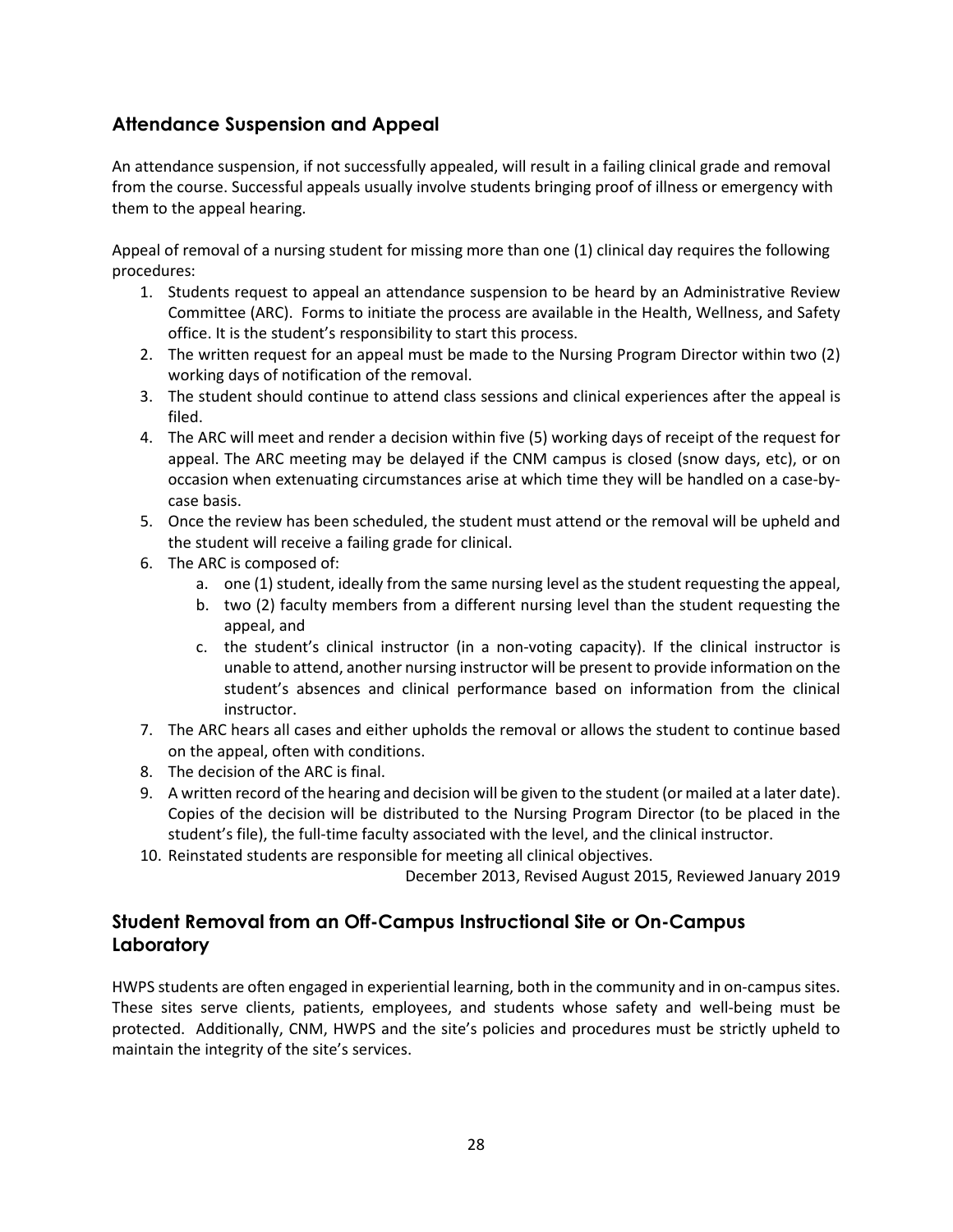## Attendance Suspension and Appeal

An attendance suspension, if not successfully appealed, will result in a failing clinical grade and removal from the course. Successful appeals usually involve students bringing proof of illness or emergency with them to the appeal hearing.

Appeal of removal of a nursing student for missing more than one (1) clinical day requires the following procedures:

1. Students request to appeal an attendance suspension to be heard by an Administrative Review Committee (ARC). Forms to initiate the process are available in the Health, Wellness, and Safety office. It is the student's responsibility to start this process.
2. The written request for an appeal must be made to the Nursing Program Director within two (2) working days of notification of the removal.
3. The student should continue to attend class sessions and clinical experiences after the appeal is filed.
4. The ARC will meet and render a decision within five (5) working days of receipt of the request for appeal. The ARC meeting may be delayed if the CNM campus is closed (snow days, etc), or on occasion when extenuating circumstances arise at which time they will be handled on a case-by-case basis.
5. Once the review has been scheduled, the student must attend or the removal will be upheld and the student will receive a failing grade for clinical.
6. The ARC is composed of:
   a. one (1) student, ideally from the same nursing level as the student requesting the appeal,
   b. two (2) faculty members from a different nursing level than the student requesting the appeal, and
   c. the student's clinical instructor (in a non-voting capacity). If the clinical instructor is unable to attend, another nursing instructor will be present to provide information on the student's absences and clinical performance based on information from the clinical instructor.
7. The ARC hears all cases and either upholds the removal or allows the student to continue based on the appeal, often with conditions.
8. The decision of the ARC is final.
9. A written record of the hearing and decision will be given to the student (or mailed at a later date). Copies of the decision will be distributed to the Nursing Program Director (to be placed in the student's file), the full-time faculty associated with the level, and the clinical instructor.
10. Reinstated students are responsible for meeting all clinical objectives.

December 2013, Revised August 2015, Reviewed January 2019

## Student Removal from an Off-Campus Instructional Site or On-Campus Laboratory

HWPS students are often engaged in experiential learning, both in the community and in on-campus sites. These sites serve clients, patients, employees, and students whose safety and well-being must be protected. Additionally, CNM, HWPS and the site's policies and procedures must be strictly upheld to maintain the integrity of the site's services.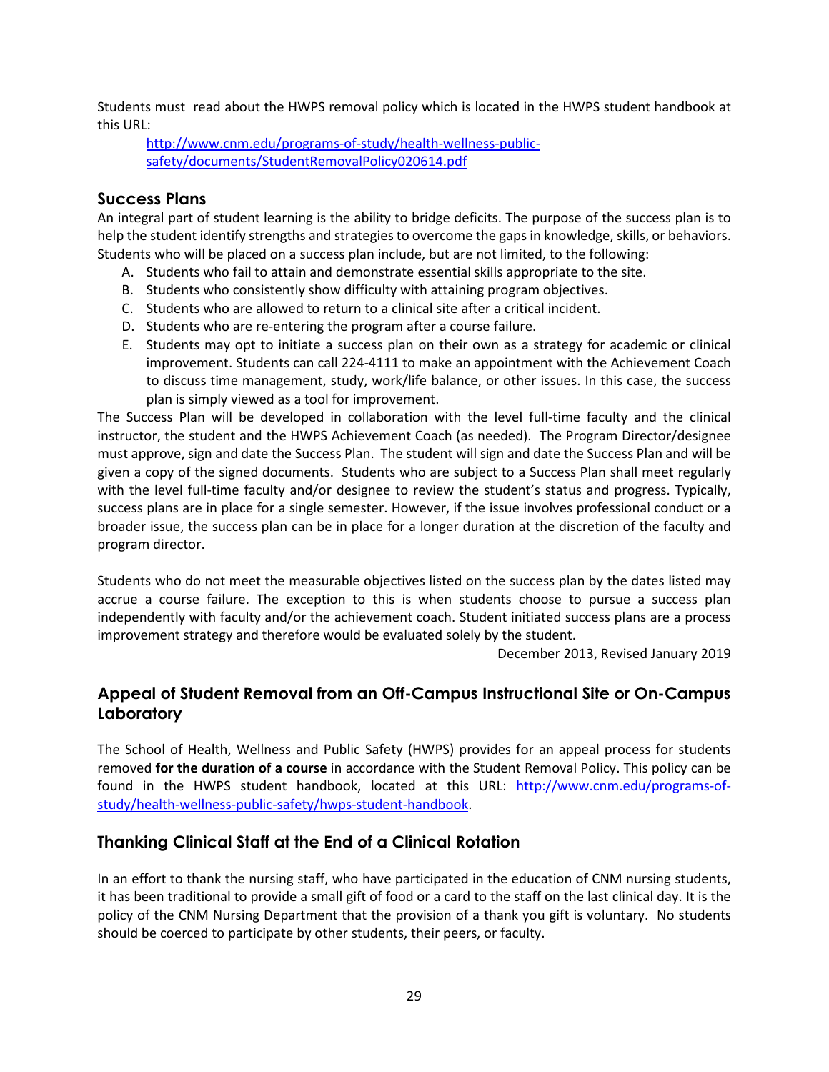Students must read about the HWPS removal policy which is located in the HWPS student handbook at this URL:

[http://www.cnm.edu/programs-of-study/health-wellness-public-safety/documents/StudentRemovalPolicy020614.pdf](http://www.cnm.edu/programs-of-study/health-wellness-public-safety/documents/StudentRemovalPolicy020614.pdf)

## Success Plans

An integral part of student learning is the ability to bridge deficits. The purpose of the success plan is to help the student identify strengths and strategies to overcome the gaps in knowledge, skills, or behaviors. Students who will be placed on a success plan include, but are not limited, to the following:

A. Students who fail to attain and demonstrate essential skills appropriate to the site.
B. Students who consistently show difficulty with attaining program objectives.
C. Students who are allowed to return to a clinical site after a critical incident.
D. Students who are re-entering the program after a course failure.
E. Students may opt to initiate a success plan on their own as a strategy for academic or clinical improvement. Students can call 224-4111 to make an appointment with the Achievement Coach to discuss time management, study, work/life balance, or other issues. In this case, the success plan is simply viewed as a tool for improvement.

The Success Plan will be developed in collaboration with the level full-time faculty and the clinical instructor, the student and the HWPS Achievement Coach (as needed). The Program Director/designee must approve, sign and date the Success Plan. The student will sign and date the Success Plan and will be given a copy of the signed documents. Students who are subject to a Success Plan shall meet regularly with the level full-time faculty and/or designee to review the student's status and progress. Typically, success plans are in place for a single semester. However, if the issue involves professional conduct or a broader issue, the success plan can be in place for a longer duration at the discretion of the faculty and program director.

Students who do not meet the measurable objectives listed on the success plan by the dates listed may accrue a course failure. The exception to this is when students choose to pursue a success plan independently with faculty and/or the achievement coach. Student initiated success plans are a process improvement strategy and therefore would be evaluated solely by the student.

December 2013, Revised January 2019

## Appeal of Student Removal from an Off-Campus Instructional Site or On-Campus Laboratory

The School of Health, Wellness and Public Safety (HWPS) provides for an appeal process for students removed **<u>for the duration of a course</u>** in accordance with the Student Removal Policy. This policy can be found in the HWPS student handbook, located at this URL: [http://www.cnm.edu/programs-of-study/health-wellness-public-safety/hwps-student-handbook](http://www.cnm.edu/programs-of-study/health-wellness-public-safety/hwps-student-handbook).

## Thanking Clinical Staff at the End of a Clinical Rotation

In an effort to thank the nursing staff, who have participated in the education of CNM nursing students, it has been traditional to provide a small gift of food or a card to the staff on the last clinical day. It is the policy of the CNM Nursing Department that the provision of a thank you gift is voluntary. No students should be coerced to participate by other students, their peers, or faculty.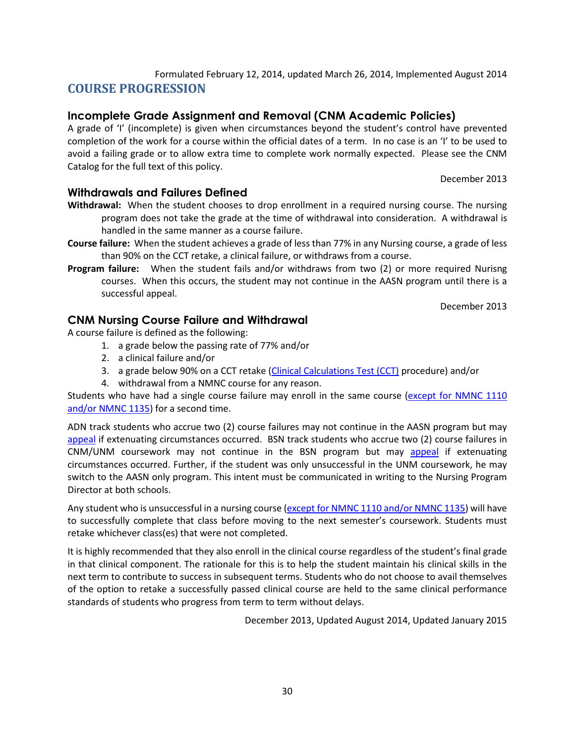Formulated February 12, 2014, updated March 26, 2014, Implemented August 2014

# COURSE PROGRESSION

## Incomplete Grade Assignment and Removal (CNM Academic Policies)

A grade of 'I' (incomplete) is given when circumstances beyond the student's control have prevented completion of the work for a course within the official dates of a term. In no case is an 'I' to be used to avoid a failing grade or to allow extra time to complete work normally expected. Please see the CNM Catalog for the full text of this policy.

December 2013

## Withdrawals and Failures Defined

**Withdrawal:** When the student chooses to drop enrollment in a required nursing course. The nursing program does not take the grade at the time of withdrawal into consideration. A withdrawal is handled in the same manner as a course failure.

**Course failure:** When the student achieves a grade of less than 77% in any Nursing course, a grade of less than 90% on the CCT retake, a clinical failure, or withdraws from a course.

**Program failure:** When the student fails and/or withdraws from two (2) or more required Nurisng courses. When this occurs, the student may not continue in the AASN program until there is a successful appeal.

December 2013

## CNM Nursing Course Failure and Withdrawal

A course failure is defined as the following:

1. a grade below the passing rate of 77% and/or
2. a clinical failure and/or
3. a grade below 90% on a CCT retake (Clinical Calculations Test (CCT) procedure) and/or
4. withdrawal from a NMNC course for any reason.

Students who have had a single course failure may enroll in the same course (except for NMNC 1110 and/or NMNC 1135) for a second time.

ADN track students who accrue two (2) course failures may not continue in the AASN program but may appeal if extenuating circumstances occurred. BSN track students who accrue two (2) course failures in CNM/UNM coursework may not continue in the BSN program but may appeal if extenuating circumstances occurred. Further, if the student was only unsuccessful in the UNM coursework, he may switch to the AASN only program. This intent must be communicated in writing to the Nursing Program Director at both schools.

Any student who is unsuccessful in a nursing course (except for NMNC 1110 and/or NMNC 1135) will have to successfully complete that class before moving to the next semester's coursework. Students must retake whichever class(es) that were not completed.

It is highly recommended that they also enroll in the clinical course regardless of the student's final grade in that clinical component. The rationale for this is to help the student maintain his clinical skills in the next term to contribute to success in subsequent terms. Students who do not choose to avail themselves of the option to retake a successfully passed clinical course are held to the same clinical performance standards of students who progress from term to term without delays.

December 2013, Updated August 2014, Updated January 2015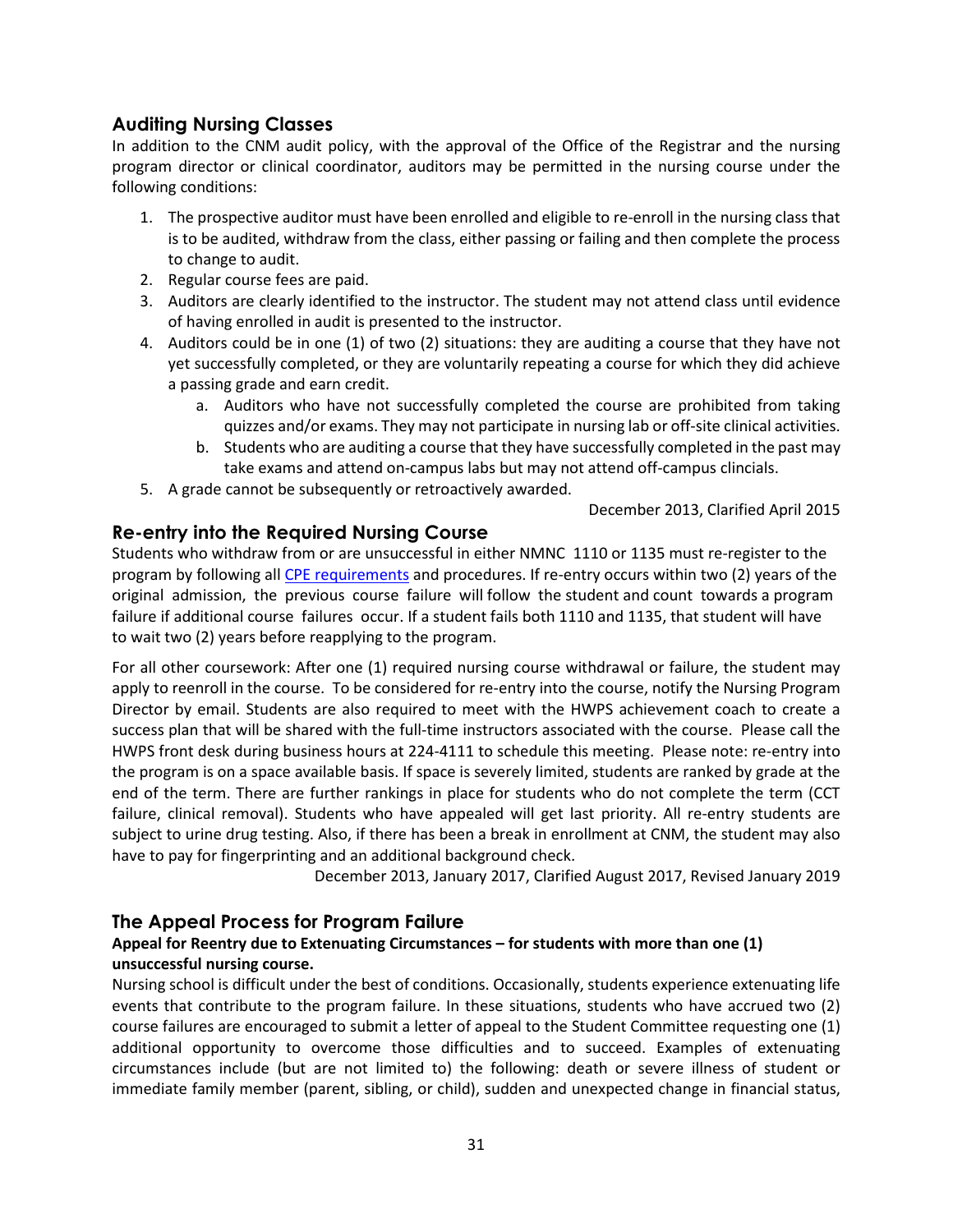## Auditing Nursing Classes

In addition to the CNM audit policy, with the approval of the Office of the Registrar and the nursing program director or clinical coordinator, auditors may be permitted in the nursing course under the following conditions:

1. The prospective auditor must have been enrolled and eligible to re-enroll in the nursing class that is to be audited, withdraw from the class, either passing or failing and then complete the process to change to audit.
2. Regular course fees are paid.
3. Auditors are clearly identified to the instructor. The student may not attend class until evidence of having enrolled in audit is presented to the instructor.
4. Auditors could be in one (1) of two (2) situations: they are auditing a course that they have not yet successfully completed, or they are voluntarily repeating a course for which they did achieve a passing grade and earn credit.
    a. Auditors who have not successfully completed the course are prohibited from taking quizzes and/or exams. They may not participate in nursing lab or off-site clinical activities.
    b. Students who are auditing a course that they have successfully completed in the past may take exams and attend on-campus labs but may not attend off-campus clincials.
5. A grade cannot be subsequently or retroactively awarded.

December 2013, Clarified April 2015

## Re-entry into the Required Nursing Course

Students who withdraw from or are unsuccessful in either NMNC 1110 or 1135 must re-register to the program by following all [CPE requirements] and procedures. If re-entry occurs within two (2) years of the original admission, the previous course failure will follow the student and count towards a program failure if additional course failures occur. If a student fails both 1110 and 1135, that student will have to wait two (2) years before reapplying to the program.

For all other coursework: After one (1) required nursing course withdrawal or failure, the student may apply to reenroll in the course. To be considered for re-entry into the course, notify the Nursing Program Director by email. Students are also required to meet with the HWPS achievement coach to create a success plan that will be shared with the full-time instructors associated with the course. Please call the HWPS front desk during business hours at 224-4111 to schedule this meeting. Please note: re-entry into the program is on a space available basis. If space is severely limited, students are ranked by grade at the end of the term. There are further rankings in place for students who do not complete the term (CCT failure, clinical removal). Students who have appealed will get last priority. All re-entry students are subject to urine drug testing. Also, if there has been a break in enrollment at CNM, the student may also have to pay for fingerprinting and an additional background check.

December 2013, January 2017, Clarified August 2017, Revised January 2019

## The Appeal Process for Program Failure

**Appeal for Reentry due to Extenuating Circumstances – for students with more than one (1) unsuccessful nursing course.**

Nursing school is difficult under the best of conditions. Occasionally, students experience extenuating life events that contribute to the program failure. In these situations, students who have accrued two (2) course failures are encouraged to submit a letter of appeal to the Student Committee requesting one (1) additional opportunity to overcome those difficulties and to succeed. Examples of extenuating circumstances include (but are not limited to) the following: death or severe illness of student or immediate family member (parent, sibling, or child), sudden and unexpected change in financial status,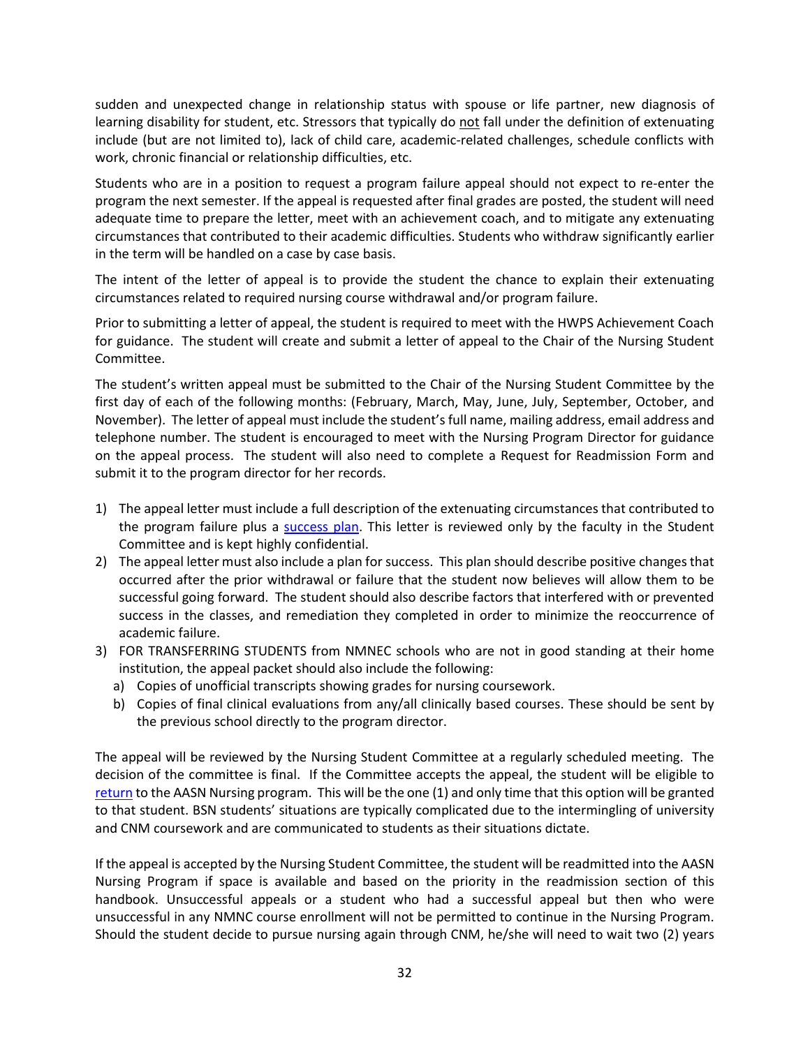sudden and unexpected change in relationship status with spouse or life partner, new diagnosis of learning disability for student, etc. Stressors that typically do not fall under the definition of extenuating include (but are not limited to), lack of child care, academic-related challenges, schedule conflicts with work, chronic financial or relationship difficulties, etc.

Students who are in a position to request a program failure appeal should not expect to re-enter the program the next semester. If the appeal is requested after final grades are posted, the student will need adequate time to prepare the letter, meet with an achievement coach, and to mitigate any extenuating circumstances that contributed to their academic difficulties. Students who withdraw significantly earlier in the term will be handled on a case by case basis.

The intent of the letter of appeal is to provide the student the chance to explain their extenuating circumstances related to required nursing course withdrawal and/or program failure.

Prior to submitting a letter of appeal, the student is required to meet with the HWPS Achievement Coach for guidance. The student will create and submit a letter of appeal to the Chair of the Nursing Student Committee.

The student's written appeal must be submitted to the Chair of the Nursing Student Committee by the first day of each of the following months: (February, March, May, June, July, September, October, and November). The letter of appeal must include the student's full name, mailing address, email address and telephone number. The student is encouraged to meet with the Nursing Program Director for guidance on the appeal process. The student will also need to complete a Request for Readmission Form and submit it to the program director for her records.

1) The appeal letter must include a full description of the extenuating circumstances that contributed to the program failure plus a success plan. This letter is reviewed only by the faculty in the Student Committee and is kept highly confidential.
2) The appeal letter must also include a plan for success. This plan should describe positive changes that occurred after the prior withdrawal or failure that the student now believes will allow them to be successful going forward. The student should also describe factors that interfered with or prevented success in the classes, and remediation they completed in order to minimize the reoccurrence of academic failure.
3) FOR TRANSFERRING STUDENTS from NMNEC schools who are not in good standing at their home institution, the appeal packet should also include the following:
   a) Copies of unofficial transcripts showing grades for nursing coursework.
   b) Copies of final clinical evaluations from any/all clinically based courses. These should be sent by the previous school directly to the program director.

The appeal will be reviewed by the Nursing Student Committee at a regularly scheduled meeting. The decision of the committee is final. If the Committee accepts the appeal, the student will be eligible to return to the AASN Nursing program. This will be the one (1) and only time that this option will be granted to that student. BSN students' situations are typically complicated due to the intermingling of university and CNM coursework and are communicated to students as their situations dictate.

If the appeal is accepted by the Nursing Student Committee, the student will be readmitted into the AASN Nursing Program if space is available and based on the priority in the readmission section of this handbook. Unsuccessful appeals or a student who had a successful appeal but then who were unsuccessful in any NMNC course enrollment will not be permitted to continue in the Nursing Program. Should the student decide to pursue nursing again through CNM, he/she will need to wait two (2) years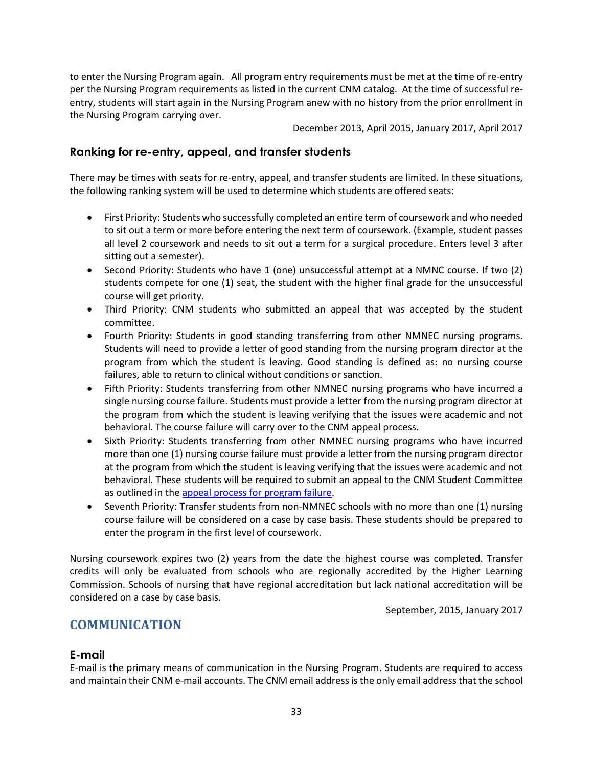to enter the Nursing Program again. All program entry requirements must be met at the time of re-entry per the Nursing Program requirements as listed in the current CNM catalog. At the time of successful re-entry, students will start again in the Nursing Program anew with no history from the prior enrollment in the Nursing Program carrying over.

December 2013, April 2015, January 2017, April 2017

### Ranking for re-entry, appeal, and transfer students

There may be times with seats for re-entry, appeal, and transfer students are limited. In these situations, the following ranking system will be used to determine which students are offered seats:

- First Priority: Students who successfully completed an entire term of coursework and who needed to sit out a term or more before entering the next term of coursework. (Example, student passes all level 2 coursework and needs to sit out a term for a surgical procedure. Enters level 3 after sitting out a semester).
- Second Priority: Students who have 1 (one) unsuccessful attempt at a NMNC course. If two (2) students compete for one (1) seat, the student with the higher final grade for the unsuccessful course will get priority.
- Third Priority: CNM students who submitted an appeal that was accepted by the student committee.
- Fourth Priority: Students in good standing transferring from other NMNEC nursing programs. Students will need to provide a letter of good standing from the nursing program director at the program from which the student is leaving. Good standing is defined as: no nursing course failures, able to return to clinical without conditions or sanction.
- Fifth Priority: Students transferring from other NMNEC nursing programs who have incurred a single nursing course failure. Students must provide a letter from the nursing program director at the program from which the student is leaving verifying that the issues were academic and not behavioral. The course failure will carry over to the CNM appeal process.
- Sixth Priority: Students transferring from other NMNEC nursing programs who have incurred more than one (1) nursing course failure must provide a letter from the nursing program director at the program from which the student is leaving verifying that the issues were academic and not behavioral. These students will be required to submit an appeal to the CNM Student Committee as outlined in the appeal process for program failure.
- Seventh Priority: Transfer students from non-NMNEC schools with no more than one (1) nursing course failure will be considered on a case by case basis. These students should be prepared to enter the program in the first level of coursework.

Nursing coursework expires two (2) years from the date the highest course was completed. Transfer credits will only be evaluated from schools who are regionally accredited by the Higher Learning Commission. Schools of nursing that have regional accreditation but lack national accreditation will be considered on a case by case basis.

September, 2015, January 2017

## COMMUNICATION

### E-mail

E-mail is the primary means of communication in the Nursing Program. Students are required to access and maintain their CNM e-mail accounts. The CNM email address is the only email address that the school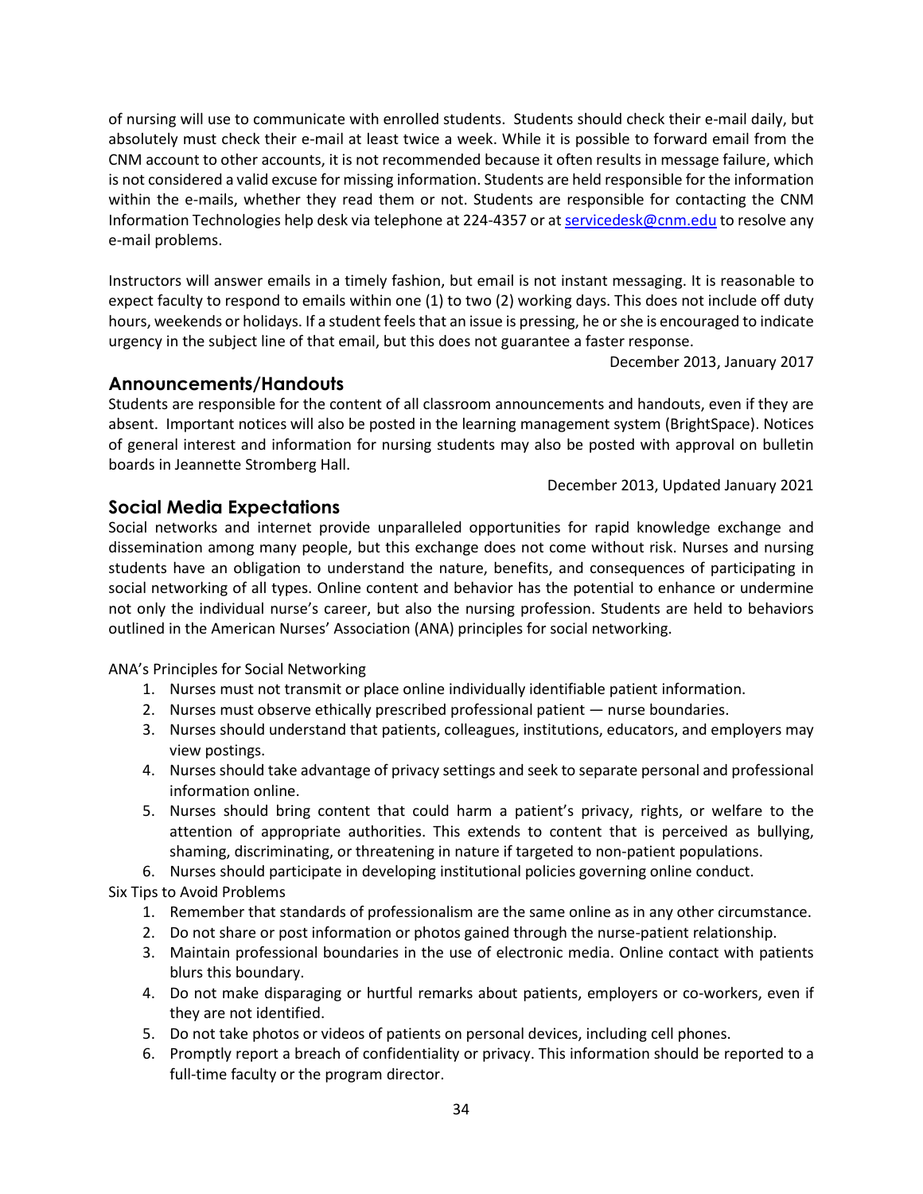of nursing will use to communicate with enrolled students. Students should check their e-mail daily, but absolutely must check their e-mail at least twice a week. While it is possible to forward email from the CNM account to other accounts, it is not recommended because it often results in message failure, which is not considered a valid excuse for missing information. Students are held responsible for the information within the e-mails, whether they read them or not. Students are responsible for contacting the CNM Information Technologies help desk via telephone at 224-4357 or at servicedesk@cnm.edu to resolve any e-mail problems.

Instructors will answer emails in a timely fashion, but email is not instant messaging. It is reasonable to expect faculty to respond to emails within one (1) to two (2) working days. This does not include off duty hours, weekends or holidays. If a student feels that an issue is pressing, he or she is encouraged to indicate urgency in the subject line of that email, but this does not guarantee a faster response.

December 2013, January 2017

## Announcements/Handouts

Students are responsible for the content of all classroom announcements and handouts, even if they are absent. Important notices will also be posted in the learning management system (BrightSpace). Notices of general interest and information for nursing students may also be posted with approval on bulletin boards in Jeannette Stromberg Hall.

December 2013, Updated January 2021

## Social Media Expectations

Social networks and internet provide unparalleled opportunities for rapid knowledge exchange and dissemination among many people, but this exchange does not come without risk. Nurses and nursing students have an obligation to understand the nature, benefits, and consequences of participating in social networking of all types. Online content and behavior has the potential to enhance or undermine not only the individual nurse's career, but also the nursing profession. Students are held to behaviors outlined in the American Nurses' Association (ANA) principles for social networking.

ANA's Principles for Social Networking

1. Nurses must not transmit or place online individually identifiable patient information.
2. Nurses must observe ethically prescribed professional patient — nurse boundaries.
3. Nurses should understand that patients, colleagues, institutions, educators, and employers may view postings.
4. Nurses should take advantage of privacy settings and seek to separate personal and professional information online.
5. Nurses should bring content that could harm a patient's privacy, rights, or welfare to the attention of appropriate authorities. This extends to content that is perceived as bullying, shaming, discriminating, or threatening in nature if targeted to non-patient populations.
6. Nurses should participate in developing institutional policies governing online conduct.

Six Tips to Avoid Problems

1. Remember that standards of professionalism are the same online as in any other circumstance.
2. Do not share or post information or photos gained through the nurse-patient relationship.
3. Maintain professional boundaries in the use of electronic media. Online contact with patients blurs this boundary.
4. Do not make disparaging or hurtful remarks about patients, employers or co-workers, even if they are not identified.
5. Do not take photos or videos of patients on personal devices, including cell phones.
6. Promptly report a breach of confidentiality or privacy. This information should be reported to a full-time faculty or the program director.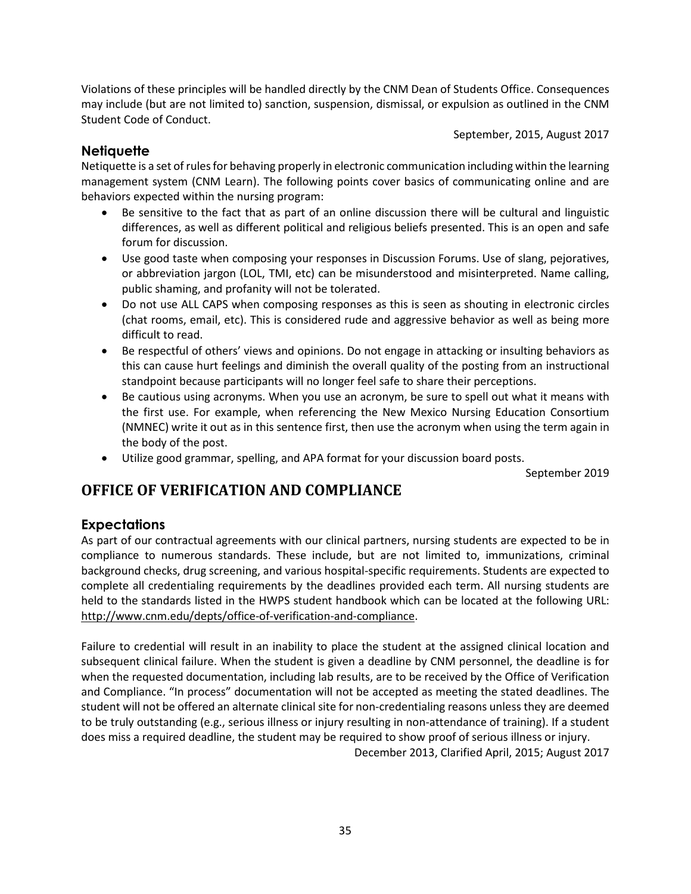Violations of these principles will be handled directly by the CNM Dean of Students Office. Consequences may include (but are not limited to) sanction, suspension, dismissal, or expulsion as outlined in the CNM Student Code of Conduct.

September, 2015, August 2017

### Netiquette

Netiquette is a set of rules for behaving properly in electronic communication including within the learning management system (CNM Learn). The following points cover basics of communicating online and are behaviors expected within the nursing program:

- Be sensitive to the fact that as part of an online discussion there will be cultural and linguistic differences, as well as different political and religious beliefs presented. This is an open and safe forum for discussion.
- Use good taste when composing your responses in Discussion Forums. Use of slang, pejoratives, or abbreviation jargon (LOL, TMI, etc) can be misunderstood and misinterpreted. Name calling, public shaming, and profanity will not be tolerated.
- Do not use ALL CAPS when composing responses as this is seen as shouting in electronic circles (chat rooms, email, etc). This is considered rude and aggressive behavior as well as being more difficult to read.
- Be respectful of others' views and opinions. Do not engage in attacking or insulting behaviors as this can cause hurt feelings and diminish the overall quality of the posting from an instructional standpoint because participants will no longer feel safe to share their perceptions.
- Be cautious using acronyms. When you use an acronym, be sure to spell out what it means with the first use. For example, when referencing the New Mexico Nursing Education Consortium (NMNEC) write it out as in this sentence first, then use the acronym when using the term again in the body of the post.
- Utilize good grammar, spelling, and APA format for your discussion board posts.

September 2019

## OFFICE OF VERIFICATION AND COMPLIANCE

### Expectations

As part of our contractual agreements with our clinical partners, nursing students are expected to be in compliance to numerous standards. These include, but are not limited to, immunizations, criminal background checks, drug screening, and various hospital-specific requirements. Students are expected to complete all credentialing requirements by the deadlines provided each term. All nursing students are held to the standards listed in the HWPS student handbook which can be located at the following URL: http://www.cnm.edu/depts/office-of-verification-and-compliance.

Failure to credential will result in an inability to place the student at the assigned clinical location and subsequent clinical failure. When the student is given a deadline by CNM personnel, the deadline is for when the requested documentation, including lab results, are to be received by the Office of Verification and Compliance. "In process" documentation will not be accepted as meeting the stated deadlines. The student will not be offered an alternate clinical site for non-credentialing reasons unless they are deemed to be truly outstanding (e.g., serious illness or injury resulting in non-attendance of training). If a student does miss a required deadline, the student may be required to show proof of serious illness or injury.

December 2013, Clarified April, 2015; August 2017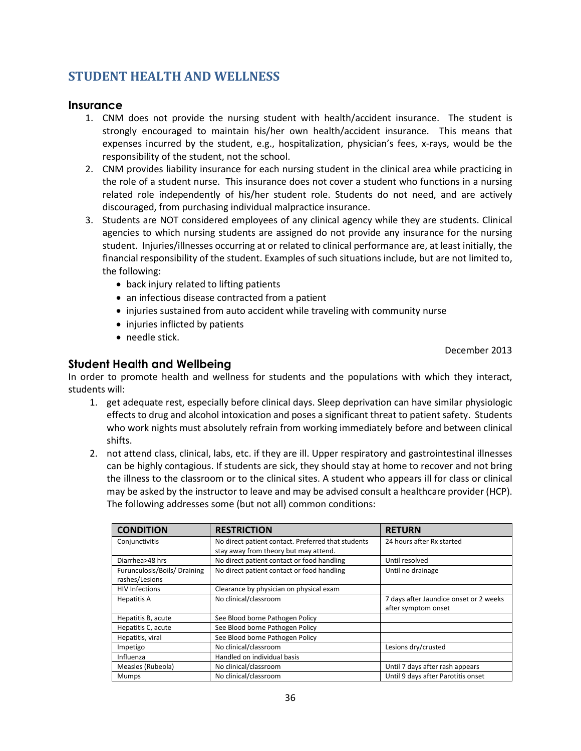# STUDENT HEALTH AND WELLNESS

## Insurance

1. CNM does not provide the nursing student with health/accident insurance. The student is strongly encouraged to maintain his/her own health/accident insurance. This means that expenses incurred by the student, e.g., hospitalization, physician's fees, x-rays, would be the responsibility of the student, not the school.
2. CNM provides liability insurance for each nursing student in the clinical area while practicing in the role of a student nurse. This insurance does not cover a student who functions in a nursing related role independently of his/her student role. Students do not need, and are actively discouraged, from purchasing individual malpractice insurance.
3. Students are NOT considered employees of any clinical agency while they are students. Clinical agencies to which nursing students are assigned do not provide any insurance for the nursing student. Injuries/illnesses occurring at or related to clinical performance are, at least initially, the financial responsibility of the student. Examples of such situations include, but are not limited to, the following:
   - back injury related to lifting patients
   - an infectious disease contracted from a patient
   - injuries sustained from auto accident while traveling with community nurse
   - injuries inflicted by patients
   - needle stick.

December 2013

## Student Health and Wellbeing

In order to promote health and wellness for students and the populations with which they interact, students will:

1. get adequate rest, especially before clinical days. Sleep deprivation can have similar physiologic effects to drug and alcohol intoxication and poses a significant threat to patient safety. Students who work nights must absolutely refrain from working immediately before and between clinical shifts.
2. not attend class, clinical, labs, etc. if they are ill. Upper respiratory and gastrointestinal illnesses can be highly contagious. If students are sick, they should stay at home to recover and not bring the illness to the classroom or to the clinical sites. A student who appears ill for class or clinical may be asked by the instructor to leave and may be advised consult a healthcare provider (HCP). The following addresses some (but not all) common conditions:

| CONDITION | RESTRICTION | RETURN |
|---|---|---|
| Conjunctivitis | No direct patient contact. Preferred that students stay away from theory but may attend. | 24 hours after Rx started |
| Diarrhea>48 hrs | No direct patient contact or food handling | Until resolved |
| Furunculosis/Boils/ Draining rashes/Lesions | No direct patient contact or food handling | Until no drainage |
| HIV Infections | Clearance by physician on physical exam | |
| Hepatitis A | No clinical/classroom | 7 days after Jaundice onset or 2 weeks after symptom onset |
| Hepatitis B, acute | See Blood borne Pathogen Policy | |
| Hepatitis C, acute | See Blood borne Pathogen Policy | |
| Hepatitis, viral | See Blood borne Pathogen Policy | |
| Impetigo | No clinical/classroom | Lesions dry/crusted |
| Influenza | Handled on individual basis | |
| Measles (Rubeola) | No clinical/classroom | Until 7 days after rash appears |
| Mumps | No clinical/classroom | Until 9 days after Parotitis onset |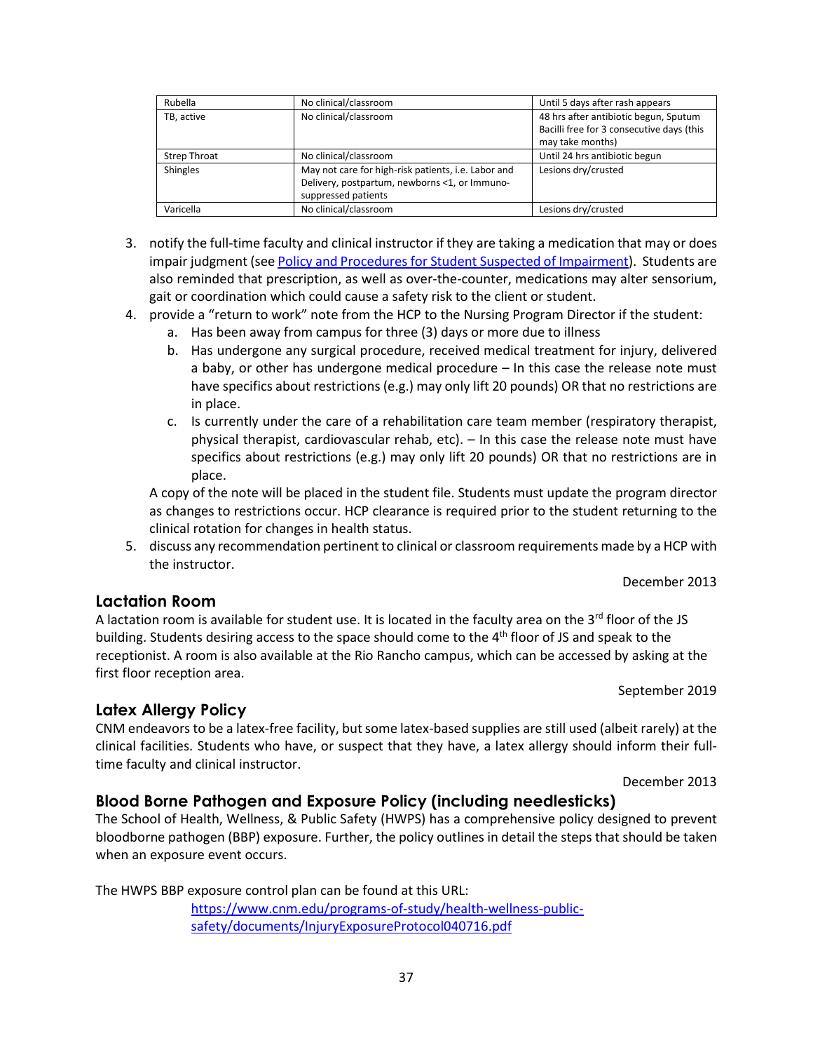| Rubella | No clinical/classroom | Until 5 days after rash appears |
|---|---|---|
| TB, active | No clinical/classroom | 48 hrs after antibiotic begun, Sputum Bacilli free for 3 consecutive days (this may take months) |
| Strep Throat | No clinical/classroom | Until 24 hrs antibiotic begun |
| Shingles | May not care for high-risk patients, i.e. Labor and Delivery, postpartum, newborns <1, or Immuno-suppressed patients | Lesions dry/crusted |
| Varicella | No clinical/classroom | Lesions dry/crusted |

3. notify the full-time faculty and clinical instructor if they are taking a medication that may or does impair judgment (see Policy and Procedures for Student Suspected of Impairment). Students are also reminded that prescription, as well as over-the-counter, medications may alter sensorium, gait or coordination which could cause a safety risk to the client or student.
4. provide a "return to work" note from the HCP to the Nursing Program Director if the student:
   a. Has been away from campus for three (3) days or more due to illness
   b. Has undergone any surgical procedure, received medical treatment for injury, delivered a baby, or other has undergone medical procedure – In this case the release note must have specifics about restrictions (e.g.) may only lift 20 pounds) OR that no restrictions are in place.
   c. Is currently under the care of a rehabilitation care team member (respiratory therapist, physical therapist, cardiovascular rehab, etc). – In this case the release note must have specifics about restrictions (e.g.) may only lift 20 pounds) OR that no restrictions are in place.

   A copy of the note will be placed in the student file. Students must update the program director as changes to restrictions occur. HCP clearance is required prior to the student returning to the clinical rotation for changes in health status.
5. discuss any recommendation pertinent to clinical or classroom requirements made by a HCP with the instructor.

December 2013

## Lactation Room

A lactation room is available for student use. It is located in the faculty area on the 3rd floor of the JS building. Students desiring access to the space should come to the 4th floor of JS and speak to the receptionist. A room is also available at the Rio Rancho campus, which can be accessed by asking at the first floor reception area.

September 2019

## Latex Allergy Policy

CNM endeavors to be a latex-free facility, but some latex-based supplies are still used (albeit rarely) at the clinical facilities. Students who have, or suspect that they have, a latex allergy should inform their full-time faculty and clinical instructor.

December 2013

## Blood Borne Pathogen and Exposure Policy (including needlesticks)

The School of Health, Wellness, & Public Safety (HWPS) has a comprehensive policy designed to prevent bloodborne pathogen (BBP) exposure. Further, the policy outlines in detail the steps that should be taken when an exposure event occurs.

The HWPS BBP exposure control plan can be found at this URL:

https://www.cnm.edu/programs-of-study/health-wellness-public-safety/documents/InjuryExposureProtocol040716.pdf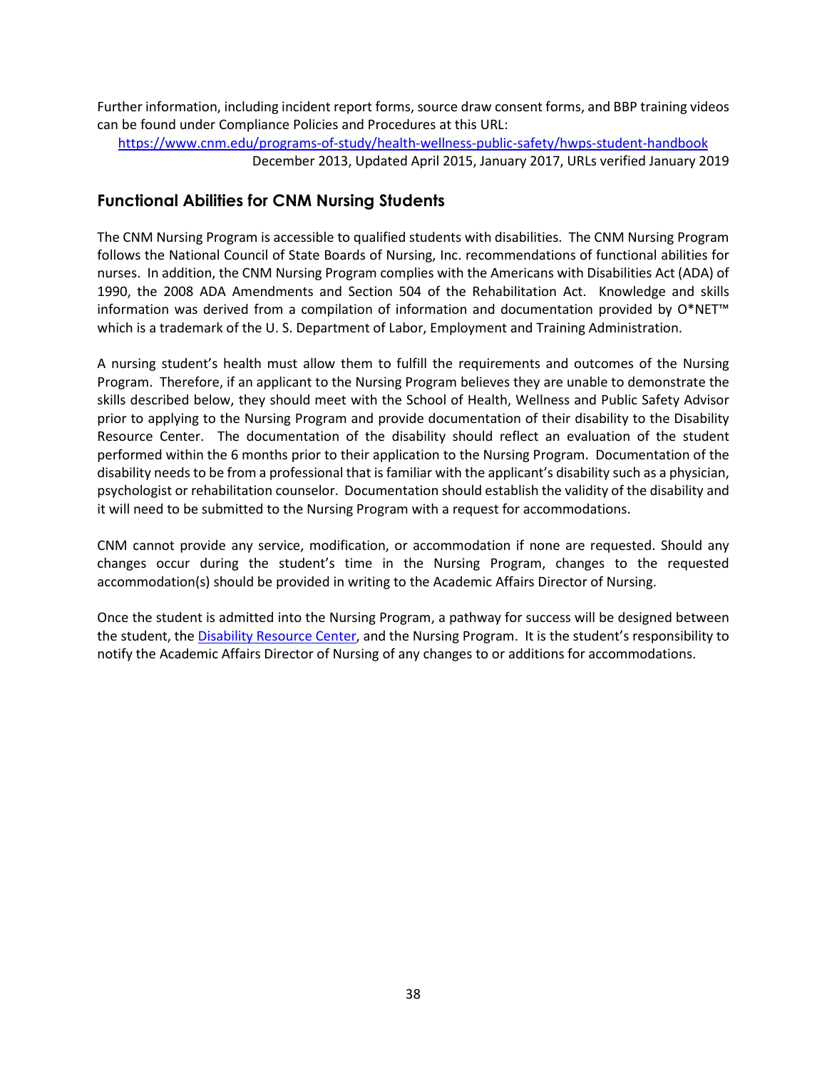Further information, including incident report forms, source draw consent forms, and BBP training videos can be found under Compliance Policies and Procedures at this URL:

https://www.cnm.edu/programs-of-study/health-wellness-public-safety/hwps-student-handbook

December 2013, Updated April 2015, January 2017, URLs verified January 2019

## Functional Abilities for CNM Nursing Students

The CNM Nursing Program is accessible to qualified students with disabilities. The CNM Nursing Program follows the National Council of State Boards of Nursing, Inc. recommendations of functional abilities for nurses. In addition, the CNM Nursing Program complies with the Americans with Disabilities Act (ADA) of 1990, the 2008 ADA Amendments and Section 504 of the Rehabilitation Act. Knowledge and skills information was derived from a compilation of information and documentation provided by O*NET™ which is a trademark of the U. S. Department of Labor, Employment and Training Administration.

A nursing student's health must allow them to fulfill the requirements and outcomes of the Nursing Program. Therefore, if an applicant to the Nursing Program believes they are unable to demonstrate the skills described below, they should meet with the School of Health, Wellness and Public Safety Advisor prior to applying to the Nursing Program and provide documentation of their disability to the Disability Resource Center. The documentation of the disability should reflect an evaluation of the student performed within the 6 months prior to their application to the Nursing Program. Documentation of the disability needs to be from a professional that is familiar with the applicant's disability such as a physician, psychologist or rehabilitation counselor. Documentation should establish the validity of the disability and it will need to be submitted to the Nursing Program with a request for accommodations.

CNM cannot provide any service, modification, or accommodation if none are requested. Should any changes occur during the student's time in the Nursing Program, changes to the requested accommodation(s) should be provided in writing to the Academic Affairs Director of Nursing.

Once the student is admitted into the Nursing Program, a pathway for success will be designed between the student, the Disability Resource Center, and the Nursing Program. It is the student's responsibility to notify the Academic Affairs Director of Nursing of any changes to or additions for accommodations.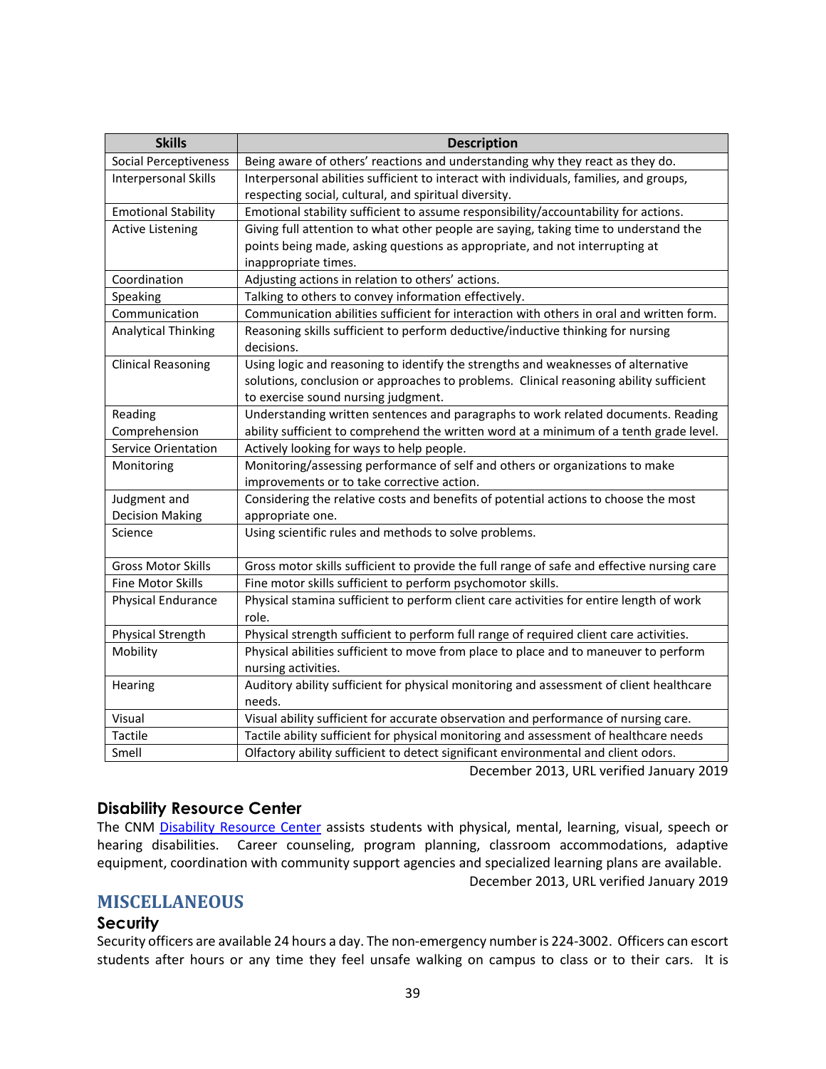| Skills | Description |
|---|---|
| Social Perceptiveness | Being aware of others' reactions and understanding why they react as they do. |
| Interpersonal Skills | Interpersonal abilities sufficient to interact with individuals, families, and groups, respecting social, cultural, and spiritual diversity. |
| Emotional Stability | Emotional stability sufficient to assume responsibility/accountability for actions. |
| Active Listening | Giving full attention to what other people are saying, taking time to understand the points being made, asking questions as appropriate, and not interrupting at inappropriate times. |
| Coordination | Adjusting actions in relation to others' actions. |
| Speaking | Talking to others to convey information effectively. |
| Communication | Communication abilities sufficient for interaction with others in oral and written form. |
| Analytical Thinking | Reasoning skills sufficient to perform deductive/inductive thinking for nursing decisions. |
| Clinical Reasoning | Using logic and reasoning to identify the strengths and weaknesses of alternative solutions, conclusion or approaches to problems. Clinical reasoning ability sufficient to exercise sound nursing judgment. |
| Reading Comprehension | Understanding written sentences and paragraphs to work related documents. Reading ability sufficient to comprehend the written word at a minimum of a tenth grade level. |
| Service Orientation | Actively looking for ways to help people. |
| Monitoring | Monitoring/assessing performance of self and others or organizations to make improvements or to take corrective action. |
| Judgment and Decision Making | Considering the relative costs and benefits of potential actions to choose the most appropriate one. |
| Science | Using scientific rules and methods to solve problems. |
| Gross Motor Skills | Gross motor skills sufficient to provide the full range of safe and effective nursing care |
| Fine Motor Skills | Fine motor skills sufficient to perform psychomotor skills. |
| Physical Endurance | Physical stamina sufficient to perform client care activities for entire length of work role. |
| Physical Strength | Physical strength sufficient to perform full range of required client care activities. |
| Mobility | Physical abilities sufficient to move from place to place and to maneuver to perform nursing activities. |
| Hearing | Auditory ability sufficient for physical monitoring and assessment of client healthcare needs. |
| Visual | Visual ability sufficient for accurate observation and performance of nursing care. |
| Tactile | Tactile ability sufficient for physical monitoring and assessment of healthcare needs |
| Smell | Olfactory ability sufficient to detect significant environmental and client odors. |

December 2013, URL verified January 2019

### Disability Resource Center

The CNM Disability Resource Center assists students with physical, mental, learning, visual, speech or hearing disabilities. Career counseling, program planning, classroom accommodations, adaptive equipment, coordination with community support agencies and specialized learning plans are available.

December 2013, URL verified January 2019

## MISCELLANEOUS

### Security

Security officers are available 24 hours a day. The non-emergency number is 224-3002. Officers can escort students after hours or any time they feel unsafe walking on campus to class or to their cars. It is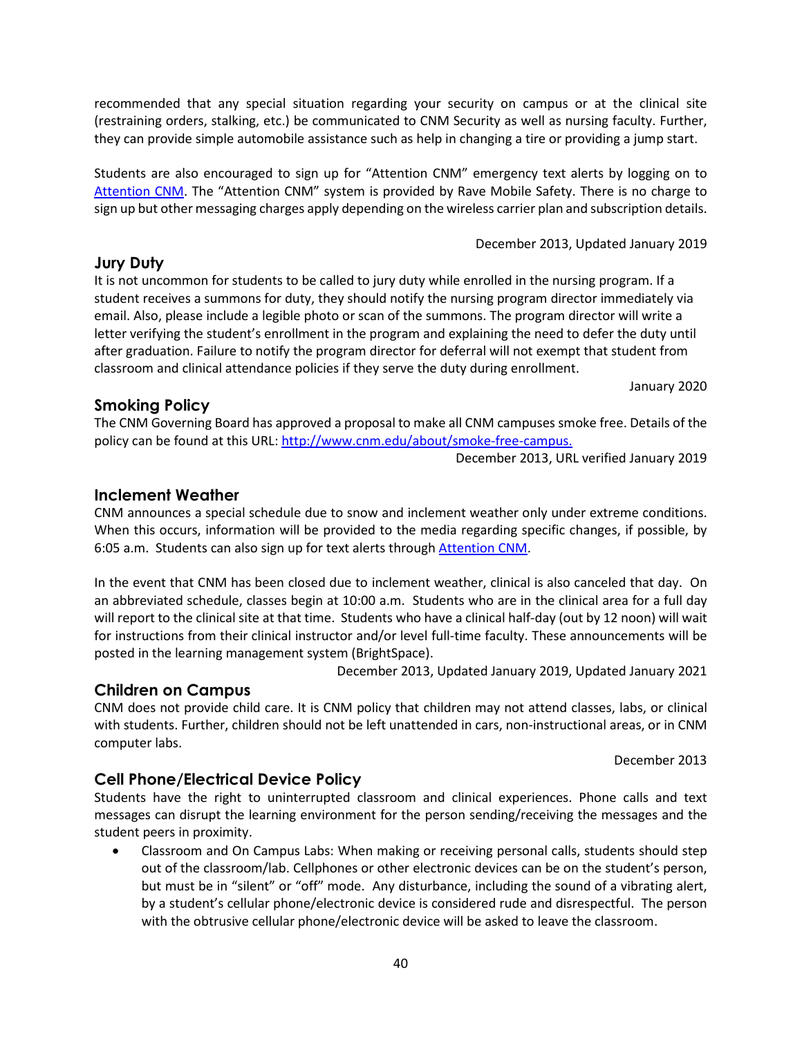recommended that any special situation regarding your security on campus or at the clinical site (restraining orders, stalking, etc.) be communicated to CNM Security as well as nursing faculty. Further, they can provide simple automobile assistance such as help in changing a tire or providing a jump start.

Students are also encouraged to sign up for "Attention CNM" emergency text alerts by logging on to Attention CNM. The "Attention CNM" system is provided by Rave Mobile Safety. There is no charge to sign up but other messaging charges apply depending on the wireless carrier plan and subscription details.

December 2013, Updated January 2019

## Jury Duty

It is not uncommon for students to be called to jury duty while enrolled in the nursing program. If a student receives a summons for duty, they should notify the nursing program director immediately via email. Also, please include a legible photo or scan of the summons. The program director will write a letter verifying the student's enrollment in the program and explaining the need to defer the duty until after graduation. Failure to notify the program director for deferral will not exempt that student from classroom and clinical attendance policies if they serve the duty during enrollment.

January 2020

## Smoking Policy

The CNM Governing Board has approved a proposal to make all CNM campuses smoke free. Details of the policy can be found at this URL: http://www.cnm.edu/about/smoke-free-campus.

December 2013, URL verified January 2019

## Inclement Weather

CNM announces a special schedule due to snow and inclement weather only under extreme conditions. When this occurs, information will be provided to the media regarding specific changes, if possible, by 6:05 a.m. Students can also sign up for text alerts through Attention CNM.

In the event that CNM has been closed due to inclement weather, clinical is also canceled that day. On an abbreviated schedule, classes begin at 10:00 a.m. Students who are in the clinical area for a full day will report to the clinical site at that time. Students who have a clinical half-day (out by 12 noon) will wait for instructions from their clinical instructor and/or level full-time faculty. These announcements will be posted in the learning management system (BrightSpace).

December 2013, Updated January 2019, Updated January 2021

## Children on Campus

CNM does not provide child care. It is CNM policy that children may not attend classes, labs, or clinical with students. Further, children should not be left unattended in cars, non-instructional areas, or in CNM computer labs.

December 2013

## Cell Phone/Electrical Device Policy

Students have the right to uninterrupted classroom and clinical experiences. Phone calls and text messages can disrupt the learning environment for the person sending/receiving the messages and the student peers in proximity.

- Classroom and On Campus Labs: When making or receiving personal calls, students should step out of the classroom/lab. Cellphones or other electronic devices can be on the student's person, but must be in "silent" or "off" mode. Any disturbance, including the sound of a vibrating alert, by a student's cellular phone/electronic device is considered rude and disrespectful. The person with the obtrusive cellular phone/electronic device will be asked to leave the classroom.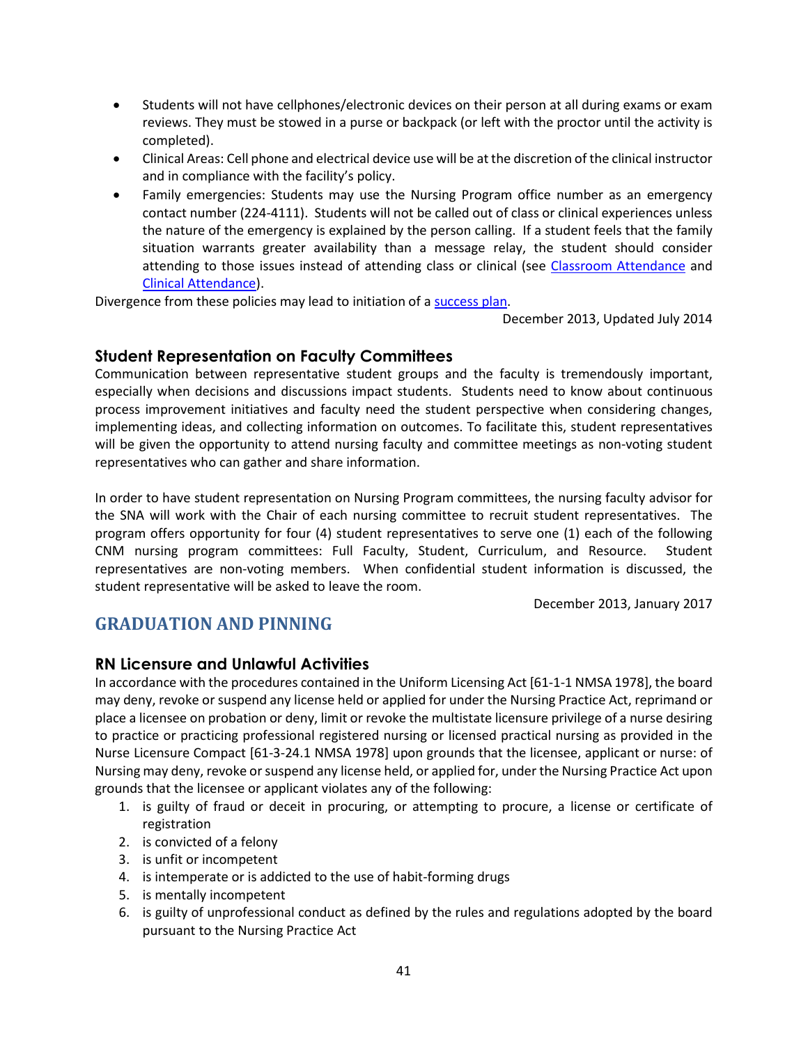- Students will not have cellphones/electronic devices on their person at all during exams or exam reviews. They must be stowed in a purse or backpack (or left with the proctor until the activity is completed).
- Clinical Areas: Cell phone and electrical device use will be at the discretion of the clinical instructor and in compliance with the facility's policy.
- Family emergencies: Students may use the Nursing Program office number as an emergency contact number (224-4111). Students will not be called out of class or clinical experiences unless the nature of the emergency is explained by the person calling. If a student feels that the family situation warrants greater availability than a message relay, the student should consider attending to those issues instead of attending class or clinical (see Classroom Attendance and Clinical Attendance).

Divergence from these policies may lead to initiation of a success plan.

December 2013, Updated July 2014

### Student Representation on Faculty Committees

Communication between representative student groups and the faculty is tremendously important, especially when decisions and discussions impact students. Students need to know about continuous process improvement initiatives and faculty need the student perspective when considering changes, implementing ideas, and collecting information on outcomes. To facilitate this, student representatives will be given the opportunity to attend nursing faculty and committee meetings as non-voting student representatives who can gather and share information.

In order to have student representation on Nursing Program committees, the nursing faculty advisor for the SNA will work with the Chair of each nursing committee to recruit student representatives. The program offers opportunity for four (4) student representatives to serve one (1) each of the following CNM nursing program committees: Full Faculty, Student, Curriculum, and Resource. Student representatives are non-voting members. When confidential student information is discussed, the student representative will be asked to leave the room.

December 2013, January 2017

## GRADUATION AND PINNING

### RN Licensure and Unlawful Activities

In accordance with the procedures contained in the Uniform Licensing Act [61-1-1 NMSA 1978], the board may deny, revoke or suspend any license held or applied for under the Nursing Practice Act, reprimand or place a licensee on probation or deny, limit or revoke the multistate licensure privilege of a nurse desiring to practice or practicing professional registered nursing or licensed practical nursing as provided in the Nurse Licensure Compact [61-3-24.1 NMSA 1978] upon grounds that the licensee, applicant or nurse: of Nursing may deny, revoke or suspend any license held, or applied for, under the Nursing Practice Act upon grounds that the licensee or applicant violates any of the following:

1. is guilty of fraud or deceit in procuring, or attempting to procure, a license or certificate of registration
2. is convicted of a felony
3. is unfit or incompetent
4. is intemperate or is addicted to the use of habit-forming drugs
5. is mentally incompetent
6. is guilty of unprofessional conduct as defined by the rules and regulations adopted by the board pursuant to the Nursing Practice Act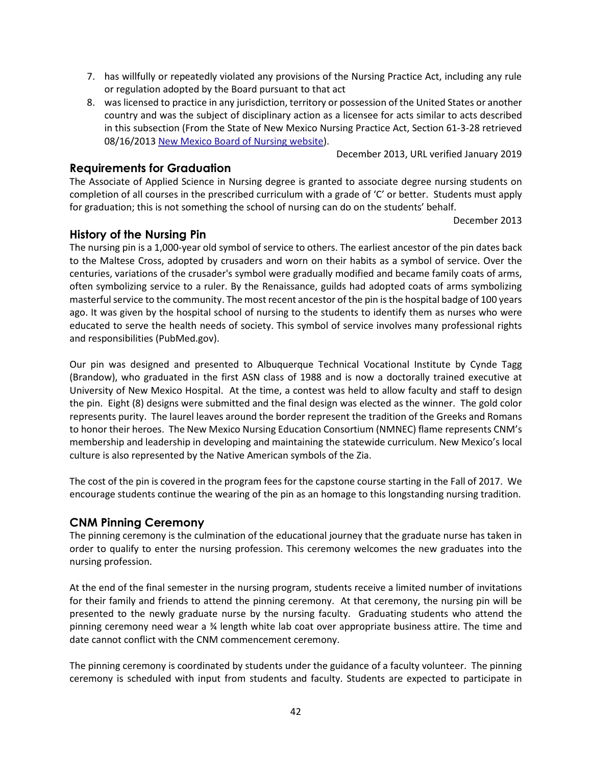7. has willfully or repeatedly violated any provisions of the Nursing Practice Act, including any rule or regulation adopted by the Board pursuant to that act
8. was licensed to practice in any jurisdiction, territory or possession of the United States or another country and was the subject of disciplinary action as a licensee for acts similar to acts described in this subsection (From the State of New Mexico Nursing Practice Act, Section 61-3-28 retrieved 08/16/2013 [New Mexico Board of Nursing website]).

December 2013, URL verified January 2019

## Requirements for Graduation

The Associate of Applied Science in Nursing degree is granted to associate degree nursing students on completion of all courses in the prescribed curriculum with a grade of 'C' or better. Students must apply for graduation; this is not something the school of nursing can do on the students' behalf.

December 2013

## History of the Nursing Pin

The nursing pin is a 1,000-year old symbol of service to others. The earliest ancestor of the pin dates back to the Maltese Cross, adopted by crusaders and worn on their habits as a symbol of service. Over the centuries, variations of the crusader's symbol were gradually modified and became family coats of arms, often symbolizing service to a ruler. By the Renaissance, guilds had adopted coats of arms symbolizing masterful service to the community. The most recent ancestor of the pin is the hospital badge of 100 years ago. It was given by the hospital school of nursing to the students to identify them as nurses who were educated to serve the health needs of society. This symbol of service involves many professional rights and responsibilities (PubMed.gov).

Our pin was designed and presented to Albuquerque Technical Vocational Institute by Cynde Tagg (Brandow), who graduated in the first ASN class of 1988 and is now a doctorally trained executive at University of New Mexico Hospital. At the time, a contest was held to allow faculty and staff to design the pin. Eight (8) designs were submitted and the final design was elected as the winner. The gold color represents purity. The laurel leaves around the border represent the tradition of the Greeks and Romans to honor their heroes. The New Mexico Nursing Education Consortium (NMNEC) flame represents CNM's membership and leadership in developing and maintaining the statewide curriculum. New Mexico's local culture is also represented by the Native American symbols of the Zia.

The cost of the pin is covered in the program fees for the capstone course starting in the Fall of 2017. We encourage students continue the wearing of the pin as an homage to this longstanding nursing tradition.

## CNM Pinning Ceremony

The pinning ceremony is the culmination of the educational journey that the graduate nurse has taken in order to qualify to enter the nursing profession. This ceremony welcomes the new graduates into the nursing profession.

At the end of the final semester in the nursing program, students receive a limited number of invitations for their family and friends to attend the pinning ceremony. At that ceremony, the nursing pin will be presented to the newly graduate nurse by the nursing faculty. Graduating students who attend the pinning ceremony need wear a ¾ length white lab coat over appropriate business attire. The time and date cannot conflict with the CNM commencement ceremony.

The pinning ceremony is coordinated by students under the guidance of a faculty volunteer. The pinning ceremony is scheduled with input from students and faculty. Students are expected to participate in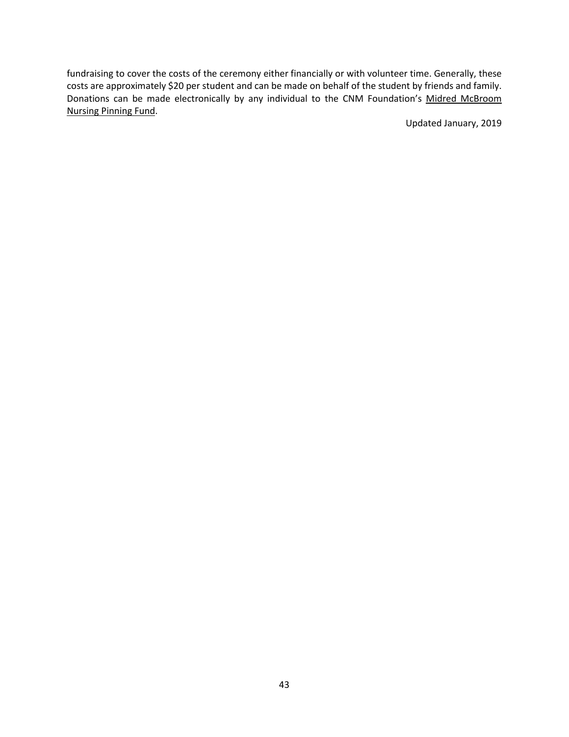fundraising to cover the costs of the ceremony either financially or with volunteer time. Generally, these costs are approximately $20 per student and can be made on behalf of the student by friends and family. Donations can be made electronically by any individual to the CNM Foundation's Midred McBroom Nursing Pinning Fund.

Updated January, 2019